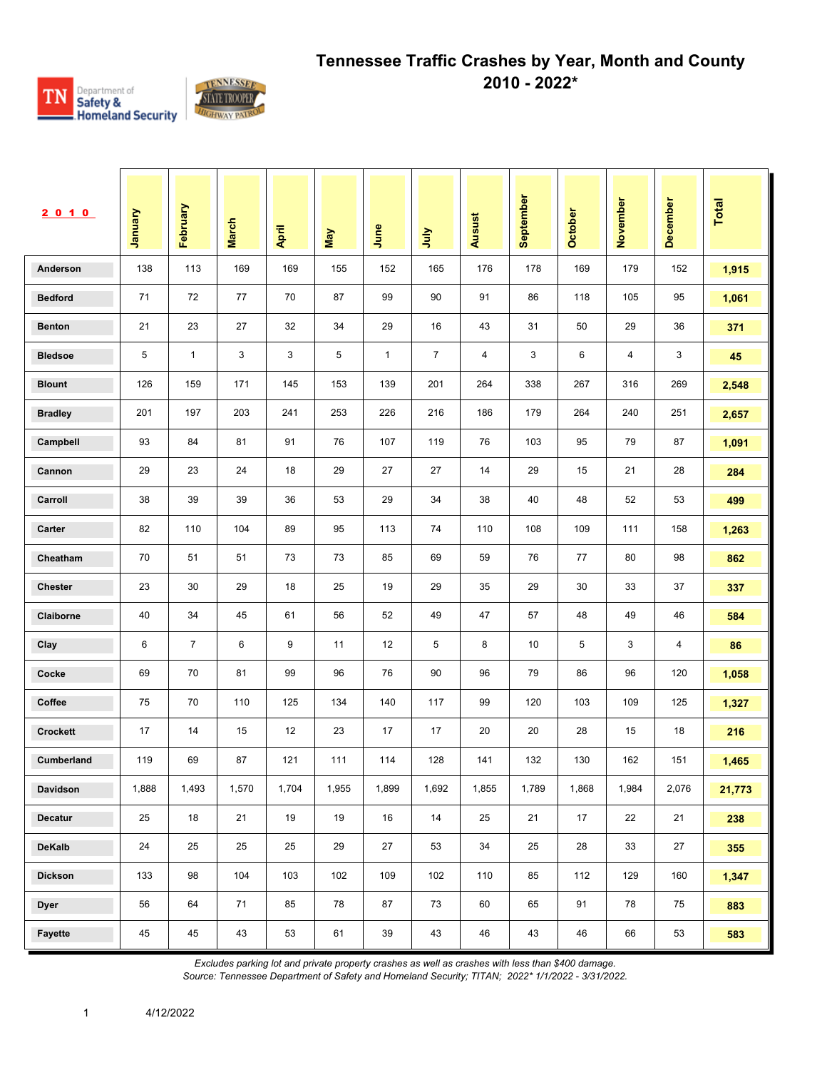# Tennessee Traffic Crashes by Year, Month and County
## 2010 - 2022*

| 2010 | January | February | March | April | May | June | July | Ausust | September | October | November | December | Total |
|---|---|---|---|---|---|---|---|---|---|---|---|---|---|
| Anderson | 138 | 113 | 169 | 169 | 155 | 152 | 165 | 176 | 178 | 169 | 179 | 152 | **1,915** |
| Bedford | 71 | 72 | 77 | 70 | 87 | 99 | 90 | 91 | 86 | 118 | 105 | 95 | **1,061** |
| Benton | 21 | 23 | 27 | 32 | 34 | 29 | 16 | 43 | 31 | 50 | 29 | 36 | **371** |
| Bledsoe | 5 | 1 | 3 | 3 | 5 | 1 | 7 | 4 | 3 | 6 | 4 | 3 | **45** |
| Blount | 126 | 159 | 171 | 145 | 153 | 139 | 201 | 264 | 338 | 267 | 316 | 269 | **2,548** |
| Bradley | 201 | 197 | 203 | 241 | 253 | 226 | 216 | 186 | 179 | 264 | 240 | 251 | **2,657** |
| Campbell | 93 | 84 | 81 | 91 | 76 | 107 | 119 | 76 | 103 | 95 | 79 | 87 | **1,091** |
| Cannon | 29 | 23 | 24 | 18 | 29 | 27 | 27 | 14 | 29 | 15 | 21 | 28 | **284** |
| Carroll | 38 | 39 | 39 | 36 | 53 | 29 | 34 | 38 | 40 | 48 | 52 | 53 | **499** |
| Carter | 82 | 110 | 104 | 89 | 95 | 113 | 74 | 110 | 108 | 109 | 111 | 158 | **1,263** |
| Cheatham | 70 | 51 | 51 | 73 | 73 | 85 | 69 | 59 | 76 | 77 | 80 | 98 | **862** |
| Chester | 23 | 30 | 29 | 18 | 25 | 19 | 29 | 35 | 29 | 30 | 33 | 37 | **337** |
| Claiborne | 40 | 34 | 45 | 61 | 56 | 52 | 49 | 47 | 57 | 48 | 49 | 46 | **584** |
| Clay | 6 | 7 | 6 | 9 | 11 | 12 | 5 | 8 | 10 | 5 | 3 | 4 | **86** |
| Cocke | 69 | 70 | 81 | 99 | 96 | 76 | 90 | 96 | 79 | 86 | 96 | 120 | **1,058** |
| Coffee | 75 | 70 | 110 | 125 | 134 | 140 | 117 | 99 | 120 | 103 | 109 | 125 | **1,327** |
| Crockett | 17 | 14 | 15 | 12 | 23 | 17 | 17 | 20 | 20 | 28 | 15 | 18 | **216** |
| Cumberland | 119 | 69 | 87 | 121 | 111 | 114 | 128 | 141 | 132 | 130 | 162 | 151 | **1,465** |
| Davidson | 1,888 | 1,493 | 1,570 | 1,704 | 1,955 | 1,899 | 1,692 | 1,855 | 1,789 | 1,868 | 1,984 | 2,076 | **21,773** |
| Decatur | 25 | 18 | 21 | 19 | 19 | 16 | 14 | 25 | 21 | 17 | 22 | 21 | **238** |
| DeKalb | 24 | 25 | 25 | 25 | 29 | 27 | 53 | 34 | 25 | 28 | 33 | 27 | **355** |
| Dickson | 133 | 98 | 104 | 103 | 102 | 109 | 102 | 110 | 85 | 112 | 129 | 160 | **1,347** |
| Dyer | 56 | 64 | 71 | 85 | 78 | 87 | 73 | 60 | 65 | 91 | 78 | 75 | **883** |
| Fayette | 45 | 45 | 43 | 53 | 61 | 39 | 43 | 46 | 43 | 46 | 66 | 53 | **583** |

*Excludes parking lot and private property crashes as well as crashes with less than $400 damage.*
*Source: Tennessee Department of Safety and Homeland Security; TITAN; 2022* 1/1/2022 - 3/31/2022.*

4/12/2022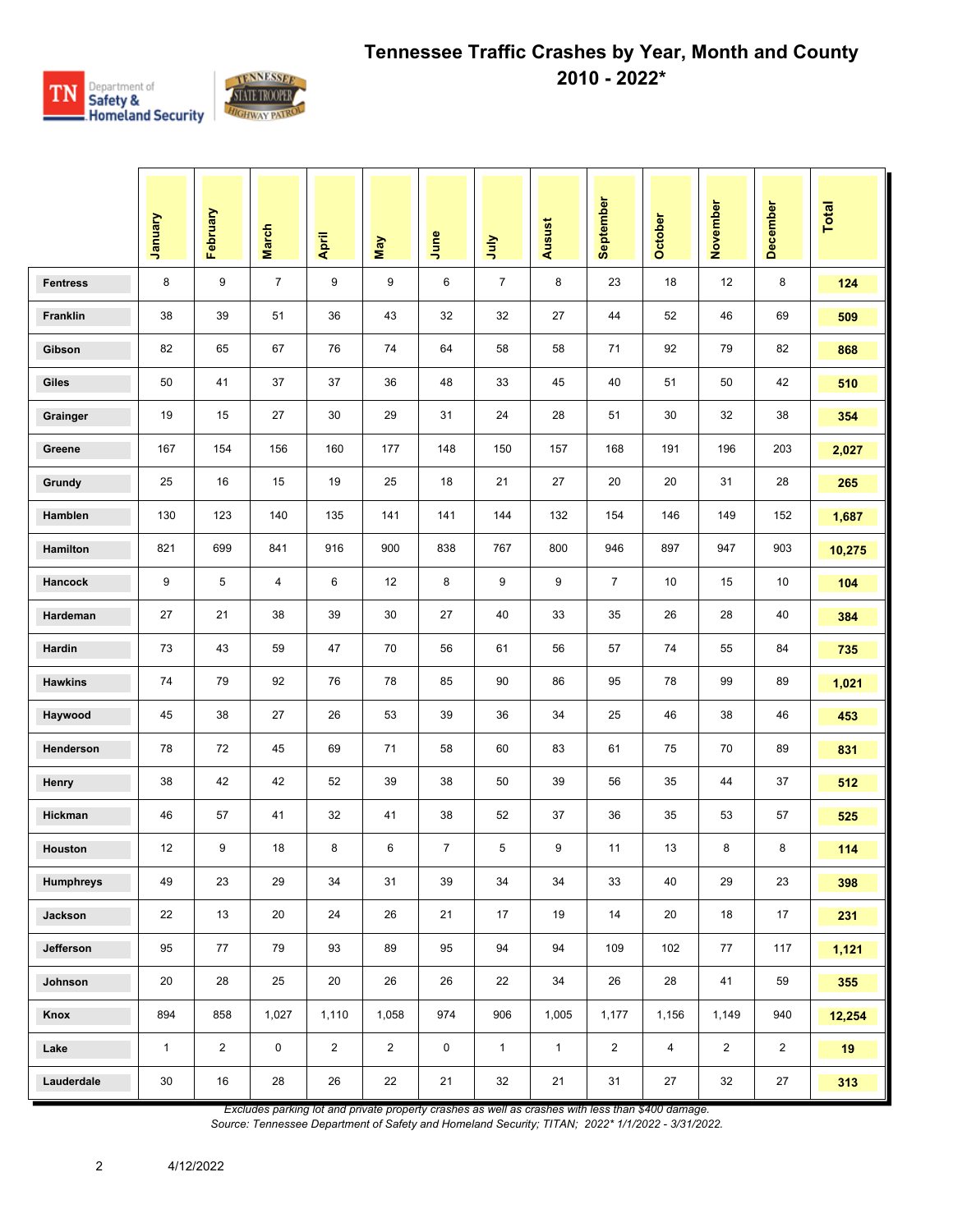# Tennessee Traffic Crashes by Year, Month and County

## 2010 - 2022*

| | January | February | March | April | May | June | July | Ausust | September | October | November | December | Total |
|---|---|---|---|---|---|---|---|---|---|---|---|---|---|
| Fentress | 8 | 9 | 7 | 9 | 9 | 6 | 7 | 8 | 23 | 18 | 12 | 8 | **124** |
| Franklin | 38 | 39 | 51 | 36 | 43 | 32 | 32 | 27 | 44 | 52 | 46 | 69 | **509** |
| Gibson | 82 | 65 | 67 | 76 | 74 | 64 | 58 | 58 | 71 | 92 | 79 | 82 | **868** |
| Giles | 50 | 41 | 37 | 37 | 36 | 48 | 33 | 45 | 40 | 51 | 50 | 42 | **510** |
| Grainger | 19 | 15 | 27 | 30 | 29 | 31 | 24 | 28 | 51 | 30 | 32 | 38 | **354** |
| Greene | 167 | 154 | 156 | 160 | 177 | 148 | 150 | 157 | 168 | 191 | 196 | 203 | **2,027** |
| Grundy | 25 | 16 | 15 | 19 | 25 | 18 | 21 | 27 | 20 | 20 | 31 | 28 | **265** |
| Hamblen | 130 | 123 | 140 | 135 | 141 | 141 | 144 | 132 | 154 | 146 | 149 | 152 | **1,687** |
| Hamilton | 821 | 699 | 841 | 916 | 900 | 838 | 767 | 800 | 946 | 897 | 947 | 903 | **10,275** |
| Hancock | 9 | 5 | 4 | 6 | 12 | 8 | 9 | 9 | 7 | 10 | 15 | 10 | **104** |
| Hardeman | 27 | 21 | 38 | 39 | 30 | 27 | 40 | 33 | 35 | 26 | 28 | 40 | **384** |
| Hardin | 73 | 43 | 59 | 47 | 70 | 56 | 61 | 56 | 57 | 74 | 55 | 84 | **735** |
| Hawkins | 74 | 79 | 92 | 76 | 78 | 85 | 90 | 86 | 95 | 78 | 99 | 89 | **1,021** |
| Haywood | 45 | 38 | 27 | 26 | 53 | 39 | 36 | 34 | 25 | 46 | 38 | 46 | **453** |
| Henderson | 78 | 72 | 45 | 69 | 71 | 58 | 60 | 83 | 61 | 75 | 70 | 89 | **831** |
| Henry | 38 | 42 | 42 | 52 | 39 | 38 | 50 | 39 | 56 | 35 | 44 | 37 | **512** |
| Hickman | 46 | 57 | 41 | 32 | 41 | 38 | 52 | 37 | 36 | 35 | 53 | 57 | **525** |
| Houston | 12 | 9 | 18 | 8 | 6 | 7 | 5 | 9 | 11 | 13 | 8 | 8 | **114** |
| Humphreys | 49 | 23 | 29 | 34 | 31 | 39 | 34 | 34 | 33 | 40 | 29 | 23 | **398** |
| Jackson | 22 | 13 | 20 | 24 | 26 | 21 | 17 | 19 | 14 | 20 | 18 | 17 | **231** |
| Jefferson | 95 | 77 | 79 | 93 | 89 | 95 | 94 | 94 | 109 | 102 | 77 | 117 | **1,121** |
| Johnson | 20 | 28 | 25 | 20 | 26 | 26 | 22 | 34 | 26 | 28 | 41 | 59 | **355** |
| Knox | 894 | 858 | 1,027 | 1,110 | 1,058 | 974 | 906 | 1,005 | 1,177 | 1,156 | 1,149 | 940 | **12,254** |
| Lake | 1 | 2 | 0 | 2 | 2 | 0 | 1 | 1 | 2 | 4 | 2 | 2 | **19** |
| Lauderdale | 30 | 16 | 28 | 26 | 22 | 21 | 32 | 21 | 31 | 27 | 32 | 27 | **313** |

*Excludes parking lot and private property crashes as well as crashes with less than $400 damage.*

*Source: Tennessee Department of Safety and Homeland Security; TITAN; 2022* 1/1/2022 - 3/31/2022.*

4/12/2022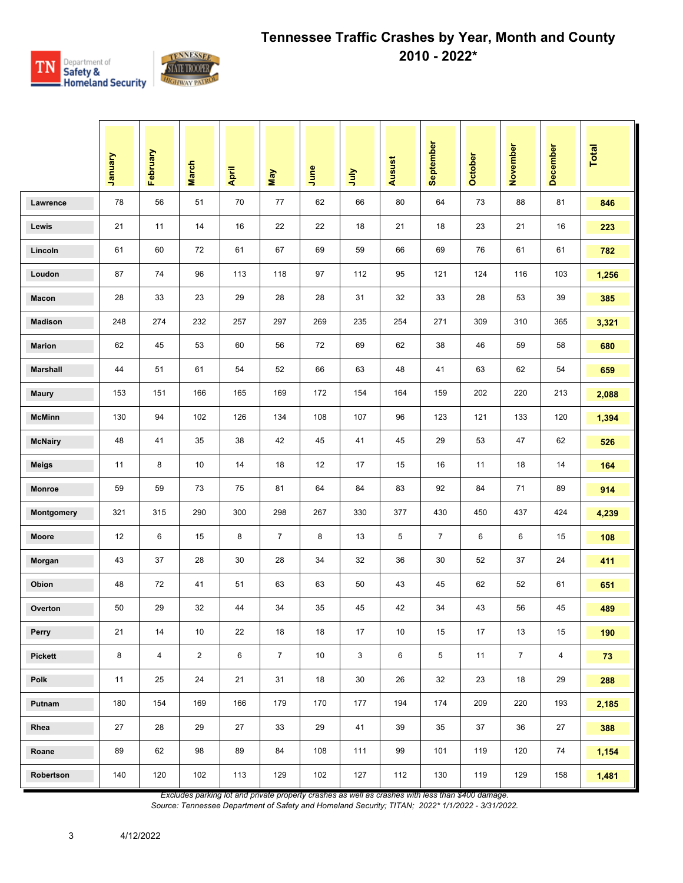# Tennessee Traffic Crashes by Year, Month and County

## 2010 - 2022*

| | January | February | March | April | May | June | July | Ausust | September | October | November | December | Total |
|---|---|---|---|---|---|---|---|---|---|---|---|---|---|
| Lawrence | 78 | 56 | 51 | 70 | 77 | 62 | 66 | 80 | 64 | 73 | 88 | 81 | **846** |
| Lewis | 21 | 11 | 14 | 16 | 22 | 22 | 18 | 21 | 18 | 23 | 21 | 16 | **223** |
| Lincoln | 61 | 60 | 72 | 61 | 67 | 69 | 59 | 66 | 69 | 76 | 61 | 61 | **782** |
| Loudon | 87 | 74 | 96 | 113 | 118 | 97 | 112 | 95 | 121 | 124 | 116 | 103 | **1,256** |
| Macon | 28 | 33 | 23 | 29 | 28 | 28 | 31 | 32 | 33 | 28 | 53 | 39 | **385** |
| Madison | 248 | 274 | 232 | 257 | 297 | 269 | 235 | 254 | 271 | 309 | 310 | 365 | **3,321** |
| Marion | 62 | 45 | 53 | 60 | 56 | 72 | 69 | 62 | 38 | 46 | 59 | 58 | **680** |
| Marshall | 44 | 51 | 61 | 54 | 52 | 66 | 63 | 48 | 41 | 63 | 62 | 54 | **659** |
| Maury | 153 | 151 | 166 | 165 | 169 | 172 | 154 | 164 | 159 | 202 | 220 | 213 | **2,088** |
| McMinn | 130 | 94 | 102 | 126 | 134 | 108 | 107 | 96 | 123 | 121 | 133 | 120 | **1,394** |
| McNairy | 48 | 41 | 35 | 38 | 42 | 45 | 41 | 45 | 29 | 53 | 47 | 62 | **526** |
| Meigs | 11 | 8 | 10 | 14 | 18 | 12 | 17 | 15 | 16 | 11 | 18 | 14 | **164** |
| Monroe | 59 | 59 | 73 | 75 | 81 | 64 | 84 | 83 | 92 | 84 | 71 | 89 | **914** |
| Montgomery | 321 | 315 | 290 | 300 | 298 | 267 | 330 | 377 | 430 | 450 | 437 | 424 | **4,239** |
| Moore | 12 | 6 | 15 | 8 | 7 | 8 | 13 | 5 | 7 | 6 | 6 | 15 | **108** |
| Morgan | 43 | 37 | 28 | 30 | 28 | 34 | 32 | 36 | 30 | 52 | 37 | 24 | **411** |
| Obion | 48 | 72 | 41 | 51 | 63 | 63 | 50 | 43 | 45 | 62 | 52 | 61 | **651** |
| Overton | 50 | 29 | 32 | 44 | 34 | 35 | 45 | 42 | 34 | 43 | 56 | 45 | **489** |
| Perry | 21 | 14 | 10 | 22 | 18 | 18 | 17 | 10 | 15 | 17 | 13 | 15 | **190** |
| Pickett | 8 | 4 | 2 | 6 | 7 | 10 | 3 | 6 | 5 | 11 | 7 | 4 | **73** |
| Polk | 11 | 25 | 24 | 21 | 31 | 18 | 30 | 26 | 32 | 23 | 18 | 29 | **288** |
| Putnam | 180 | 154 | 169 | 166 | 179 | 170 | 177 | 194 | 174 | 209 | 220 | 193 | **2,185** |
| Rhea | 27 | 28 | 29 | 27 | 33 | 29 | 41 | 39 | 35 | 37 | 36 | 27 | **388** |
| Roane | 89 | 62 | 98 | 89 | 84 | 108 | 111 | 99 | 101 | 119 | 120 | 74 | **1,154** |
| Robertson | 140 | 120 | 102 | 113 | 129 | 102 | 127 | 112 | 130 | 119 | 129 | 158 | **1,481** |

*Excludes parking lot and private property crashes as well as crashes with less than $400 damage.*

*Source: Tennessee Department of Safety and Homeland Security; TITAN; 2022* 1/1/2022 - 3/31/2022.*

4/12/2022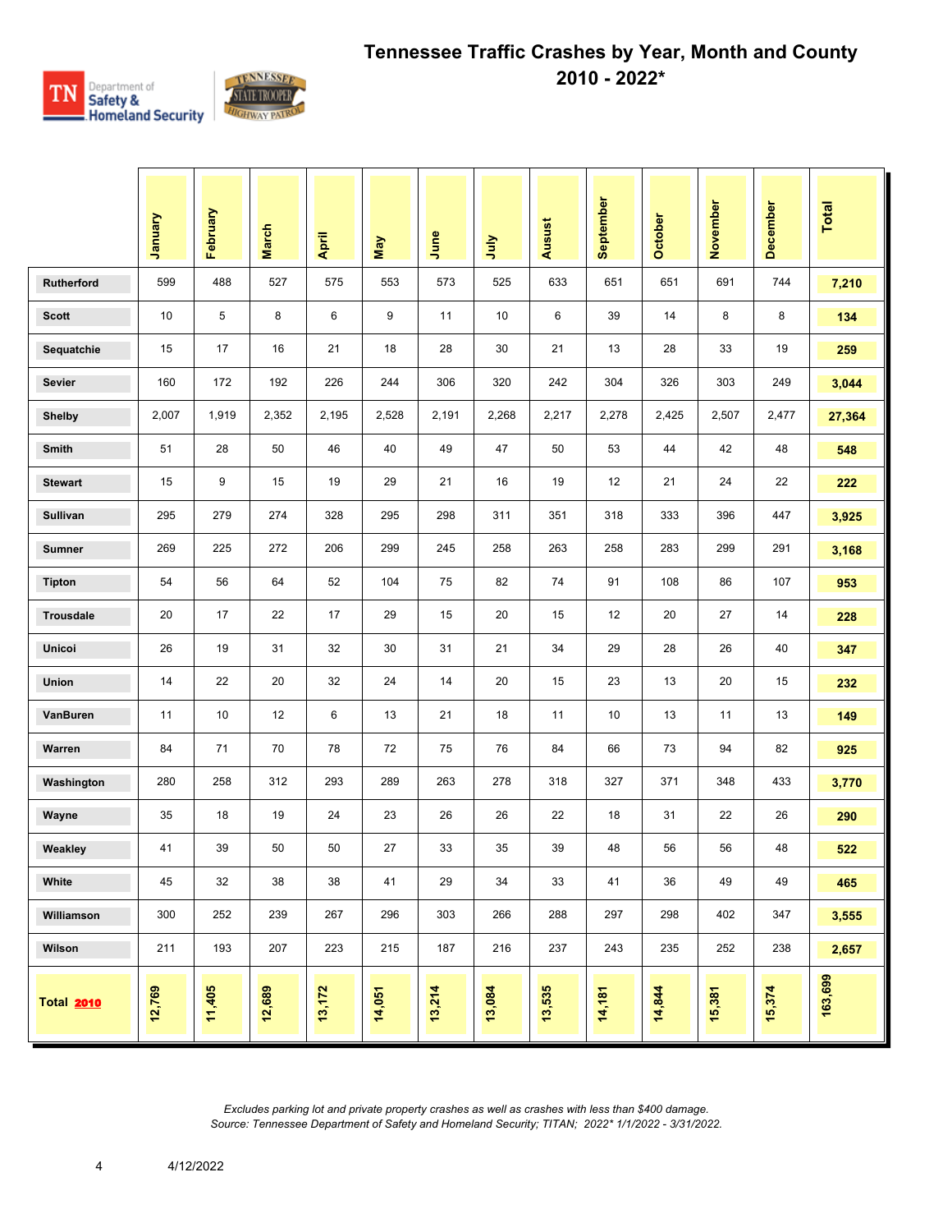# Tennessee Traffic Crashes by Year, Month and County

## 2010 - 2022*

| | January | February | March | April | May | June | July | Ausust | September | October | November | December | Total |
|---|---|---|---|---|---|---|---|---|---|---|---|---|---|
| Rutherford | 599 | 488 | 527 | 575 | 553 | 573 | 525 | 633 | 651 | 651 | 691 | 744 | 7,210 |
| Scott | 10 | 5 | 8 | 6 | 9 | 11 | 10 | 6 | 39 | 14 | 8 | 8 | 134 |
| Sequatchie | 15 | 17 | 16 | 21 | 18 | 28 | 30 | 21 | 13 | 28 | 33 | 19 | 259 |
| Sevier | 160 | 172 | 192 | 226 | 244 | 306 | 320 | 242 | 304 | 326 | 303 | 249 | 3,044 |
| Shelby | 2,007 | 1,919 | 2,352 | 2,195 | 2,528 | 2,191 | 2,268 | 2,217 | 2,278 | 2,425 | 2,507 | 2,477 | 27,364 |
| Smith | 51 | 28 | 50 | 46 | 40 | 49 | 47 | 50 | 53 | 44 | 42 | 48 | 548 |
| Stewart | 15 | 9 | 15 | 19 | 29 | 21 | 16 | 19 | 12 | 21 | 24 | 22 | 222 |
| Sullivan | 295 | 279 | 274 | 328 | 295 | 298 | 311 | 351 | 318 | 333 | 396 | 447 | 3,925 |
| Sumner | 269 | 225 | 272 | 206 | 299 | 245 | 258 | 263 | 258 | 283 | 299 | 291 | 3,168 |
| Tipton | 54 | 56 | 64 | 52 | 104 | 75 | 82 | 74 | 91 | 108 | 86 | 107 | 953 |
| Trousdale | 20 | 17 | 22 | 17 | 29 | 15 | 20 | 15 | 12 | 20 | 27 | 14 | 228 |
| Unicoi | 26 | 19 | 31 | 32 | 30 | 31 | 21 | 34 | 29 | 28 | 26 | 40 | 347 |
| Union | 14 | 22 | 20 | 32 | 24 | 14 | 20 | 15 | 23 | 13 | 20 | 15 | 232 |
| VanBuren | 11 | 10 | 12 | 6 | 13 | 21 | 18 | 11 | 10 | 13 | 11 | 13 | 149 |
| Warren | 84 | 71 | 70 | 78 | 72 | 75 | 76 | 84 | 66 | 73 | 94 | 82 | 925 |
| Washington | 280 | 258 | 312 | 293 | 289 | 263 | 278 | 318 | 327 | 371 | 348 | 433 | 3,770 |
| Wayne | 35 | 18 | 19 | 24 | 23 | 26 | 26 | 22 | 18 | 31 | 22 | 26 | 290 |
| Weakley | 41 | 39 | 50 | 50 | 27 | 33 | 35 | 39 | 48 | 56 | 56 | 48 | 522 |
| White | 45 | 32 | 38 | 38 | 41 | 29 | 34 | 33 | 41 | 36 | 49 | 49 | 465 |
| Williamson | 300 | 252 | 239 | 267 | 296 | 303 | 266 | 288 | 297 | 298 | 402 | 347 | 3,555 |
| Wilson | 211 | 193 | 207 | 223 | 215 | 187 | 216 | 237 | 243 | 235 | 252 | 238 | 2,657 |
| Total 2010 | 12,769 | 11,405 | 12,689 | 13,172 | 14,051 | 13,214 | 13,084 | 13,535 | 14,181 | 14,844 | 15,381 | 15,374 | 163,699 |

*Excludes parking lot and private property crashes as well as crashes with less than $400 damage.*
*Source: Tennessee Department of Safety and Homeland Security; TITAN; 2022* 1/1/2022 - 3/31/2022.*

4/12/2022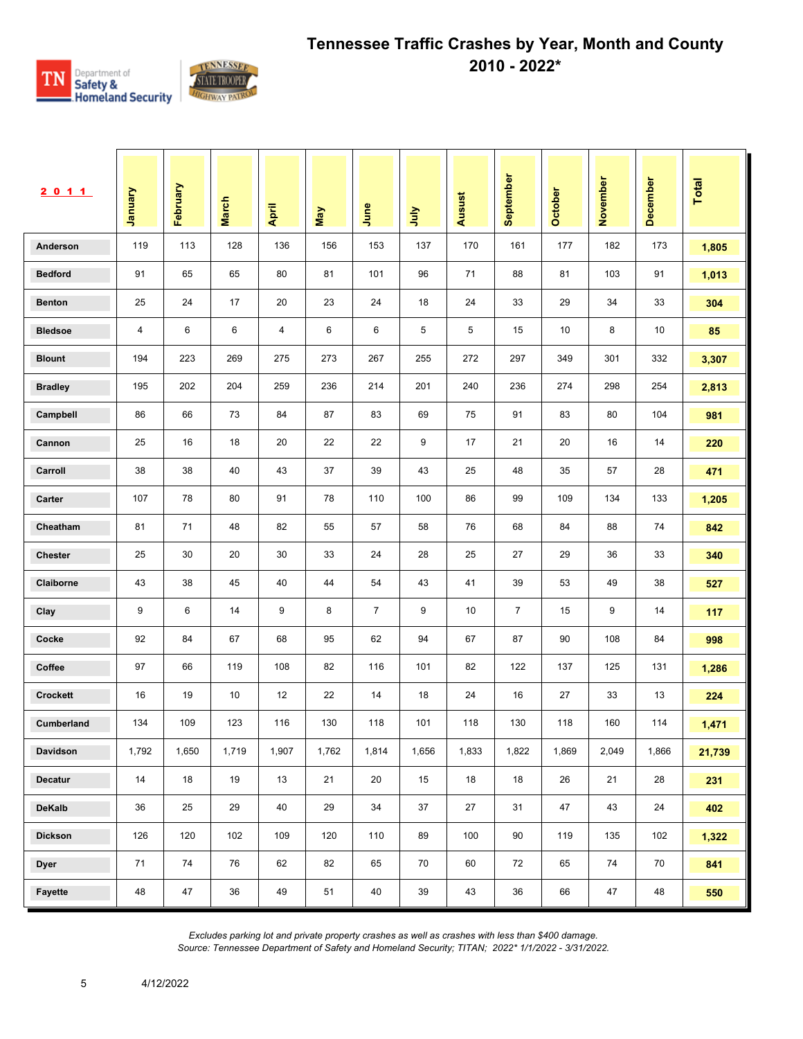# Tennessee Traffic Crashes by Year, Month and County 2010 - 2022*

| 2011 | January | February | March | April | May | June | July | Ausust | September | October | November | December | Total |
|---|---|---|---|---|---|---|---|---|---|---|---|---|---|
| Anderson | 119 | 113 | 128 | 136 | 156 | 153 | 137 | 170 | 161 | 177 | 182 | 173 | **1,805** |
| Bedford | 91 | 65 | 65 | 80 | 81 | 101 | 96 | 71 | 88 | 81 | 103 | 91 | **1,013** |
| Benton | 25 | 24 | 17 | 20 | 23 | 24 | 18 | 24 | 33 | 29 | 34 | 33 | **304** |
| Bledsoe | 4 | 6 | 6 | 4 | 6 | 6 | 5 | 5 | 15 | 10 | 8 | 10 | **85** |
| Blount | 194 | 223 | 269 | 275 | 273 | 267 | 255 | 272 | 297 | 349 | 301 | 332 | **3,307** |
| Bradley | 195 | 202 | 204 | 259 | 236 | 214 | 201 | 240 | 236 | 274 | 298 | 254 | **2,813** |
| Campbell | 86 | 66 | 73 | 84 | 87 | 83 | 69 | 75 | 91 | 83 | 80 | 104 | **981** |
| Cannon | 25 | 16 | 18 | 20 | 22 | 22 | 9 | 17 | 21 | 20 | 16 | 14 | **220** |
| Carroll | 38 | 38 | 40 | 43 | 37 | 39 | 43 | 25 | 48 | 35 | 57 | 28 | **471** |
| Carter | 107 | 78 | 80 | 91 | 78 | 110 | 100 | 86 | 99 | 109 | 134 | 133 | **1,205** |
| Cheatham | 81 | 71 | 48 | 82 | 55 | 57 | 58 | 76 | 68 | 84 | 88 | 74 | **842** |
| Chester | 25 | 30 | 20 | 30 | 33 | 24 | 28 | 25 | 27 | 29 | 36 | 33 | **340** |
| Claiborne | 43 | 38 | 45 | 40 | 44 | 54 | 43 | 41 | 39 | 53 | 49 | 38 | **527** |
| Clay | 9 | 6 | 14 | 9 | 8 | 7 | 9 | 10 | 7 | 15 | 9 | 14 | **117** |
| Cocke | 92 | 84 | 67 | 68 | 95 | 62 | 94 | 67 | 87 | 90 | 108 | 84 | **998** |
| Coffee | 97 | 66 | 119 | 108 | 82 | 116 | 101 | 82 | 122 | 137 | 125 | 131 | **1,286** |
| Crockett | 16 | 19 | 10 | 12 | 22 | 14 | 18 | 24 | 16 | 27 | 33 | 13 | **224** |
| Cumberland | 134 | 109 | 123 | 116 | 130 | 118 | 101 | 118 | 130 | 118 | 160 | 114 | **1,471** |
| Davidson | 1,792 | 1,650 | 1,719 | 1,907 | 1,762 | 1,814 | 1,656 | 1,833 | 1,822 | 1,869 | 2,049 | 1,866 | **21,739** |
| Decatur | 14 | 18 | 19 | 13 | 21 | 20 | 15 | 18 | 18 | 26 | 21 | 28 | **231** |
| DeKalb | 36 | 25 | 29 | 40 | 29 | 34 | 37 | 27 | 31 | 47 | 43 | 24 | **402** |
| Dickson | 126 | 120 | 102 | 109 | 120 | 110 | 89 | 100 | 90 | 119 | 135 | 102 | **1,322** |
| Dyer | 71 | 74 | 76 | 62 | 82 | 65 | 70 | 60 | 72 | 65 | 74 | 70 | **841** |
| Fayette | 48 | 47 | 36 | 49 | 51 | 40 | 39 | 43 | 36 | 66 | 47 | 48 | **550** |

*Excludes parking lot and private property crashes as well as crashes with less than $400 damage.*
*Source: Tennessee Department of Safety and Homeland Security; TITAN; 2022* 1/1/2022 - 3/31/2022.*

4/12/2022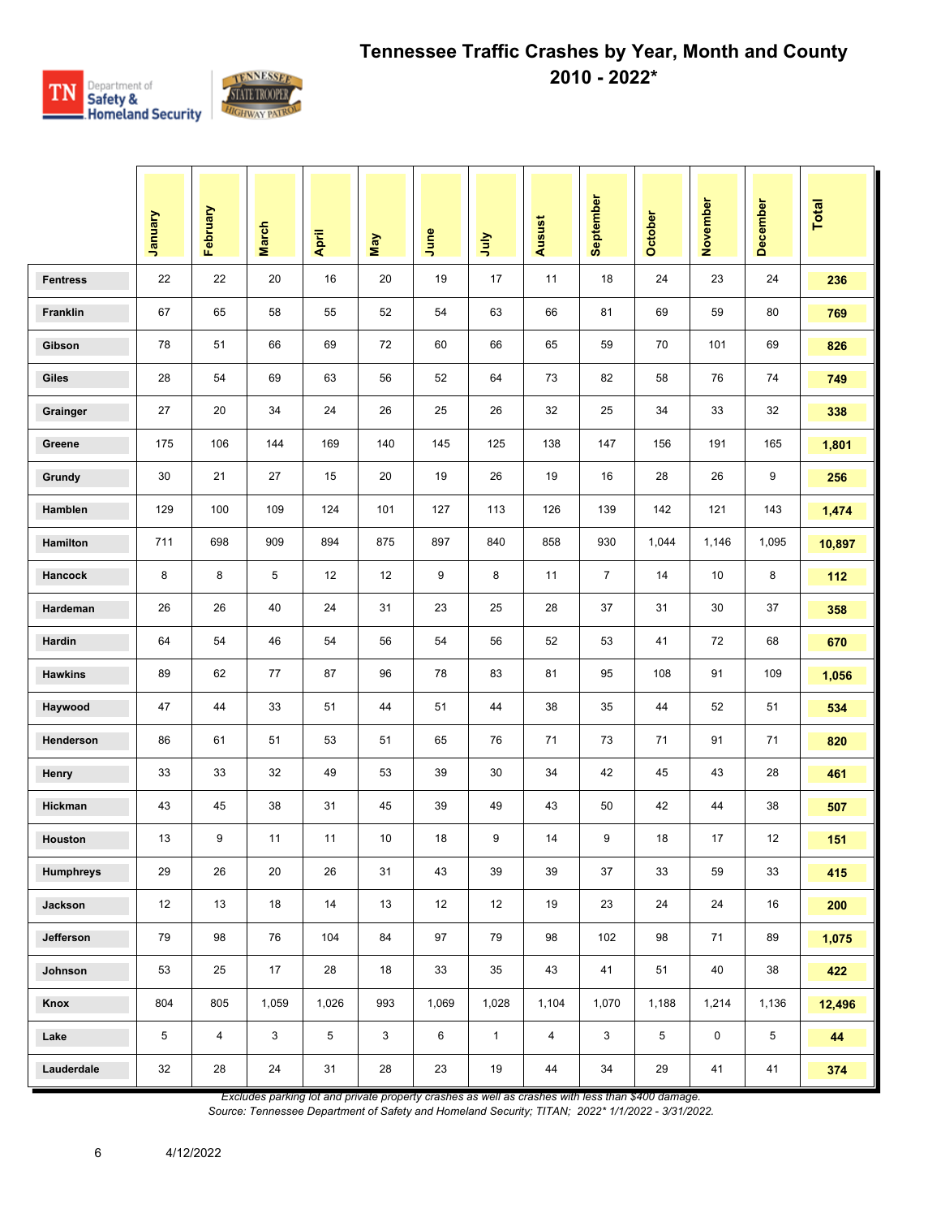# Tennessee Traffic Crashes by Year, Month and County
## 2010 - 2022*

| | January | February | March | April | May | June | July | Ausust | September | October | November | December | Total |
|---|---|---|---|---|---|---|---|---|---|---|---|---|---|
| Fentress | 22 | 22 | 20 | 16 | 20 | 19 | 17 | 11 | 18 | 24 | 23 | 24 | 236 |
| Franklin | 67 | 65 | 58 | 55 | 52 | 54 | 63 | 66 | 81 | 69 | 59 | 80 | 769 |
| Gibson | 78 | 51 | 66 | 69 | 72 | 60 | 66 | 65 | 59 | 70 | 101 | 69 | 826 |
| Giles | 28 | 54 | 69 | 63 | 56 | 52 | 64 | 73 | 82 | 58 | 76 | 74 | 749 |
| Grainger | 27 | 20 | 34 | 24 | 26 | 25 | 26 | 32 | 25 | 34 | 33 | 32 | 338 |
| Greene | 175 | 106 | 144 | 169 | 140 | 145 | 125 | 138 | 147 | 156 | 191 | 165 | 1,801 |
| Grundy | 30 | 21 | 27 | 15 | 20 | 19 | 26 | 19 | 16 | 28 | 26 | 9 | 256 |
| Hamblen | 129 | 100 | 109 | 124 | 101 | 127 | 113 | 126 | 139 | 142 | 121 | 143 | 1,474 |
| Hamilton | 711 | 698 | 909 | 894 | 875 | 897 | 840 | 858 | 930 | 1,044 | 1,146 | 1,095 | 10,897 |
| Hancock | 8 | 8 | 5 | 12 | 12 | 9 | 8 | 11 | 7 | 14 | 10 | 8 | 112 |
| Hardeman | 26 | 26 | 40 | 24 | 31 | 23 | 25 | 28 | 37 | 31 | 30 | 37 | 358 |
| Hardin | 64 | 54 | 46 | 54 | 56 | 54 | 56 | 52 | 53 | 41 | 72 | 68 | 670 |
| Hawkins | 89 | 62 | 77 | 87 | 96 | 78 | 83 | 81 | 95 | 108 | 91 | 109 | 1,056 |
| Haywood | 47 | 44 | 33 | 51 | 44 | 51 | 44 | 38 | 35 | 44 | 52 | 51 | 534 |
| Henderson | 86 | 61 | 51 | 53 | 51 | 65 | 76 | 71 | 73 | 71 | 91 | 71 | 820 |
| Henry | 33 | 33 | 32 | 49 | 53 | 39 | 30 | 34 | 42 | 45 | 43 | 28 | 461 |
| Hickman | 43 | 45 | 38 | 31 | 45 | 39 | 49 | 43 | 50 | 42 | 44 | 38 | 507 |
| Houston | 13 | 9 | 11 | 11 | 10 | 18 | 9 | 14 | 9 | 18 | 17 | 12 | 151 |
| Humphreys | 29 | 26 | 20 | 26 | 31 | 43 | 39 | 39 | 37 | 33 | 59 | 33 | 415 |
| Jackson | 12 | 13 | 18 | 14 | 13 | 12 | 12 | 19 | 23 | 24 | 24 | 16 | 200 |
| Jefferson | 79 | 98 | 76 | 104 | 84 | 97 | 79 | 98 | 102 | 98 | 71 | 89 | 1,075 |
| Johnson | 53 | 25 | 17 | 28 | 18 | 33 | 35 | 43 | 41 | 51 | 40 | 38 | 422 |
| Knox | 804 | 805 | 1,059 | 1,026 | 993 | 1,069 | 1,028 | 1,104 | 1,070 | 1,188 | 1,214 | 1,136 | 12,496 |
| Lake | 5 | 4 | 3 | 5 | 3 | 6 | 1 | 4 | 3 | 5 | 0 | 5 | 44 |
| Lauderdale | 32 | 28 | 24 | 31 | 28 | 23 | 19 | 44 | 34 | 29 | 41 | 41 | 374 |

*Excludes parking lot and private property crashes as well as crashes with less than $400 damage.*

*Source: Tennessee Department of Safety and Homeland Security; TITAN; 2022* 1/1/2022 - 3/31/2022.*

4/12/2022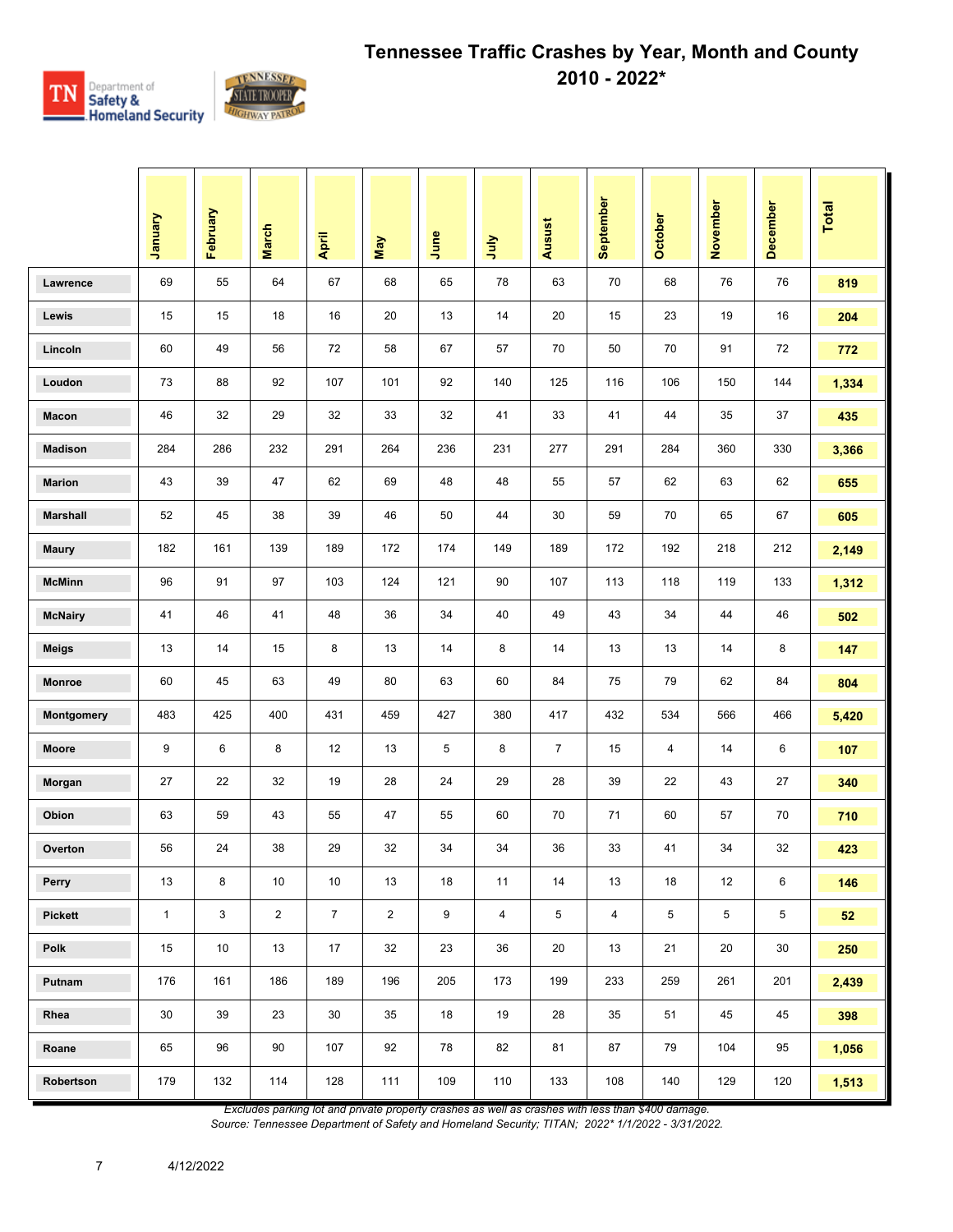# Tennessee Traffic Crashes by Year, Month and County 2010 - 2022*

| | January | February | March | April | May | June | July | Ausust | September | October | November | December | Total |
|---|---|---|---|---|---|---|---|---|---|---|---|---|---|
| Lawrence | 69 | 55 | 64 | 67 | 68 | 65 | 78 | 63 | 70 | 68 | 76 | 76 | **819** |
| Lewis | 15 | 15 | 18 | 16 | 20 | 13 | 14 | 20 | 15 | 23 | 19 | 16 | **204** |
| Lincoln | 60 | 49 | 56 | 72 | 58 | 67 | 57 | 70 | 50 | 70 | 91 | 72 | **772** |
| Loudon | 73 | 88 | 92 | 107 | 101 | 92 | 140 | 125 | 116 | 106 | 150 | 144 | **1,334** |
| Macon | 46 | 32 | 29 | 32 | 33 | 32 | 41 | 33 | 41 | 44 | 35 | 37 | **435** |
| Madison | 284 | 286 | 232 | 291 | 264 | 236 | 231 | 277 | 291 | 284 | 360 | 330 | **3,366** |
| Marion | 43 | 39 | 47 | 62 | 69 | 48 | 48 | 55 | 57 | 62 | 63 | 62 | **655** |
| Marshall | 52 | 45 | 38 | 39 | 46 | 50 | 44 | 30 | 59 | 70 | 65 | 67 | **605** |
| Maury | 182 | 161 | 139 | 189 | 172 | 174 | 149 | 189 | 172 | 192 | 218 | 212 | **2,149** |
| McMinn | 96 | 91 | 97 | 103 | 124 | 121 | 90 | 107 | 113 | 118 | 119 | 133 | **1,312** |
| McNairy | 41 | 46 | 41 | 48 | 36 | 34 | 40 | 49 | 43 | 34 | 44 | 46 | **502** |
| Meigs | 13 | 14 | 15 | 8 | 13 | 14 | 8 | 14 | 13 | 13 | 14 | 8 | **147** |
| Monroe | 60 | 45 | 63 | 49 | 80 | 63 | 60 | 84 | 75 | 79 | 62 | 84 | **804** |
| Montgomery | 483 | 425 | 400 | 431 | 459 | 427 | 380 | 417 | 432 | 534 | 566 | 466 | **5,420** |
| Moore | 9 | 6 | 8 | 12 | 13 | 5 | 8 | 7 | 15 | 4 | 14 | 6 | **107** |
| Morgan | 27 | 22 | 32 | 19 | 28 | 24 | 29 | 28 | 39 | 22 | 43 | 27 | **340** |
| Obion | 63 | 59 | 43 | 55 | 47 | 55 | 60 | 70 | 71 | 60 | 57 | 70 | **710** |
| Overton | 56 | 24 | 38 | 29 | 32 | 34 | 34 | 36 | 33 | 41 | 34 | 32 | **423** |
| Perry | 13 | 8 | 10 | 10 | 13 | 18 | 11 | 14 | 13 | 18 | 12 | 6 | **146** |
| Pickett | 1 | 3 | 2 | 7 | 2 | 9 | 4 | 5 | 4 | 5 | 5 | 5 | **52** |
| Polk | 15 | 10 | 13 | 17 | 32 | 23 | 36 | 20 | 13 | 21 | 20 | 30 | **250** |
| Putnam | 176 | 161 | 186 | 189 | 196 | 205 | 173 | 199 | 233 | 259 | 261 | 201 | **2,439** |
| Rhea | 30 | 39 | 23 | 30 | 35 | 18 | 19 | 28 | 35 | 51 | 45 | 45 | **398** |
| Roane | 65 | 96 | 90 | 107 | 92 | 78 | 82 | 81 | 87 | 79 | 104 | 95 | **1,056** |
| Robertson | 179 | 132 | 114 | 128 | 111 | 109 | 110 | 133 | 108 | 140 | 129 | 120 | **1,513** |

*Excludes parking lot and private property crashes as well as crashes with less than $400 damage.*
*Source: Tennessee Department of Safety and Homeland Security; TITAN; 2022* 1/1/2022 - 3/31/2022.*

4/12/2022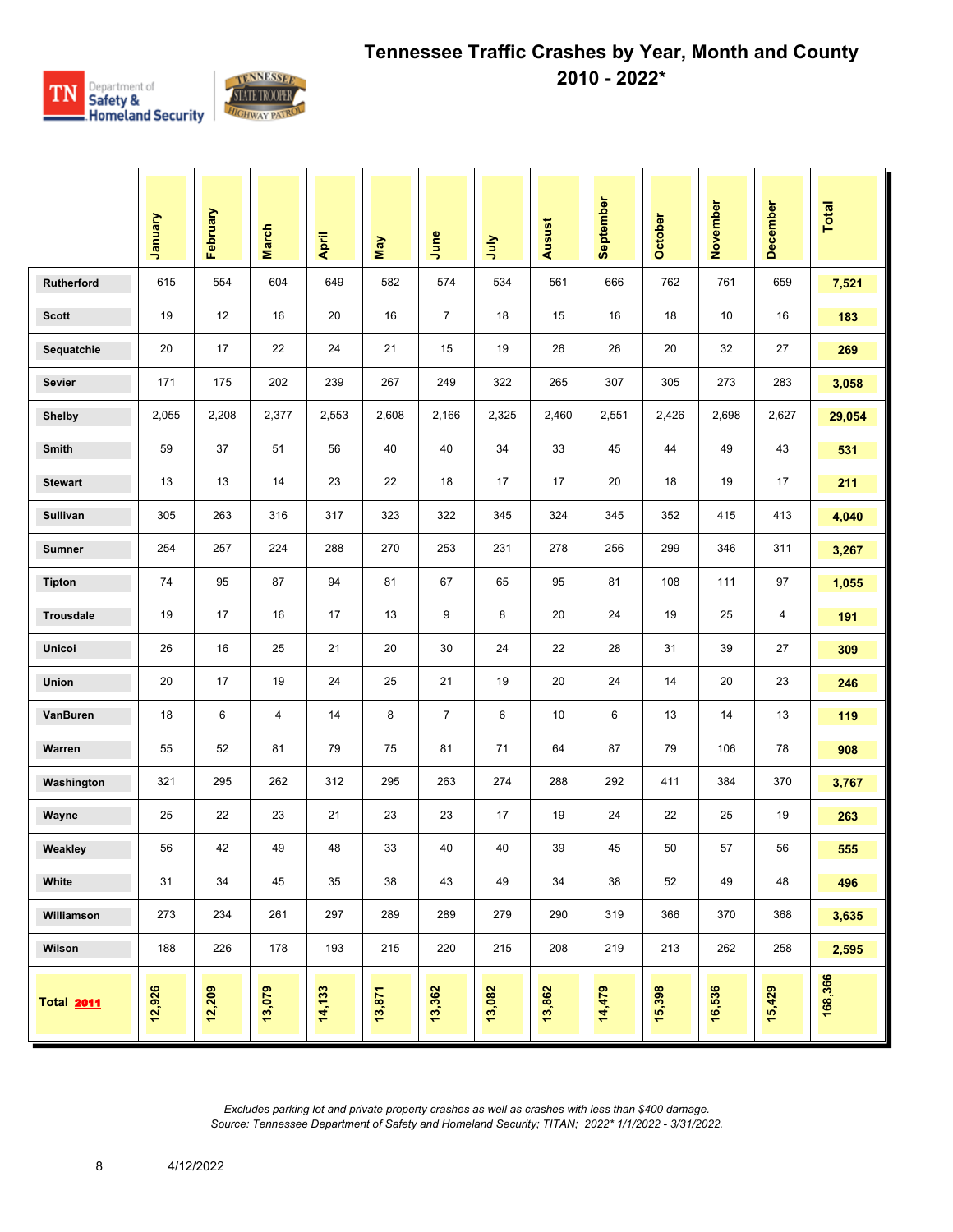# Tennessee Traffic Crashes by Year, Month and County 2010 - 2022*

| | January | February | March | April | May | June | July | Ausust | September | October | November | December | Total |
|---|---|---|---|---|---|---|---|---|---|---|---|---|---|
| Rutherford | 615 | 554 | 604 | 649 | 582 | 574 | 534 | 561 | 666 | 762 | 761 | 659 | 7,521 |
| Scott | 19 | 12 | 16 | 20 | 16 | 7 | 18 | 15 | 16 | 18 | 10 | 16 | 183 |
| Sequatchie | 20 | 17 | 22 | 24 | 21 | 15 | 19 | 26 | 26 | 20 | 32 | 27 | 269 |
| Sevier | 171 | 175 | 202 | 239 | 267 | 249 | 322 | 265 | 307 | 305 | 273 | 283 | 3,058 |
| Shelby | 2,055 | 2,208 | 2,377 | 2,553 | 2,608 | 2,166 | 2,325 | 2,460 | 2,551 | 2,426 | 2,698 | 2,627 | 29,054 |
| Smith | 59 | 37 | 51 | 56 | 40 | 40 | 34 | 33 | 45 | 44 | 49 | 43 | 531 |
| Stewart | 13 | 13 | 14 | 23 | 22 | 18 | 17 | 17 | 20 | 18 | 19 | 17 | 211 |
| Sullivan | 305 | 263 | 316 | 317 | 323 | 322 | 345 | 324 | 345 | 352 | 415 | 413 | 4,040 |
| Sumner | 254 | 257 | 224 | 288 | 270 | 253 | 231 | 278 | 256 | 299 | 346 | 311 | 3,267 |
| Tipton | 74 | 95 | 87 | 94 | 81 | 67 | 65 | 95 | 81 | 108 | 111 | 97 | 1,055 |
| Trousdale | 19 | 17 | 16 | 17 | 13 | 9 | 8 | 20 | 24 | 19 | 25 | 4 | 191 |
| Unicoi | 26 | 16 | 25 | 21 | 20 | 30 | 24 | 22 | 28 | 31 | 39 | 27 | 309 |
| Union | 20 | 17 | 19 | 24 | 25 | 21 | 19 | 20 | 24 | 14 | 20 | 23 | 246 |
| VanBuren | 18 | 6 | 4 | 14 | 8 | 7 | 6 | 10 | 6 | 13 | 14 | 13 | 119 |
| Warren | 55 | 52 | 81 | 79 | 75 | 81 | 71 | 64 | 87 | 79 | 106 | 78 | 908 |
| Washington | 321 | 295 | 262 | 312 | 295 | 263 | 274 | 288 | 292 | 411 | 384 | 370 | 3,767 |
| Wayne | 25 | 22 | 23 | 21 | 23 | 23 | 17 | 19 | 24 | 22 | 25 | 19 | 263 |
| Weakley | 56 | 42 | 49 | 48 | 33 | 40 | 40 | 39 | 45 | 50 | 57 | 56 | 555 |
| White | 31 | 34 | 45 | 35 | 38 | 43 | 49 | 34 | 38 | 52 | 49 | 48 | 496 |
| Williamson | 273 | 234 | 261 | 297 | 289 | 289 | 279 | 290 | 319 | 366 | 370 | 368 | 3,635 |
| Wilson | 188 | 226 | 178 | 193 | 215 | 220 | 215 | 208 | 219 | 213 | 262 | 258 | 2,595 |
| Total 2011 | 12,926 | 12,209 | 13,079 | 14,133 | 13,871 | 13,362 | 13,082 | 13,862 | 14,479 | 15,398 | 16,536 | 15,429 | 168,366 |

*Excludes parking lot and private property crashes as well as crashes with less than $400 damage.*
*Source: Tennessee Department of Safety and Homeland Security; TITAN; 2022* 1/1/2022 - 3/31/2022.*

4/12/2022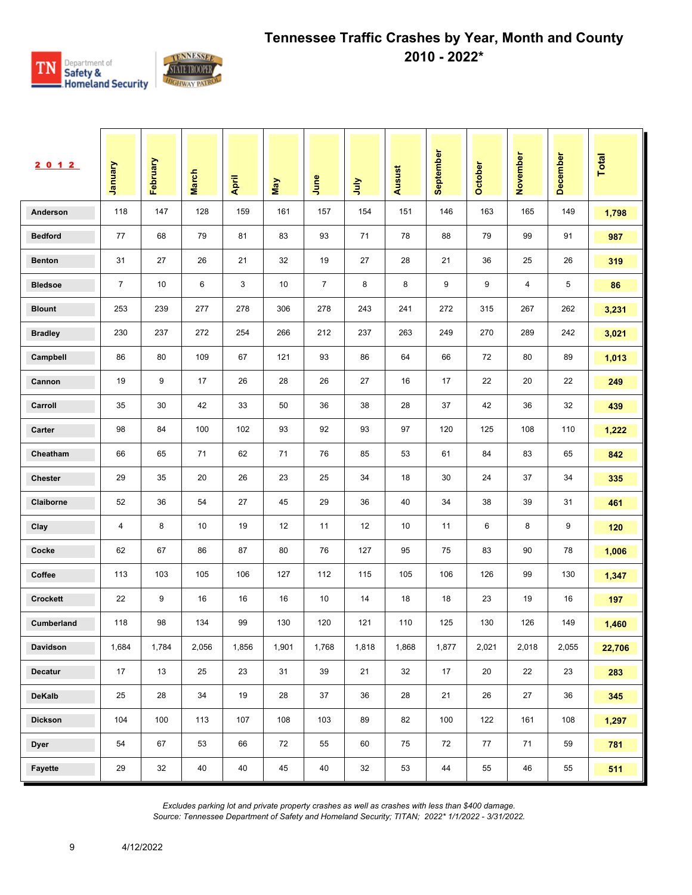# Tennessee Traffic Crashes by Year, Month and County 2010 - 2022*

| 2012 | January | February | March | April | May | June | July | Ausust | September | October | November | December | Total |
|---|---|---|---|---|---|---|---|---|---|---|---|---|---|
| Anderson | 118 | 147 | 128 | 159 | 161 | 157 | 154 | 151 | 146 | 163 | 165 | 149 | **1,798** |
| Bedford | 77 | 68 | 79 | 81 | 83 | 93 | 71 | 78 | 88 | 79 | 99 | 91 | **987** |
| Benton | 31 | 27 | 26 | 21 | 32 | 19 | 27 | 28 | 21 | 36 | 25 | 26 | **319** |
| Bledsoe | 7 | 10 | 6 | 3 | 10 | 7 | 8 | 8 | 9 | 9 | 4 | 5 | **86** |
| Blount | 253 | 239 | 277 | 278 | 306 | 278 | 243 | 241 | 272 | 315 | 267 | 262 | **3,231** |
| Bradley | 230 | 237 | 272 | 254 | 266 | 212 | 237 | 263 | 249 | 270 | 289 | 242 | **3,021** |
| Campbell | 86 | 80 | 109 | 67 | 121 | 93 | 86 | 64 | 66 | 72 | 80 | 89 | **1,013** |
| Cannon | 19 | 9 | 17 | 26 | 28 | 26 | 27 | 16 | 17 | 22 | 20 | 22 | **249** |
| Carroll | 35 | 30 | 42 | 33 | 50 | 36 | 38 | 28 | 37 | 42 | 36 | 32 | **439** |
| Carter | 98 | 84 | 100 | 102 | 93 | 92 | 93 | 97 | 120 | 125 | 108 | 110 | **1,222** |
| Cheatham | 66 | 65 | 71 | 62 | 71 | 76 | 85 | 53 | 61 | 84 | 83 | 65 | **842** |
| Chester | 29 | 35 | 20 | 26 | 23 | 25 | 34 | 18 | 30 | 24 | 37 | 34 | **335** |
| Claiborne | 52 | 36 | 54 | 27 | 45 | 29 | 36 | 40 | 34 | 38 | 39 | 31 | **461** |
| Clay | 4 | 8 | 10 | 19 | 12 | 11 | 12 | 10 | 11 | 6 | 8 | 9 | **120** |
| Cocke | 62 | 67 | 86 | 87 | 80 | 76 | 127 | 95 | 75 | 83 | 90 | 78 | **1,006** |
| Coffee | 113 | 103 | 105 | 106 | 127 | 112 | 115 | 105 | 106 | 126 | 99 | 130 | **1,347** |
| Crockett | 22 | 9 | 16 | 16 | 16 | 10 | 14 | 18 | 18 | 23 | 19 | 16 | **197** |
| Cumberland | 118 | 98 | 134 | 99 | 130 | 120 | 121 | 110 | 125 | 130 | 126 | 149 | **1,460** |
| Davidson | 1,684 | 1,784 | 2,056 | 1,856 | 1,901 | 1,768 | 1,818 | 1,868 | 1,877 | 2,021 | 2,018 | 2,055 | **22,706** |
| Decatur | 17 | 13 | 25 | 23 | 31 | 39 | 21 | 32 | 17 | 20 | 22 | 23 | **283** |
| DeKalb | 25 | 28 | 34 | 19 | 28 | 37 | 36 | 28 | 21 | 26 | 27 | 36 | **345** |
| Dickson | 104 | 100 | 113 | 107 | 108 | 103 | 89 | 82 | 100 | 122 | 161 | 108 | **1,297** |
| Dyer | 54 | 67 | 53 | 66 | 72 | 55 | 60 | 75 | 72 | 77 | 71 | 59 | **781** |
| Fayette | 29 | 32 | 40 | 40 | 45 | 40 | 32 | 53 | 44 | 55 | 46 | 55 | **511** |

*Excludes parking lot and private property crashes as well as crashes with less than $400 damage.*
*Source: Tennessee Department of Safety and Homeland Security; TITAN; 2022* 1/1/2022 - 3/31/2022.*

4/12/2022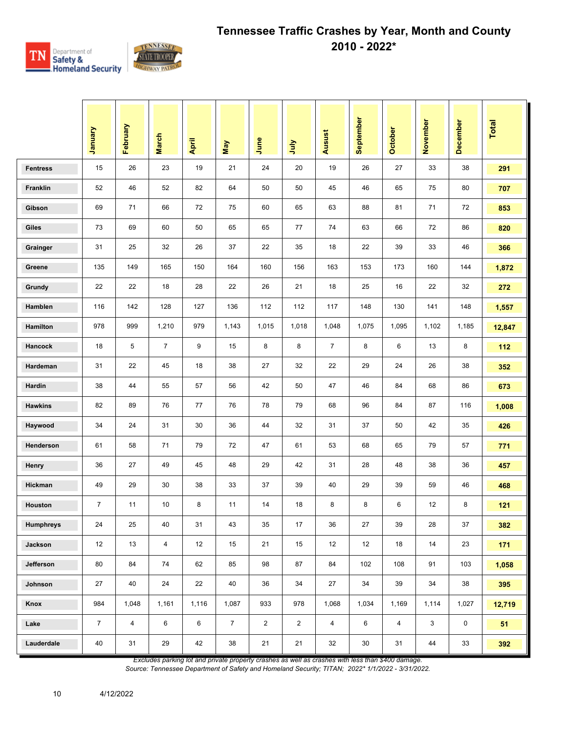# Tennessee Traffic Crashes by Year, Month and County 2010 - 2022*

| | January | February | March | April | May | June | July | Ausust | September | October | November | December | Total |
|---|---|---|---|---|---|---|---|---|---|---|---|---|---|
| Fentress | 15 | 26 | 23 | 19 | 21 | 24 | 20 | 19 | 26 | 27 | 33 | 38 | 291 |
| Franklin | 52 | 46 | 52 | 82 | 64 | 50 | 50 | 45 | 46 | 65 | 75 | 80 | 707 |
| Gibson | 69 | 71 | 66 | 72 | 75 | 60 | 65 | 63 | 88 | 81 | 71 | 72 | 853 |
| Giles | 73 | 69 | 60 | 50 | 65 | 65 | 77 | 74 | 63 | 66 | 72 | 86 | 820 |
| Grainger | 31 | 25 | 32 | 26 | 37 | 22 | 35 | 18 | 22 | 39 | 33 | 46 | 366 |
| Greene | 135 | 149 | 165 | 150 | 164 | 160 | 156 | 163 | 153 | 173 | 160 | 144 | 1,872 |
| Grundy | 22 | 22 | 18 | 28 | 22 | 26 | 21 | 18 | 25 | 16 | 22 | 32 | 272 |
| Hamblen | 116 | 142 | 128 | 127 | 136 | 112 | 112 | 117 | 148 | 130 | 141 | 148 | 1,557 |
| Hamilton | 978 | 999 | 1,210 | 979 | 1,143 | 1,015 | 1,018 | 1,048 | 1,075 | 1,095 | 1,102 | 1,185 | 12,847 |
| Hancock | 18 | 5 | 7 | 9 | 15 | 8 | 8 | 7 | 8 | 6 | 13 | 8 | 112 |
| Hardeman | 31 | 22 | 45 | 18 | 38 | 27 | 32 | 22 | 29 | 24 | 26 | 38 | 352 |
| Hardin | 38 | 44 | 55 | 57 | 56 | 42 | 50 | 47 | 46 | 84 | 68 | 86 | 673 |
| Hawkins | 82 | 89 | 76 | 77 | 76 | 78 | 79 | 68 | 96 | 84 | 87 | 116 | 1,008 |
| Haywood | 34 | 24 | 31 | 30 | 36 | 44 | 32 | 31 | 37 | 50 | 42 | 35 | 426 |
| Henderson | 61 | 58 | 71 | 79 | 72 | 47 | 61 | 53 | 68 | 65 | 79 | 57 | 771 |
| Henry | 36 | 27 | 49 | 45 | 48 | 29 | 42 | 31 | 28 | 48 | 38 | 36 | 457 |
| Hickman | 49 | 29 | 30 | 38 | 33 | 37 | 39 | 40 | 29 | 39 | 59 | 46 | 468 |
| Houston | 7 | 11 | 10 | 8 | 11 | 14 | 18 | 8 | 8 | 6 | 12 | 8 | 121 |
| Humphreys | 24 | 25 | 40 | 31 | 43 | 35 | 17 | 36 | 27 | 39 | 28 | 37 | 382 |
| Jackson | 12 | 13 | 4 | 12 | 15 | 21 | 15 | 12 | 12 | 18 | 14 | 23 | 171 |
| Jefferson | 80 | 84 | 74 | 62 | 85 | 98 | 87 | 84 | 102 | 108 | 91 | 103 | 1,058 |
| Johnson | 27 | 40 | 24 | 22 | 40 | 36 | 34 | 27 | 34 | 39 | 34 | 38 | 395 |
| Knox | 984 | 1,048 | 1,161 | 1,116 | 1,087 | 933 | 978 | 1,068 | 1,034 | 1,169 | 1,114 | 1,027 | 12,719 |
| Lake | 7 | 4 | 6 | 6 | 7 | 2 | 2 | 4 | 6 | 4 | 3 | 0 | 51 |
| Lauderdale | 40 | 31 | 29 | 42 | 38 | 21 | 21 | 32 | 30 | 31 | 44 | 33 | 392 |

*Excludes parking lot and private property crashes as well as crashes with less than $400 damage.*
*Source: Tennessee Department of Safety and Homeland Security; TITAN; 2022* 1/1/2022 - 3/31/2022.*

4/12/2022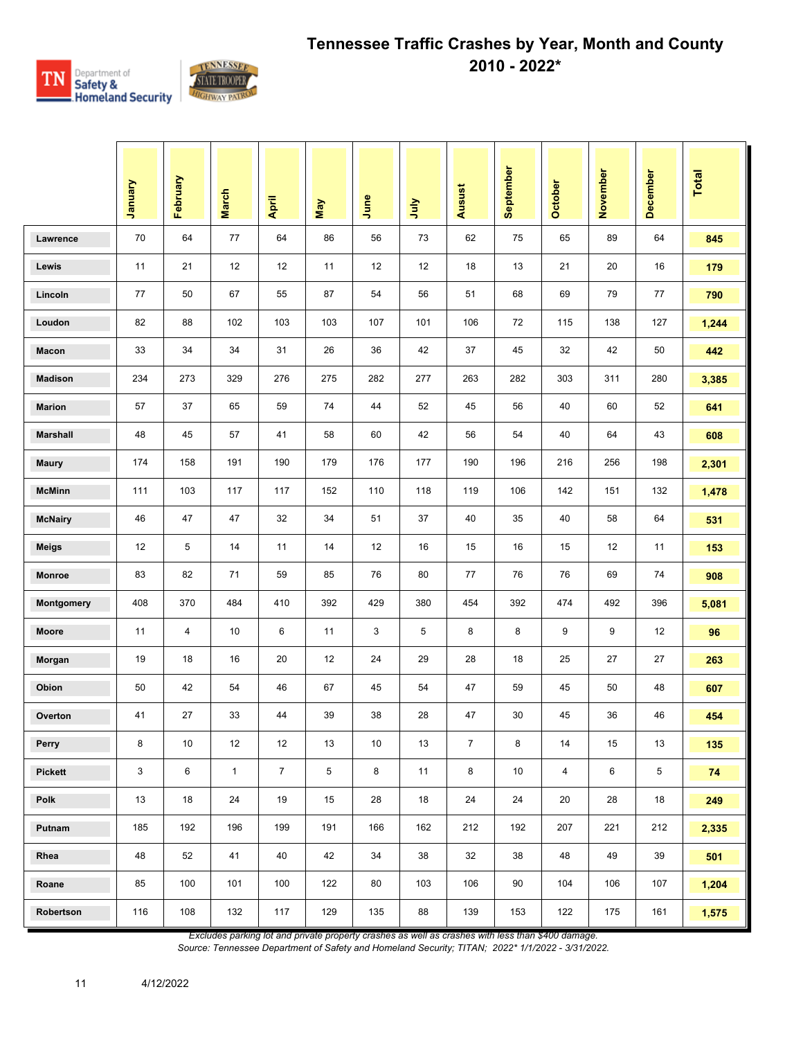# Tennessee Traffic Crashes by Year, Month and County

## 2010 - 2022*

| | January | February | March | April | May | June | July | Ausust | September | October | November | December | Total |
|---|---|---|---|---|---|---|---|---|---|---|---|---|---|
| Lawrence | 70 | 64 | 77 | 64 | 86 | 56 | 73 | 62 | 75 | 65 | 89 | 64 | 845 |
| Lewis | 11 | 21 | 12 | 12 | 11 | 12 | 12 | 18 | 13 | 21 | 20 | 16 | 179 |
| Lincoln | 77 | 50 | 67 | 55 | 87 | 54 | 56 | 51 | 68 | 69 | 79 | 77 | 790 |
| Loudon | 82 | 88 | 102 | 103 | 103 | 107 | 101 | 106 | 72 | 115 | 138 | 127 | 1,244 |
| Macon | 33 | 34 | 34 | 31 | 26 | 36 | 42 | 37 | 45 | 32 | 42 | 50 | 442 |
| Madison | 234 | 273 | 329 | 276 | 275 | 282 | 277 | 263 | 282 | 303 | 311 | 280 | 3,385 |
| Marion | 57 | 37 | 65 | 59 | 74 | 44 | 52 | 45 | 56 | 40 | 60 | 52 | 641 |
| Marshall | 48 | 45 | 57 | 41 | 58 | 60 | 42 | 56 | 54 | 40 | 64 | 43 | 608 |
| Maury | 174 | 158 | 191 | 190 | 179 | 176 | 177 | 190 | 196 | 216 | 256 | 198 | 2,301 |
| McMinn | 111 | 103 | 117 | 117 | 152 | 110 | 118 | 119 | 106 | 142 | 151 | 132 | 1,478 |
| McNairy | 46 | 47 | 47 | 32 | 34 | 51 | 37 | 40 | 35 | 40 | 58 | 64 | 531 |
| Meigs | 12 | 5 | 14 | 11 | 14 | 12 | 16 | 15 | 16 | 15 | 12 | 11 | 153 |
| Monroe | 83 | 82 | 71 | 59 | 85 | 76 | 80 | 77 | 76 | 76 | 69 | 74 | 908 |
| Montgomery | 408 | 370 | 484 | 410 | 392 | 429 | 380 | 454 | 392 | 474 | 492 | 396 | 5,081 |
| Moore | 11 | 4 | 10 | 6 | 11 | 3 | 5 | 8 | 8 | 9 | 9 | 12 | 96 |
| Morgan | 19 | 18 | 16 | 20 | 12 | 24 | 29 | 28 | 18 | 25 | 27 | 27 | 263 |
| Obion | 50 | 42 | 54 | 46 | 67 | 45 | 54 | 47 | 59 | 45 | 50 | 48 | 607 |
| Overton | 41 | 27 | 33 | 44 | 39 | 38 | 28 | 47 | 30 | 45 | 36 | 46 | 454 |
| Perry | 8 | 10 | 12 | 12 | 13 | 10 | 13 | 7 | 8 | 14 | 15 | 13 | 135 |
| Pickett | 3 | 6 | 1 | 7 | 5 | 8 | 11 | 8 | 10 | 4 | 6 | 5 | 74 |
| Polk | 13 | 18 | 24 | 19 | 15 | 28 | 18 | 24 | 24 | 20 | 28 | 18 | 249 |
| Putnam | 185 | 192 | 196 | 199 | 191 | 166 | 162 | 212 | 192 | 207 | 221 | 212 | 2,335 |
| Rhea | 48 | 52 | 41 | 40 | 42 | 34 | 38 | 32 | 38 | 48 | 49 | 39 | 501 |
| Roane | 85 | 100 | 101 | 100 | 122 | 80 | 103 | 106 | 90 | 104 | 106 | 107 | 1,204 |
| Robertson | 116 | 108 | 132 | 117 | 129 | 135 | 88 | 139 | 153 | 122 | 175 | 161 | 1,575 |

*Excludes parking lot and private property crashes as well as crashes with less than $400 damage.*
*Source: Tennessee Department of Safety and Homeland Security; TITAN; 2022* 1/1/2022 - 3/31/2022.*

4/12/2022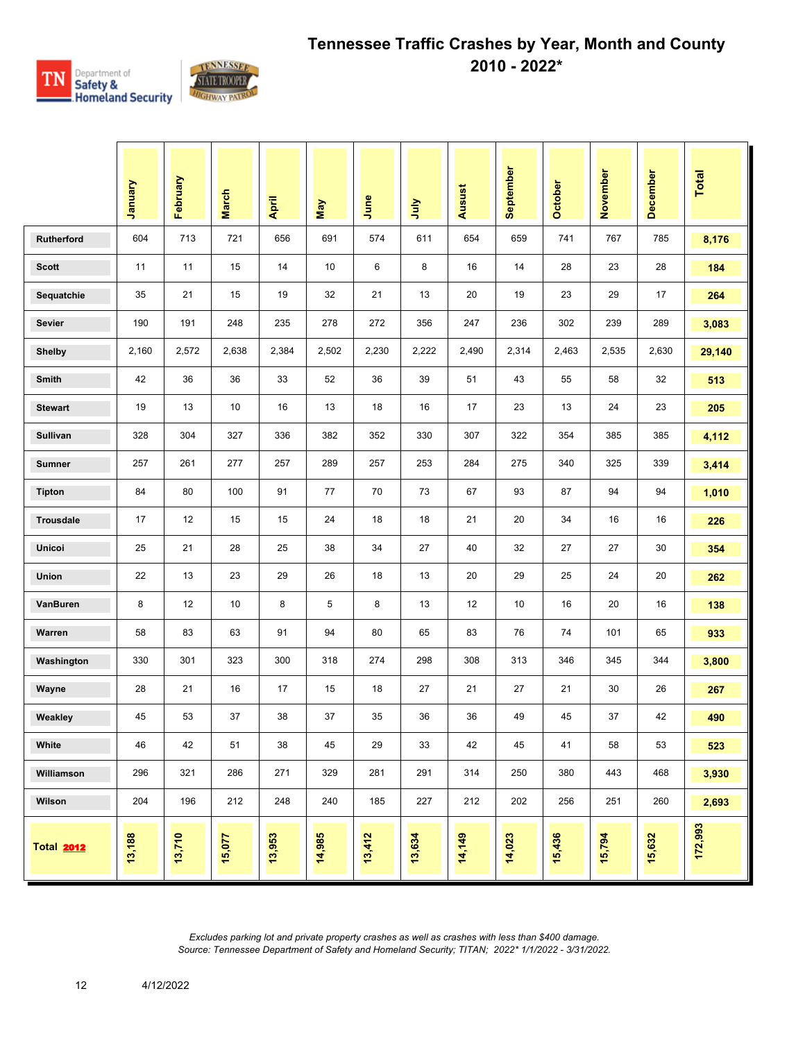# Tennessee Traffic Crashes by Year, Month and County
## 2010 - 2022*

| | January | February | March | April | May | June | July | Ausust | September | October | November | December | Total |
|---|---|---|---|---|---|---|---|---|---|---|---|---|---|
| Rutherford | 604 | 713 | 721 | 656 | 691 | 574 | 611 | 654 | 659 | 741 | 767 | 785 | 8,176 |
| Scott | 11 | 11 | 15 | 14 | 10 | 6 | 8 | 16 | 14 | 28 | 23 | 28 | 184 |
| Sequatchie | 35 | 21 | 15 | 19 | 32 | 21 | 13 | 20 | 19 | 23 | 29 | 17 | 264 |
| Sevier | 190 | 191 | 248 | 235 | 278 | 272 | 356 | 247 | 236 | 302 | 239 | 289 | 3,083 |
| Shelby | 2,160 | 2,572 | 2,638 | 2,384 | 2,502 | 2,230 | 2,222 | 2,490 | 2,314 | 2,463 | 2,535 | 2,630 | 29,140 |
| Smith | 42 | 36 | 36 | 33 | 52 | 36 | 39 | 51 | 43 | 55 | 58 | 32 | 513 |
| Stewart | 19 | 13 | 10 | 16 | 13 | 18 | 16 | 17 | 23 | 13 | 24 | 23 | 205 |
| Sullivan | 328 | 304 | 327 | 336 | 382 | 352 | 330 | 307 | 322 | 354 | 385 | 385 | 4,112 |
| Sumner | 257 | 261 | 277 | 257 | 289 | 257 | 253 | 284 | 275 | 340 | 325 | 339 | 3,414 |
| Tipton | 84 | 80 | 100 | 91 | 77 | 70 | 73 | 67 | 93 | 87 | 94 | 94 | 1,010 |
| Trousdale | 17 | 12 | 15 | 15 | 24 | 18 | 18 | 21 | 20 | 34 | 16 | 16 | 226 |
| Unicoi | 25 | 21 | 28 | 25 | 38 | 34 | 27 | 40 | 32 | 27 | 27 | 30 | 354 |
| Union | 22 | 13 | 23 | 29 | 26 | 18 | 13 | 20 | 29 | 25 | 24 | 20 | 262 |
| VanBuren | 8 | 12 | 10 | 8 | 5 | 8 | 13 | 12 | 10 | 16 | 20 | 16 | 138 |
| Warren | 58 | 83 | 63 | 91 | 94 | 80 | 65 | 83 | 76 | 74 | 101 | 65 | 933 |
| Washington | 330 | 301 | 323 | 300 | 318 | 274 | 298 | 308 | 313 | 346 | 345 | 344 | 3,800 |
| Wayne | 28 | 21 | 16 | 17 | 15 | 18 | 27 | 21 | 27 | 21 | 30 | 26 | 267 |
| Weakley | 45 | 53 | 37 | 38 | 37 | 35 | 36 | 36 | 49 | 45 | 37 | 42 | 490 |
| White | 46 | 42 | 51 | 38 | 45 | 29 | 33 | 42 | 45 | 41 | 58 | 53 | 523 |
| Williamson | 296 | 321 | 286 | 271 | 329 | 281 | 291 | 314 | 250 | 380 | 443 | 468 | 3,930 |
| Wilson | 204 | 196 | 212 | 248 | 240 | 185 | 227 | 212 | 202 | 256 | 251 | 260 | 2,693 |
| Total 2012 | 13,188 | 13,710 | 15,077 | 13,953 | 14,985 | 13,412 | 13,634 | 14,149 | 14,023 | 15,436 | 15,794 | 15,632 | 172,993 |

*Excludes parking lot and private property crashes as well as crashes with less than $400 damage.*
*Source: Tennessee Department of Safety and Homeland Security; TITAN; 2022* 1/1/2022 - 3/31/2022.*

4/12/2022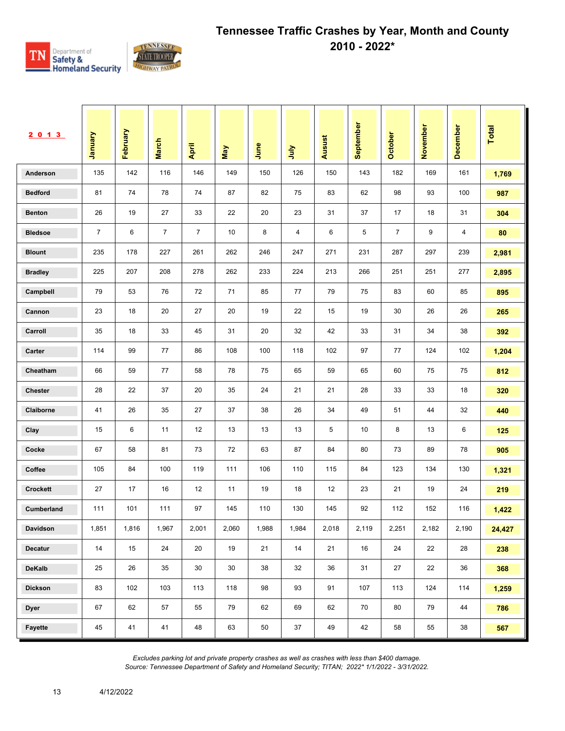# Tennessee Traffic Crashes by Year, Month and County 2010 - 2022*

| 2013 | January | February | March | April | May | June | July | Ausust | September | October | November | December | Total |
|---|---|---|---|---|---|---|---|---|---|---|---|---|---|
| Anderson | 135 | 142 | 116 | 146 | 149 | 150 | 126 | 150 | 143 | 182 | 169 | 161 | **1,769** |
| Bedford | 81 | 74 | 78 | 74 | 87 | 82 | 75 | 83 | 62 | 98 | 93 | 100 | **987** |
| Benton | 26 | 19 | 27 | 33 | 22 | 20 | 23 | 31 | 37 | 17 | 18 | 31 | **304** |
| Bledsoe | 7 | 6 | 7 | 7 | 10 | 8 | 4 | 6 | 5 | 7 | 9 | 4 | **80** |
| Blount | 235 | 178 | 227 | 261 | 262 | 246 | 247 | 271 | 231 | 287 | 297 | 239 | **2,981** |
| Bradley | 225 | 207 | 208 | 278 | 262 | 233 | 224 | 213 | 266 | 251 | 251 | 277 | **2,895** |
| Campbell | 79 | 53 | 76 | 72 | 71 | 85 | 77 | 79 | 75 | 83 | 60 | 85 | **895** |
| Cannon | 23 | 18 | 20 | 27 | 20 | 19 | 22 | 15 | 19 | 30 | 26 | 26 | **265** |
| Carroll | 35 | 18 | 33 | 45 | 31 | 20 | 32 | 42 | 33 | 31 | 34 | 38 | **392** |
| Carter | 114 | 99 | 77 | 86 | 108 | 100 | 118 | 102 | 97 | 77 | 124 | 102 | **1,204** |
| Cheatham | 66 | 59 | 77 | 58 | 78 | 75 | 65 | 59 | 65 | 60 | 75 | 75 | **812** |
| Chester | 28 | 22 | 37 | 20 | 35 | 24 | 21 | 21 | 28 | 33 | 33 | 18 | **320** |
| Claiborne | 41 | 26 | 35 | 27 | 37 | 38 | 26 | 34 | 49 | 51 | 44 | 32 | **440** |
| Clay | 15 | 6 | 11 | 12 | 13 | 13 | 13 | 5 | 10 | 8 | 13 | 6 | **125** |
| Cocke | 67 | 58 | 81 | 73 | 72 | 63 | 87 | 84 | 80 | 73 | 89 | 78 | **905** |
| Coffee | 105 | 84 | 100 | 119 | 111 | 106 | 110 | 115 | 84 | 123 | 134 | 130 | **1,321** |
| Crockett | 27 | 17 | 16 | 12 | 11 | 19 | 18 | 12 | 23 | 21 | 19 | 24 | **219** |
| Cumberland | 111 | 101 | 111 | 97 | 145 | 110 | 130 | 145 | 92 | 112 | 152 | 116 | **1,422** |
| Davidson | 1,851 | 1,816 | 1,967 | 2,001 | 2,060 | 1,988 | 1,984 | 2,018 | 2,119 | 2,251 | 2,182 | 2,190 | **24,427** |
| Decatur | 14 | 15 | 24 | 20 | 19 | 21 | 14 | 21 | 16 | 24 | 22 | 28 | **238** |
| DeKalb | 25 | 26 | 35 | 30 | 30 | 38 | 32 | 36 | 31 | 27 | 22 | 36 | **368** |
| Dickson | 83 | 102 | 103 | 113 | 118 | 98 | 93 | 91 | 107 | 113 | 124 | 114 | **1,259** |
| Dyer | 67 | 62 | 57 | 55 | 79 | 62 | 69 | 62 | 70 | 80 | 79 | 44 | **786** |
| Fayette | 45 | 41 | 41 | 48 | 63 | 50 | 37 | 49 | 42 | 58 | 55 | 38 | **567** |

*Excludes parking lot and private property crashes as well as crashes with less than $400 damage.*
*Source: Tennessee Department of Safety and Homeland Security; TITAN; 2022* 1/1/2022 - 3/31/2022.*

4/12/2022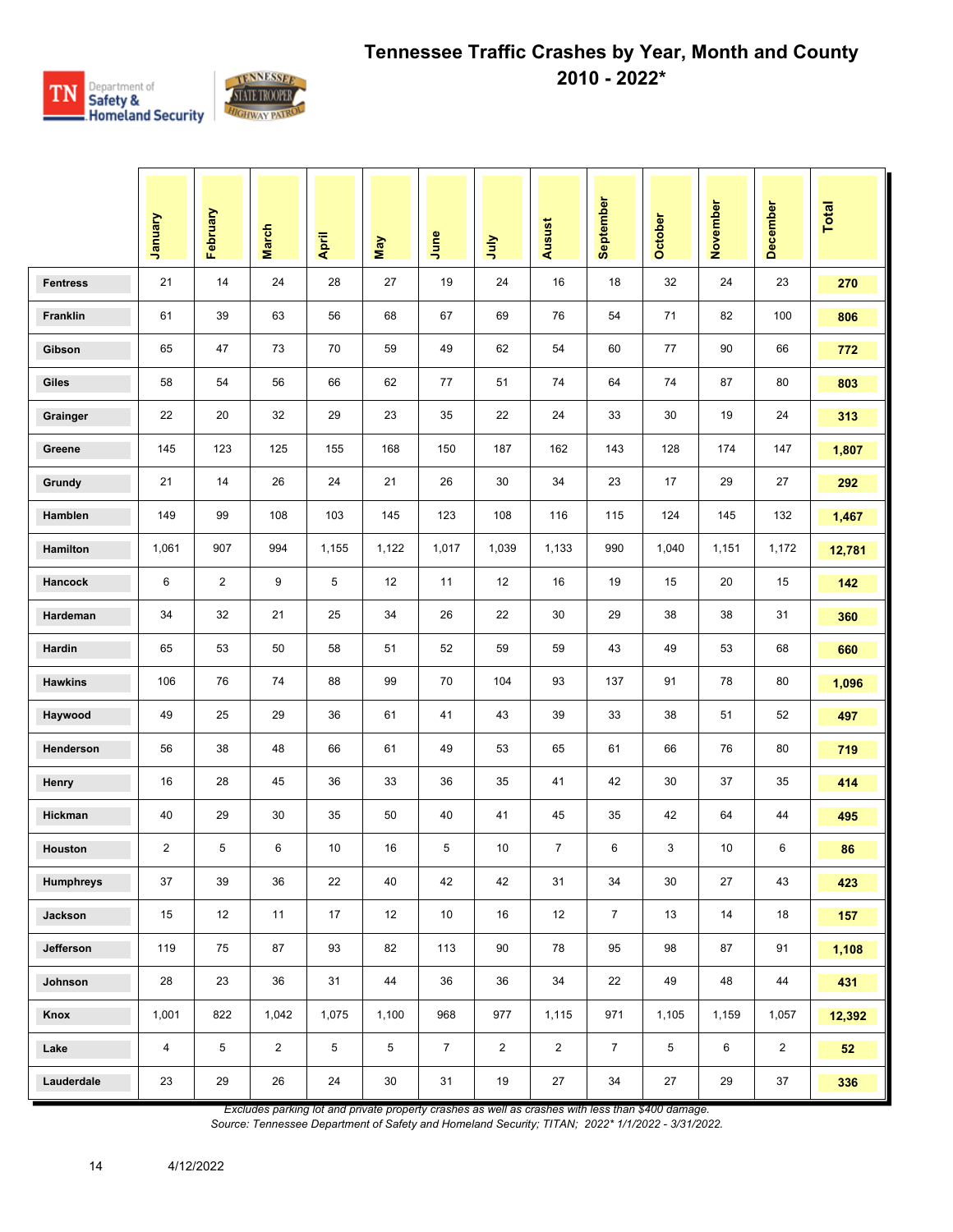# Tennessee Traffic Crashes by Year, Month and County 2010 - 2022*

| | January | February | March | April | May | June | July | Ausust | September | October | November | December | Total |
|---|---|---|---|---|---|---|---|---|---|---|---|---|---|
| Fentress | 21 | 14 | 24 | 28 | 27 | 19 | 24 | 16 | 18 | 32 | 24 | 23 | **270** |
| Franklin | 61 | 39 | 63 | 56 | 68 | 67 | 69 | 76 | 54 | 71 | 82 | 100 | **806** |
| Gibson | 65 | 47 | 73 | 70 | 59 | 49 | 62 | 54 | 60 | 77 | 90 | 66 | **772** |
| Giles | 58 | 54 | 56 | 66 | 62 | 77 | 51 | 74 | 64 | 74 | 87 | 80 | **803** |
| Grainger | 22 | 20 | 32 | 29 | 23 | 35 | 22 | 24 | 33 | 30 | 19 | 24 | **313** |
| Greene | 145 | 123 | 125 | 155 | 168 | 150 | 187 | 162 | 143 | 128 | 174 | 147 | **1,807** |
| Grundy | 21 | 14 | 26 | 24 | 21 | 26 | 30 | 34 | 23 | 17 | 29 | 27 | **292** |
| Hamblen | 149 | 99 | 108 | 103 | 145 | 123 | 108 | 116 | 115 | 124 | 145 | 132 | **1,467** |
| Hamilton | 1,061 | 907 | 994 | 1,155 | 1,122 | 1,017 | 1,039 | 1,133 | 990 | 1,040 | 1,151 | 1,172 | **12,781** |
| Hancock | 6 | 2 | 9 | 5 | 12 | 11 | 12 | 16 | 19 | 15 | 20 | 15 | **142** |
| Hardeman | 34 | 32 | 21 | 25 | 34 | 26 | 22 | 30 | 29 | 38 | 38 | 31 | **360** |
| Hardin | 65 | 53 | 50 | 58 | 51 | 52 | 59 | 59 | 43 | 49 | 53 | 68 | **660** |
| Hawkins | 106 | 76 | 74 | 88 | 99 | 70 | 104 | 93 | 137 | 91 | 78 | 80 | **1,096** |
| Haywood | 49 | 25 | 29 | 36 | 61 | 41 | 43 | 39 | 33 | 38 | 51 | 52 | **497** |
| Henderson | 56 | 38 | 48 | 66 | 61 | 49 | 53 | 65 | 61 | 66 | 76 | 80 | **719** |
| Henry | 16 | 28 | 45 | 36 | 33 | 36 | 35 | 41 | 42 | 30 | 37 | 35 | **414** |
| Hickman | 40 | 29 | 30 | 35 | 50 | 40 | 41 | 45 | 35 | 42 | 64 | 44 | **495** |
| Houston | 2 | 5 | 6 | 10 | 16 | 5 | 10 | 7 | 6 | 3 | 10 | 6 | **86** |
| Humphreys | 37 | 39 | 36 | 22 | 40 | 42 | 42 | 31 | 34 | 30 | 27 | 43 | **423** |
| Jackson | 15 | 12 | 11 | 17 | 12 | 10 | 16 | 12 | 7 | 13 | 14 | 18 | **157** |
| Jefferson | 119 | 75 | 87 | 93 | 82 | 113 | 90 | 78 | 95 | 98 | 87 | 91 | **1,108** |
| Johnson | 28 | 23 | 36 | 31 | 44 | 36 | 36 | 34 | 22 | 49 | 48 | 44 | **431** |
| Knox | 1,001 | 822 | 1,042 | 1,075 | 1,100 | 968 | 977 | 1,115 | 971 | 1,105 | 1,159 | 1,057 | **12,392** |
| Lake | 4 | 5 | 2 | 5 | 5 | 7 | 2 | 2 | 7 | 5 | 6 | 2 | **52** |
| Lauderdale | 23 | 29 | 26 | 24 | 30 | 31 | 19 | 27 | 34 | 27 | 29 | 37 | **336** |

*Excludes parking lot and private property crashes as well as crashes with less than $400 damage.*

*Source: Tennessee Department of Safety and Homeland Security; TITAN; 2022* 1/1/2022 - 3/31/2022.*

4/12/2022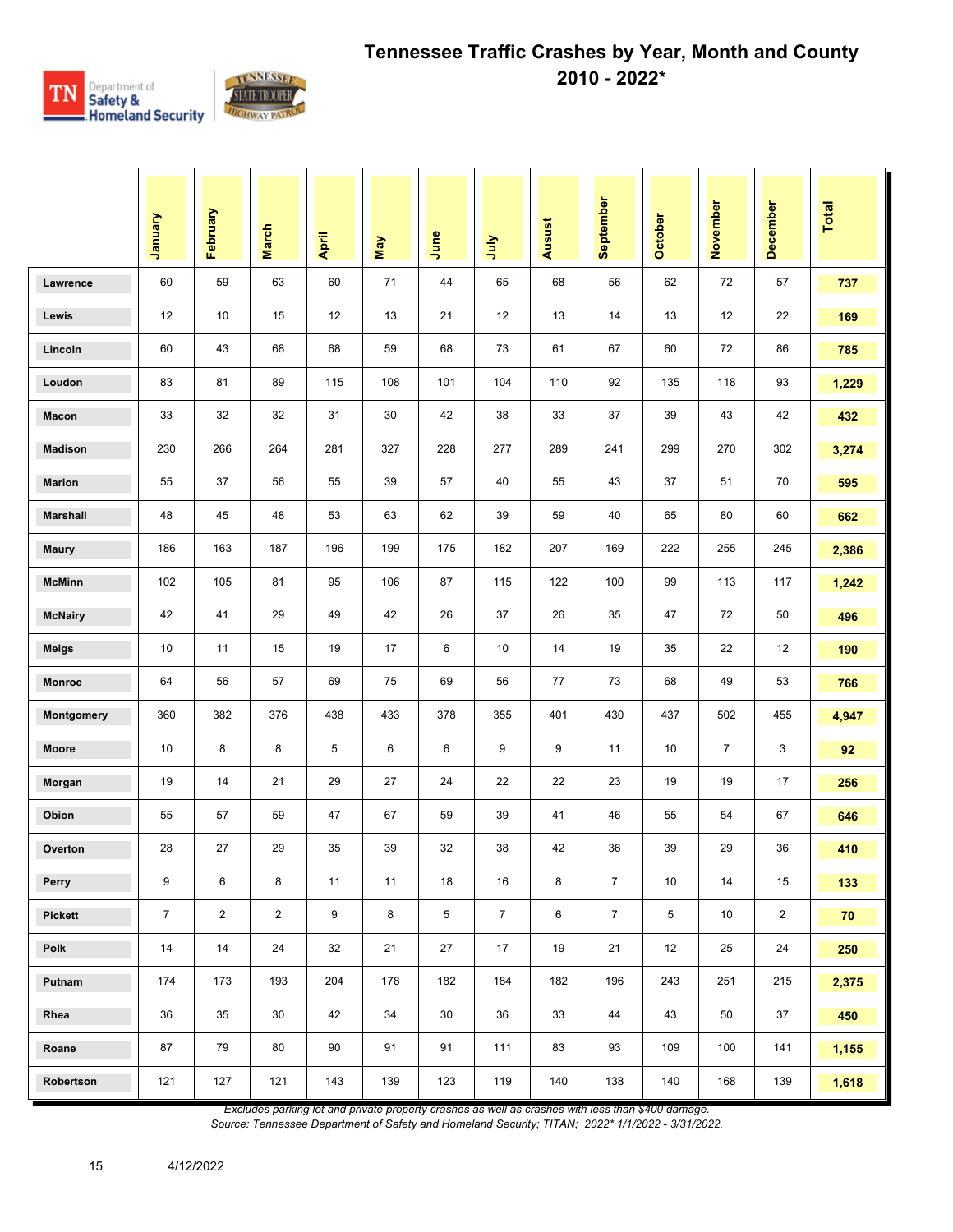# Tennessee Traffic Crashes by Year, Month and County 2010 - 2022*

| | January | February | March | April | May | June | July | Ausust | September | October | November | December | Total |
|---|---|---|---|---|---|---|---|---|---|---|---|---|---|
| Lawrence | 60 | 59 | 63 | 60 | 71 | 44 | 65 | 68 | 56 | 62 | 72 | 57 | 737 |
| Lewis | 12 | 10 | 15 | 12 | 13 | 21 | 12 | 13 | 14 | 13 | 12 | 22 | 169 |
| Lincoln | 60 | 43 | 68 | 68 | 59 | 68 | 73 | 61 | 67 | 60 | 72 | 86 | 785 |
| Loudon | 83 | 81 | 89 | 115 | 108 | 101 | 104 | 110 | 92 | 135 | 118 | 93 | 1,229 |
| Macon | 33 | 32 | 32 | 31 | 30 | 42 | 38 | 33 | 37 | 39 | 43 | 42 | 432 |
| Madison | 230 | 266 | 264 | 281 | 327 | 228 | 277 | 289 | 241 | 299 | 270 | 302 | 3,274 |
| Marion | 55 | 37 | 56 | 55 | 39 | 57 | 40 | 55 | 43 | 37 | 51 | 70 | 595 |
| Marshall | 48 | 45 | 48 | 53 | 63 | 62 | 39 | 59 | 40 | 65 | 80 | 60 | 662 |
| Maury | 186 | 163 | 187 | 196 | 199 | 175 | 182 | 207 | 169 | 222 | 255 | 245 | 2,386 |
| McMinn | 102 | 105 | 81 | 95 | 106 | 87 | 115 | 122 | 100 | 99 | 113 | 117 | 1,242 |
| McNairy | 42 | 41 | 29 | 49 | 42 | 26 | 37 | 26 | 35 | 47 | 72 | 50 | 496 |
| Meigs | 10 | 11 | 15 | 19 | 17 | 6 | 10 | 14 | 19 | 35 | 22 | 12 | 190 |
| Monroe | 64 | 56 | 57 | 69 | 75 | 69 | 56 | 77 | 73 | 68 | 49 | 53 | 766 |
| Montgomery | 360 | 382 | 376 | 438 | 433 | 378 | 355 | 401 | 430 | 437 | 502 | 455 | 4,947 |
| Moore | 10 | 8 | 8 | 5 | 6 | 6 | 9 | 9 | 11 | 10 | 7 | 3 | 92 |
| Morgan | 19 | 14 | 21 | 29 | 27 | 24 | 22 | 22 | 23 | 19 | 19 | 17 | 256 |
| Obion | 55 | 57 | 59 | 47 | 67 | 59 | 39 | 41 | 46 | 55 | 54 | 67 | 646 |
| Overton | 28 | 27 | 29 | 35 | 39 | 32 | 38 | 42 | 36 | 39 | 29 | 36 | 410 |
| Perry | 9 | 6 | 8 | 11 | 11 | 18 | 16 | 8 | 7 | 10 | 14 | 15 | 133 |
| Pickett | 7 | 2 | 2 | 9 | 8 | 5 | 7 | 6 | 7 | 5 | 10 | 2 | 70 |
| Polk | 14 | 14 | 24 | 32 | 21 | 27 | 17 | 19 | 21 | 12 | 25 | 24 | 250 |
| Putnam | 174 | 173 | 193 | 204 | 178 | 182 | 184 | 182 | 196 | 243 | 251 | 215 | 2,375 |
| Rhea | 36 | 35 | 30 | 42 | 34 | 30 | 36 | 33 | 44 | 43 | 50 | 37 | 450 |
| Roane | 87 | 79 | 80 | 90 | 91 | 91 | 111 | 83 | 93 | 109 | 100 | 141 | 1,155 |
| Robertson | 121 | 127 | 121 | 143 | 139 | 123 | 119 | 140 | 138 | 140 | 168 | 139 | 1,618 |

*Excludes parking lot and private property crashes as well as crashes with less than $400 damage.*
*Source: Tennessee Department of Safety and Homeland Security; TITAN; 2022* 1/1/2022 - 3/31/2022.*

4/12/2022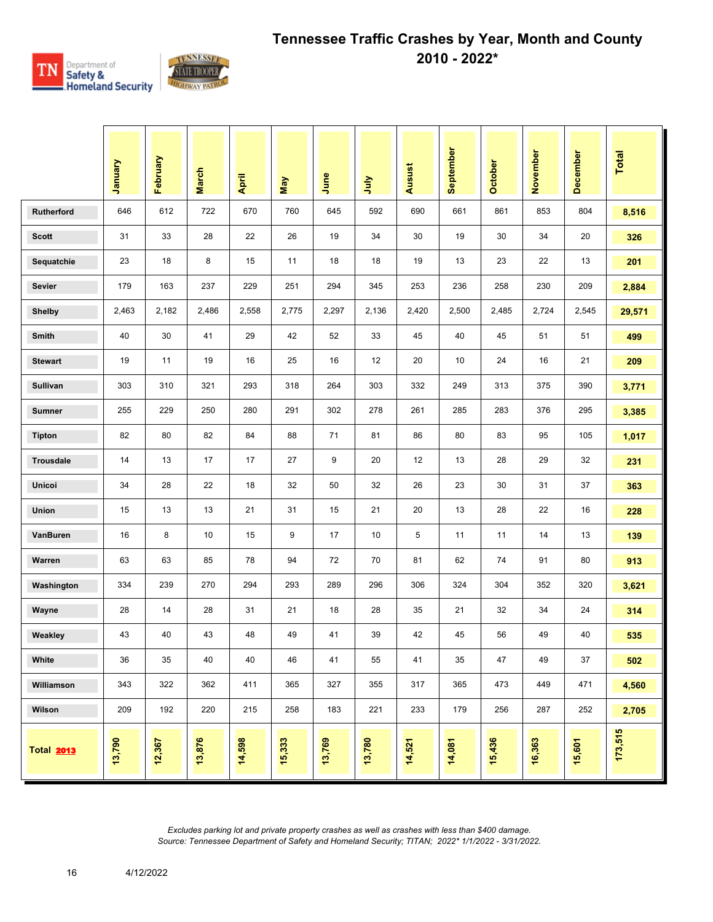# Tennessee Traffic Crashes by Year, Month and County
## 2010 - 2022*

| | January | February | March | April | May | June | July | Ausust | September | October | November | December | Total |
|---|---|---|---|---|---|---|---|---|---|---|---|---|---|
| **Rutherford** | 646 | 612 | 722 | 670 | 760 | 645 | 592 | 690 | 661 | 861 | 853 | 804 | **8,516** |
| **Scott** | 31 | 33 | 28 | 22 | 26 | 19 | 34 | 30 | 19 | 30 | 34 | 20 | **326** |
| **Sequatchie** | 23 | 18 | 8 | 15 | 11 | 18 | 18 | 19 | 13 | 23 | 22 | 13 | **201** |
| **Sevier** | 179 | 163 | 237 | 229 | 251 | 294 | 345 | 253 | 236 | 258 | 230 | 209 | **2,884** |
| **Shelby** | 2,463 | 2,182 | 2,486 | 2,558 | 2,775 | 2,297 | 2,136 | 2,420 | 2,500 | 2,485 | 2,724 | 2,545 | **29,571** |
| **Smith** | 40 | 30 | 41 | 29 | 42 | 52 | 33 | 45 | 40 | 45 | 51 | 51 | **499** |
| **Stewart** | 19 | 11 | 19 | 16 | 25 | 16 | 12 | 20 | 10 | 24 | 16 | 21 | **209** |
| **Sullivan** | 303 | 310 | 321 | 293 | 318 | 264 | 303 | 332 | 249 | 313 | 375 | 390 | **3,771** |
| **Sumner** | 255 | 229 | 250 | 280 | 291 | 302 | 278 | 261 | 285 | 283 | 376 | 295 | **3,385** |
| **Tipton** | 82 | 80 | 82 | 84 | 88 | 71 | 81 | 86 | 80 | 83 | 95 | 105 | **1,017** |
| **Trousdale** | 14 | 13 | 17 | 17 | 27 | 9 | 20 | 12 | 13 | 28 | 29 | 32 | **231** |
| **Unicoi** | 34 | 28 | 22 | 18 | 32 | 50 | 32 | 26 | 23 | 30 | 31 | 37 | **363** |
| **Union** | 15 | 13 | 13 | 21 | 31 | 15 | 21 | 20 | 13 | 28 | 22 | 16 | **228** |
| **VanBuren** | 16 | 8 | 10 | 15 | 9 | 17 | 10 | 5 | 11 | 11 | 14 | 13 | **139** |
| **Warren** | 63 | 63 | 85 | 78 | 94 | 72 | 70 | 81 | 62 | 74 | 91 | 80 | **913** |
| **Washington** | 334 | 239 | 270 | 294 | 293 | 289 | 296 | 306 | 324 | 304 | 352 | 320 | **3,621** |
| **Wayne** | 28 | 14 | 28 | 31 | 21 | 18 | 28 | 35 | 21 | 32 | 34 | 24 | **314** |
| **Weakley** | 43 | 40 | 43 | 48 | 49 | 41 | 39 | 42 | 45 | 56 | 49 | 40 | **535** |
| **White** | 36 | 35 | 40 | 40 | 46 | 41 | 55 | 41 | 35 | 47 | 49 | 37 | **502** |
| **Williamson** | 343 | 322 | 362 | 411 | 365 | 327 | 355 | 317 | 365 | 473 | 449 | 471 | **4,560** |
| **Wilson** | 209 | 192 | 220 | 215 | 258 | 183 | 221 | 233 | 179 | 256 | 287 | 252 | **2,705** |
| **Total 2013** | **13,790** | **12,367** | **13,876** | **14,598** | **15,333** | **13,769** | **13,780** | **14,521** | **14,081** | **15,436** | **16,363** | **15,601** | **173,515** |

*Excludes parking lot and private property crashes as well as crashes with less than $400 damage.*
*Source: Tennessee Department of Safety and Homeland Security; TITAN; 2022* 1/1/2022 - 3/31/2022.*

4/12/2022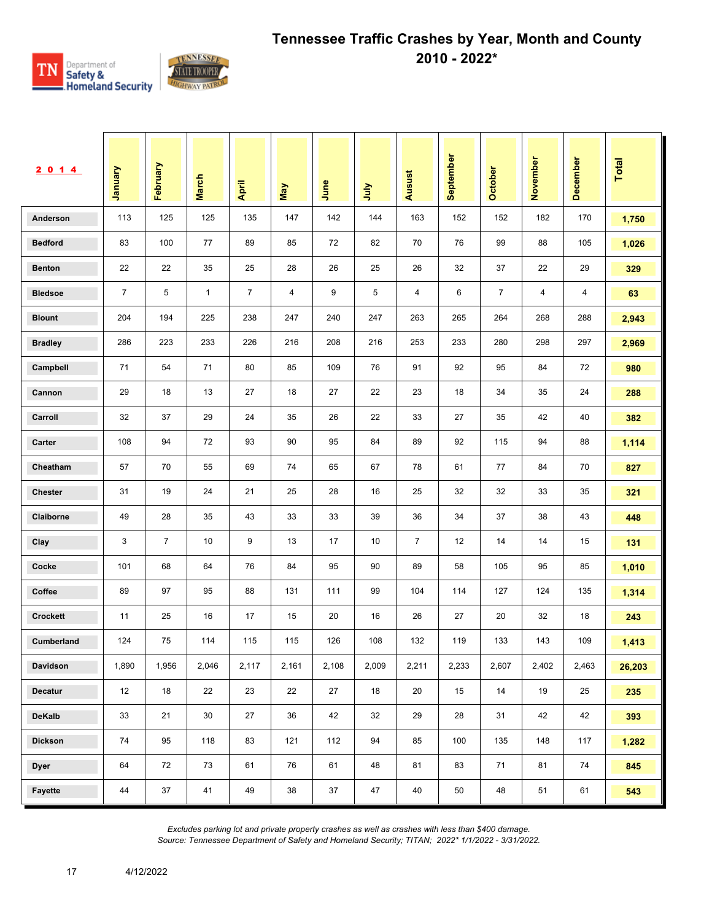# Tennessee Traffic Crashes by Year, Month and County 2010 - 2022*

| 2014 | January | February | March | April | May | June | July | Ausust | September | October | November | December | Total |
|---|---|---|---|---|---|---|---|---|---|---|---|---|---|
| Anderson | 113 | 125 | 125 | 135 | 147 | 142 | 144 | 163 | 152 | 152 | 182 | 170 | 1,750 |
| Bedford | 83 | 100 | 77 | 89 | 85 | 72 | 82 | 70 | 76 | 99 | 88 | 105 | 1,026 |
| Benton | 22 | 22 | 35 | 25 | 28 | 26 | 25 | 26 | 32 | 37 | 22 | 29 | 329 |
| Bledsoe | 7 | 5 | 1 | 7 | 4 | 9 | 5 | 4 | 6 | 7 | 4 | 4 | 63 |
| Blount | 204 | 194 | 225 | 238 | 247 | 240 | 247 | 263 | 265 | 264 | 268 | 288 | 2,943 |
| Bradley | 286 | 223 | 233 | 226 | 216 | 208 | 216 | 253 | 233 | 280 | 298 | 297 | 2,969 |
| Campbell | 71 | 54 | 71 | 80 | 85 | 109 | 76 | 91 | 92 | 95 | 84 | 72 | 980 |
| Cannon | 29 | 18 | 13 | 27 | 18 | 27 | 22 | 23 | 18 | 34 | 35 | 24 | 288 |
| Carroll | 32 | 37 | 29 | 24 | 35 | 26 | 22 | 33 | 27 | 35 | 42 | 40 | 382 |
| Carter | 108 | 94 | 72 | 93 | 90 | 95 | 84 | 89 | 92 | 115 | 94 | 88 | 1,114 |
| Cheatham | 57 | 70 | 55 | 69 | 74 | 65 | 67 | 78 | 61 | 77 | 84 | 70 | 827 |
| Chester | 31 | 19 | 24 | 21 | 25 | 28 | 16 | 25 | 32 | 32 | 33 | 35 | 321 |
| Claiborne | 49 | 28 | 35 | 43 | 33 | 33 | 39 | 36 | 34 | 37 | 38 | 43 | 448 |
| Clay | 3 | 7 | 10 | 9 | 13 | 17 | 10 | 7 | 12 | 14 | 14 | 15 | 131 |
| Cocke | 101 | 68 | 64 | 76 | 84 | 95 | 90 | 89 | 58 | 105 | 95 | 85 | 1,010 |
| Coffee | 89 | 97 | 95 | 88 | 131 | 111 | 99 | 104 | 114 | 127 | 124 | 135 | 1,314 |
| Crockett | 11 | 25 | 16 | 17 | 15 | 20 | 16 | 26 | 27 | 20 | 32 | 18 | 243 |
| Cumberland | 124 | 75 | 114 | 115 | 115 | 126 | 108 | 132 | 119 | 133 | 143 | 109 | 1,413 |
| Davidson | 1,890 | 1,956 | 2,046 | 2,117 | 2,161 | 2,108 | 2,009 | 2,211 | 2,233 | 2,607 | 2,402 | 2,463 | 26,203 |
| Decatur | 12 | 18 | 22 | 23 | 22 | 27 | 18 | 20 | 15 | 14 | 19 | 25 | 235 |
| DeKalb | 33 | 21 | 30 | 27 | 36 | 42 | 32 | 29 | 28 | 31 | 42 | 42 | 393 |
| Dickson | 74 | 95 | 118 | 83 | 121 | 112 | 94 | 85 | 100 | 135 | 148 | 117 | 1,282 |
| Dyer | 64 | 72 | 73 | 61 | 76 | 61 | 48 | 81 | 83 | 71 | 81 | 74 | 845 |
| Fayette | 44 | 37 | 41 | 49 | 38 | 37 | 47 | 40 | 50 | 48 | 51 | 61 | 543 |

*Excludes parking lot and private property crashes as well as crashes with less than $400 damage.*
*Source: Tennessee Department of Safety and Homeland Security; TITAN; 2022* 1/1/2022 - 3/31/2022.*

4/12/2022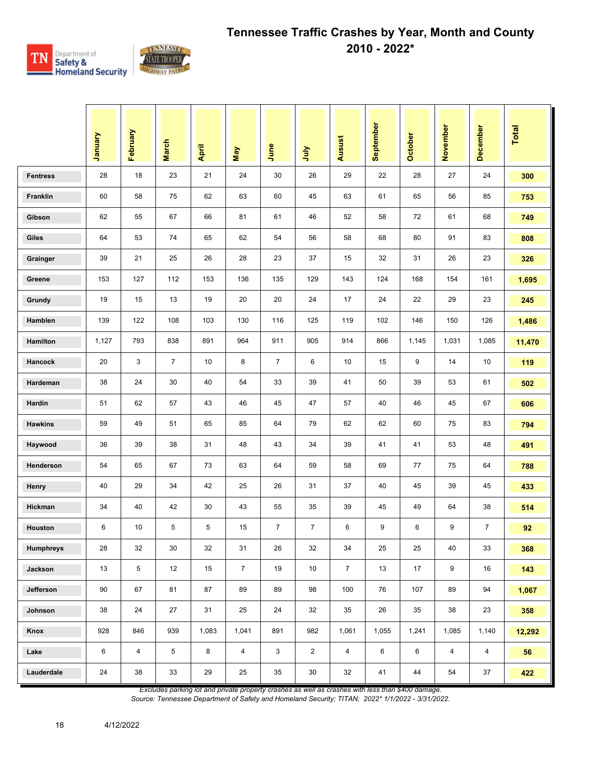# Tennessee Traffic Crashes by Year, Month and County

## 2010 - 2022*

| | January | February | March | April | May | June | July | Ausust | September | October | November | December | Total |
|---|---|---|---|---|---|---|---|---|---|---|---|---|---|
| Fentress | 28 | 18 | 23 | 21 | 24 | 30 | 26 | 29 | 22 | 28 | 27 | 24 | **300** |
| Franklin | 60 | 58 | 75 | 62 | 63 | 60 | 45 | 63 | 61 | 65 | 56 | 85 | **753** |
| Gibson | 62 | 55 | 67 | 66 | 81 | 61 | 46 | 52 | 58 | 72 | 61 | 68 | **749** |
| Giles | 64 | 53 | 74 | 65 | 62 | 54 | 56 | 58 | 68 | 80 | 91 | 83 | **808** |
| Grainger | 39 | 21 | 25 | 26 | 28 | 23 | 37 | 15 | 32 | 31 | 26 | 23 | **326** |
| Greene | 153 | 127 | 112 | 153 | 136 | 135 | 129 | 143 | 124 | 168 | 154 | 161 | **1,695** |
| Grundy | 19 | 15 | 13 | 19 | 20 | 20 | 24 | 17 | 24 | 22 | 29 | 23 | **245** |
| Hamblen | 139 | 122 | 108 | 103 | 130 | 116 | 125 | 119 | 102 | 146 | 150 | 126 | **1,486** |
| Hamilton | 1,127 | 793 | 838 | 891 | 964 | 911 | 905 | 914 | 866 | 1,145 | 1,031 | 1,085 | **11,470** |
| Hancock | 20 | 3 | 7 | 10 | 8 | 7 | 6 | 10 | 15 | 9 | 14 | 10 | **119** |
| Hardeman | 38 | 24 | 30 | 40 | 54 | 33 | 39 | 41 | 50 | 39 | 53 | 61 | **502** |
| Hardin | 51 | 62 | 57 | 43 | 46 | 45 | 47 | 57 | 40 | 46 | 45 | 67 | **606** |
| Hawkins | 59 | 49 | 51 | 65 | 85 | 64 | 79 | 62 | 62 | 60 | 75 | 83 | **794** |
| Haywood | 36 | 39 | 38 | 31 | 48 | 43 | 34 | 39 | 41 | 41 | 53 | 48 | **491** |
| Henderson | 54 | 65 | 67 | 73 | 63 | 64 | 59 | 58 | 69 | 77 | 75 | 64 | **788** |
| Henry | 40 | 29 | 34 | 42 | 25 | 26 | 31 | 37 | 40 | 45 | 39 | 45 | **433** |
| Hickman | 34 | 40 | 42 | 30 | 43 | 55 | 35 | 39 | 45 | 49 | 64 | 38 | **514** |
| Houston | 6 | 10 | 5 | 5 | 15 | 7 | 7 | 6 | 9 | 6 | 9 | 7 | **92** |
| Humphreys | 28 | 32 | 30 | 32 | 31 | 26 | 32 | 34 | 25 | 25 | 40 | 33 | **368** |
| Jackson | 13 | 5 | 12 | 15 | 7 | 19 | 10 | 7 | 13 | 17 | 9 | 16 | **143** |
| Jefferson | 90 | 67 | 81 | 87 | 89 | 89 | 98 | 100 | 76 | 107 | 89 | 94 | **1,067** |
| Johnson | 38 | 24 | 27 | 31 | 25 | 24 | 32 | 35 | 26 | 35 | 38 | 23 | **358** |
| Knox | 928 | 846 | 939 | 1,083 | 1,041 | 891 | 982 | 1,061 | 1,055 | 1,241 | 1,085 | 1,140 | **12,292** |
| Lake | 6 | 4 | 5 | 8 | 4 | 3 | 2 | 4 | 6 | 6 | 4 | 4 | **56** |
| Lauderdale | 24 | 38 | 33 | 29 | 25 | 35 | 30 | 32 | 41 | 44 | 54 | 37 | **422** |

*Excludes parking lot and private property crashes as well as crashes with less than $400 damage.*

*Source: Tennessee Department of Safety and Homeland Security; TITAN; 2022* 1/1/2022 - 3/31/2022.*

4/12/2022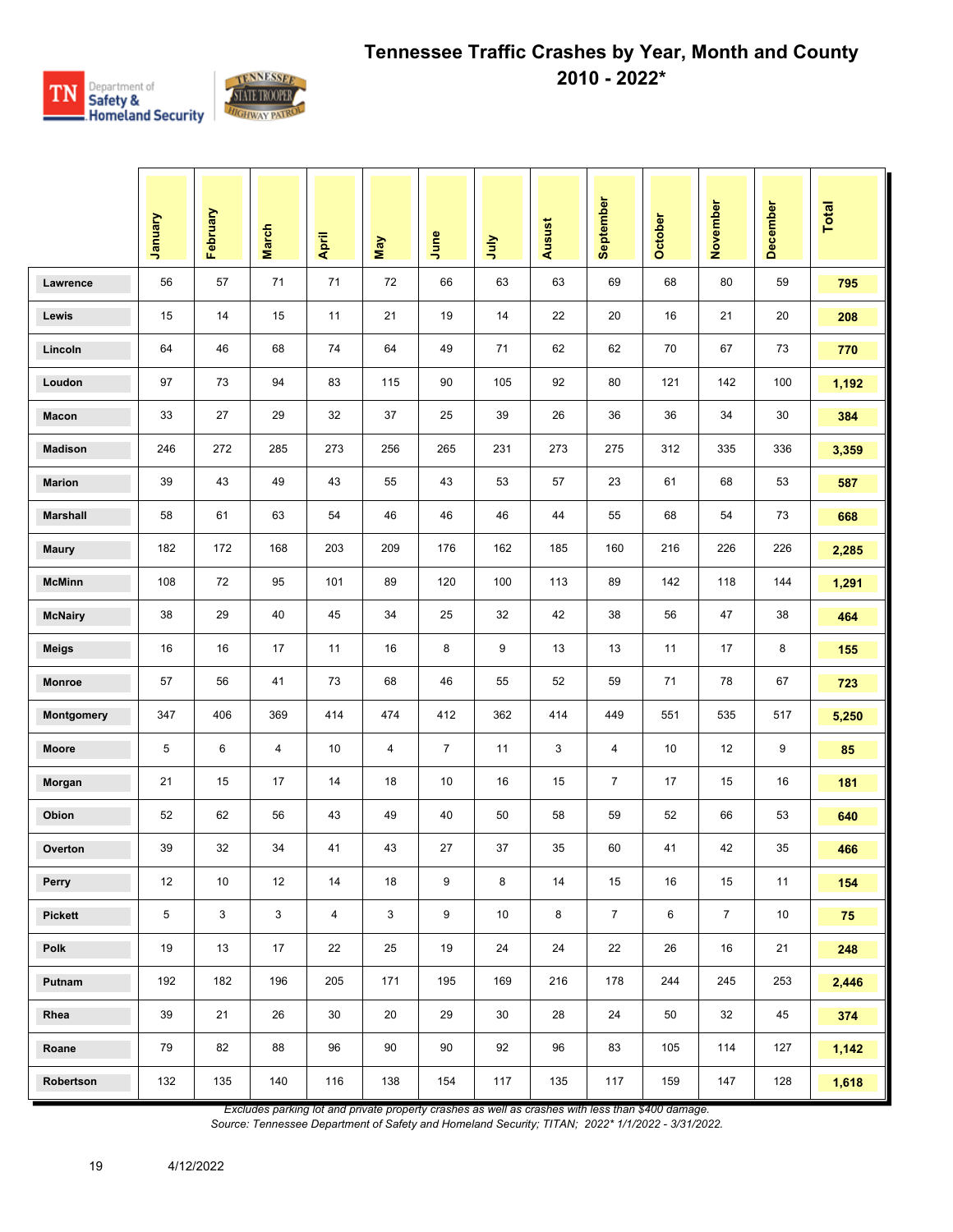# Tennessee Traffic Crashes by Year, Month and County 2010 - 2022*

| | January | February | March | April | May | June | July | Ausust | September | October | November | December | Total |
|---|---|---|---|---|---|---|---|---|---|---|---|---|---|
| Lawrence | 56 | 57 | 71 | 71 | 72 | 66 | 63 | 63 | 69 | 68 | 80 | 59 | 795 |
| Lewis | 15 | 14 | 15 | 11 | 21 | 19 | 14 | 22 | 20 | 16 | 21 | 20 | 208 |
| Lincoln | 64 | 46 | 68 | 74 | 64 | 49 | 71 | 62 | 62 | 70 | 67 | 73 | 770 |
| Loudon | 97 | 73 | 94 | 83 | 115 | 90 | 105 | 92 | 80 | 121 | 142 | 100 | 1,192 |
| Macon | 33 | 27 | 29 | 32 | 37 | 25 | 39 | 26 | 36 | 36 | 34 | 30 | 384 |
| Madison | 246 | 272 | 285 | 273 | 256 | 265 | 231 | 273 | 275 | 312 | 335 | 336 | 3,359 |
| Marion | 39 | 43 | 49 | 43 | 55 | 43 | 53 | 57 | 23 | 61 | 68 | 53 | 587 |
| Marshall | 58 | 61 | 63 | 54 | 46 | 46 | 46 | 44 | 55 | 68 | 54 | 73 | 668 |
| Maury | 182 | 172 | 168 | 203 | 209 | 176 | 162 | 185 | 160 | 216 | 226 | 226 | 2,285 |
| McMinn | 108 | 72 | 95 | 101 | 89 | 120 | 100 | 113 | 89 | 142 | 118 | 144 | 1,291 |
| McNairy | 38 | 29 | 40 | 45 | 34 | 25 | 32 | 42 | 38 | 56 | 47 | 38 | 464 |
| Meigs | 16 | 16 | 17 | 11 | 16 | 8 | 9 | 13 | 13 | 11 | 17 | 8 | 155 |
| Monroe | 57 | 56 | 41 | 73 | 68 | 46 | 55 | 52 | 59 | 71 | 78 | 67 | 723 |
| Montgomery | 347 | 406 | 369 | 414 | 474 | 412 | 362 | 414 | 449 | 551 | 535 | 517 | 5,250 |
| Moore | 5 | 6 | 4 | 10 | 4 | 7 | 11 | 3 | 4 | 10 | 12 | 9 | 85 |
| Morgan | 21 | 15 | 17 | 14 | 18 | 10 | 16 | 15 | 7 | 17 | 15 | 16 | 181 |
| Obion | 52 | 62 | 56 | 43 | 49 | 40 | 50 | 58 | 59 | 52 | 66 | 53 | 640 |
| Overton | 39 | 32 | 34 | 41 | 43 | 27 | 37 | 35 | 60 | 41 | 42 | 35 | 466 |
| Perry | 12 | 10 | 12 | 14 | 18 | 9 | 8 | 14 | 15 | 16 | 15 | 11 | 154 |
| Pickett | 5 | 3 | 3 | 4 | 3 | 9 | 10 | 8 | 7 | 6 | 7 | 10 | 75 |
| Polk | 19 | 13 | 17 | 22 | 25 | 19 | 24 | 24 | 22 | 26 | 16 | 21 | 248 |
| Putnam | 192 | 182 | 196 | 205 | 171 | 195 | 169 | 216 | 178 | 244 | 245 | 253 | 2,446 |
| Rhea | 39 | 21 | 26 | 30 | 20 | 29 | 30 | 28 | 24 | 50 | 32 | 45 | 374 |
| Roane | 79 | 82 | 88 | 96 | 90 | 90 | 92 | 96 | 83 | 105 | 114 | 127 | 1,142 |
| Robertson | 132 | 135 | 140 | 116 | 138 | 154 | 117 | 135 | 117 | 159 | 147 | 128 | 1,618 |

*Excludes parking lot and private property crashes as well as crashes with less than $400 damage.*
*Source: Tennessee Department of Safety and Homeland Security; TITAN; 2022* 1/1/2022 - 3/31/2022.*

4/12/2022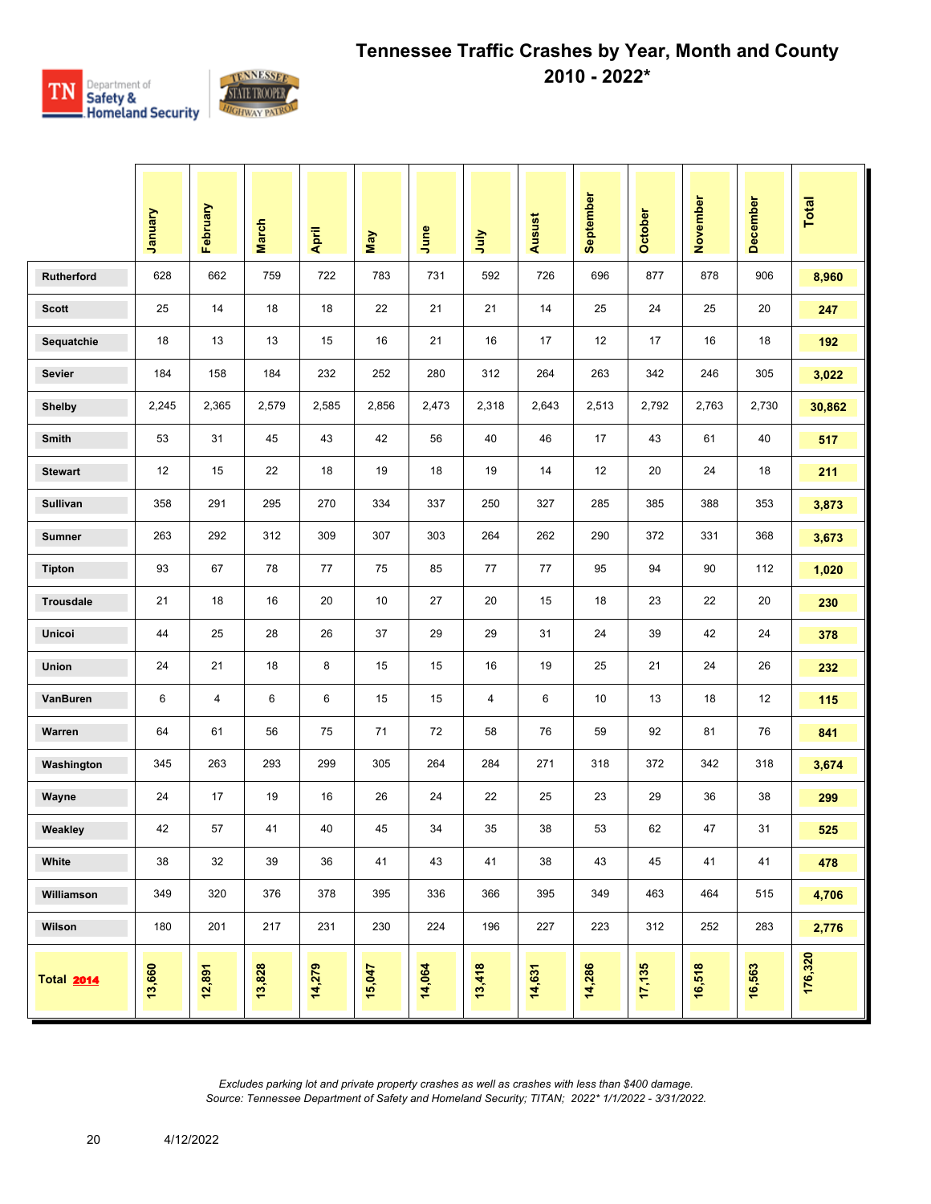# Tennessee Traffic Crashes by Year, Month and County 2010 - 2022*

| | January | February | March | April | May | June | July | Ausust | September | October | November | December | Total |
|---|---|---|---|---|---|---|---|---|---|---|---|---|---|
| Rutherford | 628 | 662 | 759 | 722 | 783 | 731 | 592 | 726 | 696 | 877 | 878 | 906 | 8,960 |
| Scott | 25 | 14 | 18 | 18 | 22 | 21 | 21 | 14 | 25 | 24 | 25 | 20 | 247 |
| Sequatchie | 18 | 13 | 13 | 15 | 16 | 21 | 16 | 17 | 12 | 17 | 16 | 18 | 192 |
| Sevier | 184 | 158 | 184 | 232 | 252 | 280 | 312 | 264 | 263 | 342 | 246 | 305 | 3,022 |
| Shelby | 2,245 | 2,365 | 2,579 | 2,585 | 2,856 | 2,473 | 2,318 | 2,643 | 2,513 | 2,792 | 2,763 | 2,730 | 30,862 |
| Smith | 53 | 31 | 45 | 43 | 42 | 56 | 40 | 46 | 17 | 43 | 61 | 40 | 517 |
| Stewart | 12 | 15 | 22 | 18 | 19 | 18 | 19 | 14 | 12 | 20 | 24 | 18 | 211 |
| Sullivan | 358 | 291 | 295 | 270 | 334 | 337 | 250 | 327 | 285 | 385 | 388 | 353 | 3,873 |
| Sumner | 263 | 292 | 312 | 309 | 307 | 303 | 264 | 262 | 290 | 372 | 331 | 368 | 3,673 |
| Tipton | 93 | 67 | 78 | 77 | 75 | 85 | 77 | 77 | 95 | 94 | 90 | 112 | 1,020 |
| Trousdale | 21 | 18 | 16 | 20 | 10 | 27 | 20 | 15 | 18 | 23 | 22 | 20 | 230 |
| Unicoi | 44 | 25 | 28 | 26 | 37 | 29 | 29 | 31 | 24 | 39 | 42 | 24 | 378 |
| Union | 24 | 21 | 18 | 8 | 15 | 15 | 16 | 19 | 25 | 21 | 24 | 26 | 232 |
| VanBuren | 6 | 4 | 6 | 6 | 15 | 15 | 4 | 6 | 10 | 13 | 18 | 12 | 115 |
| Warren | 64 | 61 | 56 | 75 | 71 | 72 | 58 | 76 | 59 | 92 | 81 | 76 | 841 |
| Washington | 345 | 263 | 293 | 299 | 305 | 264 | 284 | 271 | 318 | 372 | 342 | 318 | 3,674 |
| Wayne | 24 | 17 | 19 | 16 | 26 | 24 | 22 | 25 | 23 | 29 | 36 | 38 | 299 |
| Weakley | 42 | 57 | 41 | 40 | 45 | 34 | 35 | 38 | 53 | 62 | 47 | 31 | 525 |
| White | 38 | 32 | 39 | 36 | 41 | 43 | 41 | 38 | 43 | 45 | 41 | 41 | 478 |
| Williamson | 349 | 320 | 376 | 378 | 395 | 336 | 366 | 395 | 349 | 463 | 464 | 515 | 4,706 |
| Wilson | 180 | 201 | 217 | 231 | 230 | 224 | 196 | 227 | 223 | 312 | 252 | 283 | 2,776 |
| Total 2014 | 13,660 | 12,891 | 13,828 | 14,279 | 15,047 | 14,064 | 13,418 | 14,631 | 14,286 | 17,135 | 16,518 | 16,563 | 176,320 |

*Excludes parking lot and private property crashes as well as crashes with less than $400 damage.*
*Source: Tennessee Department of Safety and Homeland Security; TITAN; 2022* 1/1/2022 - 3/31/2022.*

4/12/2022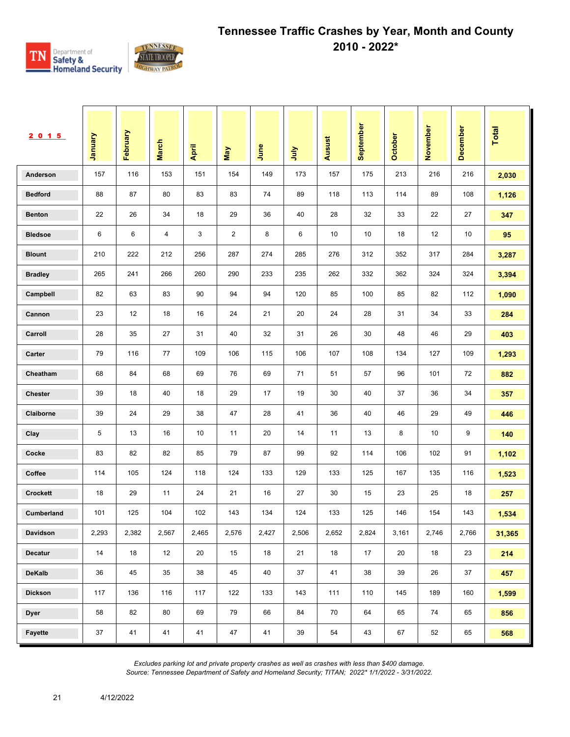# Tennessee Traffic Crashes by Year, Month and County 2010 - 2022*

| 2015 | January | February | March | April | May | June | July | Ausust | September | October | November | December | Total |
|---|---|---|---|---|---|---|---|---|---|---|---|---|---|
| Anderson | 157 | 116 | 153 | 151 | 154 | 149 | 173 | 157 | 175 | 213 | 216 | 216 | **2,030** |
| Bedford | 88 | 87 | 80 | 83 | 83 | 74 | 89 | 118 | 113 | 114 | 89 | 108 | **1,126** |
| Benton | 22 | 26 | 34 | 18 | 29 | 36 | 40 | 28 | 32 | 33 | 22 | 27 | **347** |
| Bledsoe | 6 | 6 | 4 | 3 | 2 | 8 | 6 | 10 | 10 | 18 | 12 | 10 | **95** |
| Blount | 210 | 222 | 212 | 256 | 287 | 274 | 285 | 276 | 312 | 352 | 317 | 284 | **3,287** |
| Bradley | 265 | 241 | 266 | 260 | 290 | 233 | 235 | 262 | 332 | 362 | 324 | 324 | **3,394** |
| Campbell | 82 | 63 | 83 | 90 | 94 | 94 | 120 | 85 | 100 | 85 | 82 | 112 | **1,090** |
| Cannon | 23 | 12 | 18 | 16 | 24 | 21 | 20 | 24 | 28 | 31 | 34 | 33 | **284** |
| Carroll | 28 | 35 | 27 | 31 | 40 | 32 | 31 | 26 | 30 | 48 | 46 | 29 | **403** |
| Carter | 79 | 116 | 77 | 109 | 106 | 115 | 106 | 107 | 108 | 134 | 127 | 109 | **1,293** |
| Cheatham | 68 | 84 | 68 | 69 | 76 | 69 | 71 | 51 | 57 | 96 | 101 | 72 | **882** |
| Chester | 39 | 18 | 40 | 18 | 29 | 17 | 19 | 30 | 40 | 37 | 36 | 34 | **357** |
| Claiborne | 39 | 24 | 29 | 38 | 47 | 28 | 41 | 36 | 40 | 46 | 29 | 49 | **446** |
| Clay | 5 | 13 | 16 | 10 | 11 | 20 | 14 | 11 | 13 | 8 | 10 | 9 | **140** |
| Cocke | 83 | 82 | 82 | 85 | 79 | 87 | 99 | 92 | 114 | 106 | 102 | 91 | **1,102** |
| Coffee | 114 | 105 | 124 | 118 | 124 | 133 | 129 | 133 | 125 | 167 | 135 | 116 | **1,523** |
| Crockett | 18 | 29 | 11 | 24 | 21 | 16 | 27 | 30 | 15 | 23 | 25 | 18 | **257** |
| Cumberland | 101 | 125 | 104 | 102 | 143 | 134 | 124 | 133 | 125 | 146 | 154 | 143 | **1,534** |
| Davidson | 2,293 | 2,382 | 2,567 | 2,465 | 2,576 | 2,427 | 2,506 | 2,652 | 2,824 | 3,161 | 2,746 | 2,766 | **31,365** |
| Decatur | 14 | 18 | 12 | 20 | 15 | 18 | 21 | 18 | 17 | 20 | 18 | 23 | **214** |
| DeKalb | 36 | 45 | 35 | 38 | 45 | 40 | 37 | 41 | 38 | 39 | 26 | 37 | **457** |
| Dickson | 117 | 136 | 116 | 117 | 122 | 133 | 143 | 111 | 110 | 145 | 189 | 160 | **1,599** |
| Dyer | 58 | 82 | 80 | 69 | 79 | 66 | 84 | 70 | 64 | 65 | 74 | 65 | **856** |
| Fayette | 37 | 41 | 41 | 41 | 47 | 41 | 39 | 54 | 43 | 67 | 52 | 65 | **568** |

*Excludes parking lot and private property crashes as well as crashes with less than $400 damage.*
*Source: Tennessee Department of Safety and Homeland Security; TITAN; 2022* 1/1/2022 - 3/31/2022.*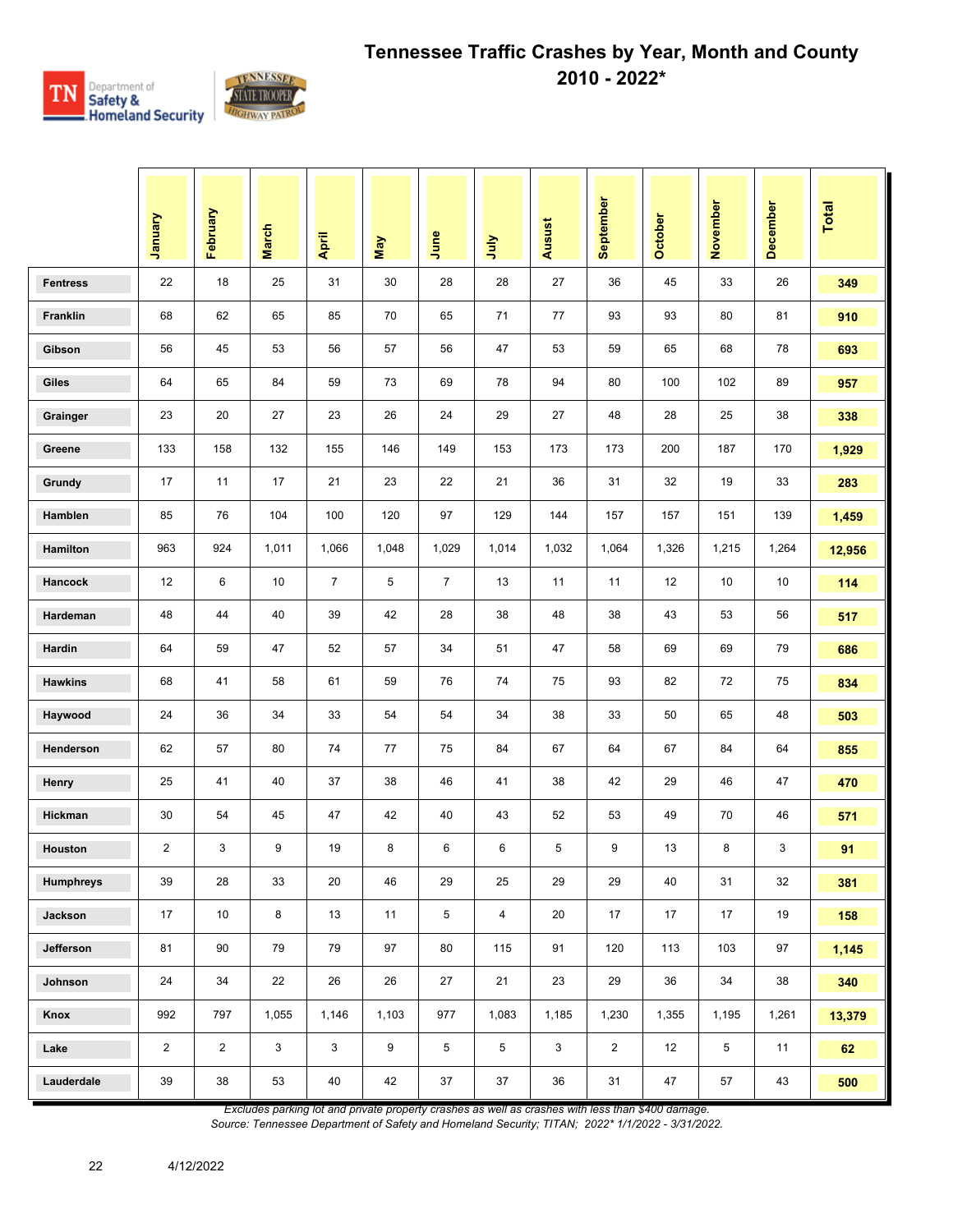# Tennessee Traffic Crashes by Year, Month and County

## 2010 - 2022*

| | January | February | March | April | May | June | July | Ausust | September | October | November | December | Total |
|---|---|---|---|---|---|---|---|---|---|---|---|---|---|
| Fentress | 22 | 18 | 25 | 31 | 30 | 28 | 28 | 27 | 36 | 45 | 33 | 26 | **349** |
| Franklin | 68 | 62 | 65 | 85 | 70 | 65 | 71 | 77 | 93 | 93 | 80 | 81 | **910** |
| Gibson | 56 | 45 | 53 | 56 | 57 | 56 | 47 | 53 | 59 | 65 | 68 | 78 | **693** |
| Giles | 64 | 65 | 84 | 59 | 73 | 69 | 78 | 94 | 80 | 100 | 102 | 89 | **957** |
| Grainger | 23 | 20 | 27 | 23 | 26 | 24 | 29 | 27 | 48 | 28 | 25 | 38 | **338** |
| Greene | 133 | 158 | 132 | 155 | 146 | 149 | 153 | 173 | 173 | 200 | 187 | 170 | **1,929** |
| Grundy | 17 | 11 | 17 | 21 | 23 | 22 | 21 | 36 | 31 | 32 | 19 | 33 | **283** |
| Hamblen | 85 | 76 | 104 | 100 | 120 | 97 | 129 | 144 | 157 | 157 | 151 | 139 | **1,459** |
| Hamilton | 963 | 924 | 1,011 | 1,066 | 1,048 | 1,029 | 1,014 | 1,032 | 1,064 | 1,326 | 1,215 | 1,264 | **12,956** |
| Hancock | 12 | 6 | 10 | 7 | 5 | 7 | 13 | 11 | 11 | 12 | 10 | 10 | **114** |
| Hardeman | 48 | 44 | 40 | 39 | 42 | 28 | 38 | 48 | 38 | 43 | 53 | 56 | **517** |
| Hardin | 64 | 59 | 47 | 52 | 57 | 34 | 51 | 47 | 58 | 69 | 69 | 79 | **686** |
| Hawkins | 68 | 41 | 58 | 61 | 59 | 76 | 74 | 75 | 93 | 82 | 72 | 75 | **834** |
| Haywood | 24 | 36 | 34 | 33 | 54 | 54 | 34 | 38 | 33 | 50 | 65 | 48 | **503** |
| Henderson | 62 | 57 | 80 | 74 | 77 | 75 | 84 | 67 | 64 | 67 | 84 | 64 | **855** |
| Henry | 25 | 41 | 40 | 37 | 38 | 46 | 41 | 38 | 42 | 29 | 46 | 47 | **470** |
| Hickman | 30 | 54 | 45 | 47 | 42 | 40 | 43 | 52 | 53 | 49 | 70 | 46 | **571** |
| Houston | 2 | 3 | 9 | 19 | 8 | 6 | 6 | 5 | 9 | 13 | 8 | 3 | **91** |
| Humphreys | 39 | 28 | 33 | 20 | 46 | 29 | 25 | 29 | 29 | 40 | 31 | 32 | **381** |
| Jackson | 17 | 10 | 8 | 13 | 11 | 5 | 4 | 20 | 17 | 17 | 17 | 19 | **158** |
| Jefferson | 81 | 90 | 79 | 79 | 97 | 80 | 115 | 91 | 120 | 113 | 103 | 97 | **1,145** |
| Johnson | 24 | 34 | 22 | 26 | 26 | 27 | 21 | 23 | 29 | 36 | 34 | 38 | **340** |
| Knox | 992 | 797 | 1,055 | 1,146 | 1,103 | 977 | 1,083 | 1,185 | 1,230 | 1,355 | 1,195 | 1,261 | **13,379** |
| Lake | 2 | 2 | 3 | 3 | 9 | 5 | 5 | 3 | 2 | 12 | 5 | 11 | **62** |
| Lauderdale | 39 | 38 | 53 | 40 | 42 | 37 | 37 | 36 | 31 | 47 | 57 | 43 | **500** |

*Excludes parking lot and private property crashes as well as crashes with less than $400 damage.*

*Source: Tennessee Department of Safety and Homeland Security; TITAN; 2022* 1/1/2022 - 3/31/2022.*

4/12/2022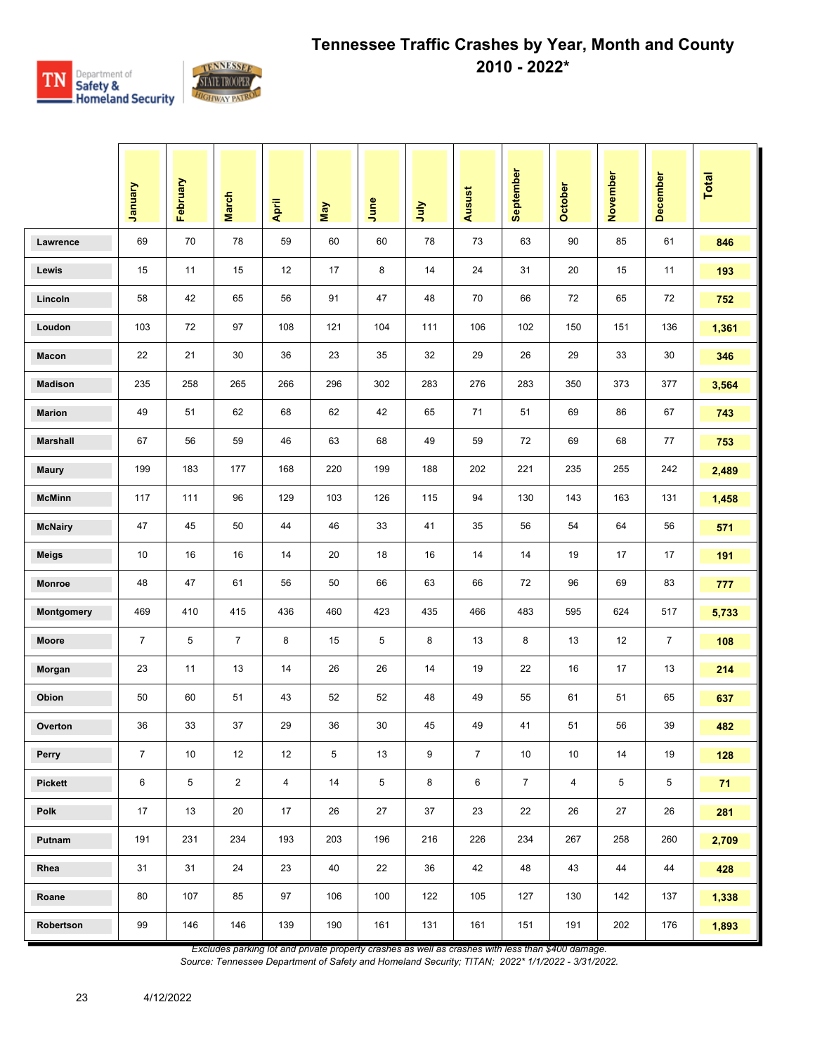# Tennessee Traffic Crashes by Year, Month and County
## 2010 - 2022*

| | January | February | March | April | May | June | July | Ausust | September | October | November | December | Total |
|---|---|---|---|---|---|---|---|---|---|---|---|---|---|
| **Lawrence** | 69 | 70 | 78 | 59 | 60 | 60 | 78 | 73 | 63 | 90 | 85 | 61 | **846** |
| **Lewis** | 15 | 11 | 15 | 12 | 17 | 8 | 14 | 24 | 31 | 20 | 15 | 11 | **193** |
| **Lincoln** | 58 | 42 | 65 | 56 | 91 | 47 | 48 | 70 | 66 | 72 | 65 | 72 | **752** |
| **Loudon** | 103 | 72 | 97 | 108 | 121 | 104 | 111 | 106 | 102 | 150 | 151 | 136 | **1,361** |
| **Macon** | 22 | 21 | 30 | 36 | 23 | 35 | 32 | 29 | 26 | 29 | 33 | 30 | **346** |
| **Madison** | 235 | 258 | 265 | 266 | 296 | 302 | 283 | 276 | 283 | 350 | 373 | 377 | **3,564** |
| **Marion** | 49 | 51 | 62 | 68 | 62 | 42 | 65 | 71 | 51 | 69 | 86 | 67 | **743** |
| **Marshall** | 67 | 56 | 59 | 46 | 63 | 68 | 49 | 59 | 72 | 69 | 68 | 77 | **753** |
| **Maury** | 199 | 183 | 177 | 168 | 220 | 199 | 188 | 202 | 221 | 235 | 255 | 242 | **2,489** |
| **McMinn** | 117 | 111 | 96 | 129 | 103 | 126 | 115 | 94 | 130 | 143 | 163 | 131 | **1,458** |
| **McNairy** | 47 | 45 | 50 | 44 | 46 | 33 | 41 | 35 | 56 | 54 | 64 | 56 | **571** |
| **Meigs** | 10 | 16 | 16 | 14 | 20 | 18 | 16 | 14 | 14 | 19 | 17 | 17 | **191** |
| **Monroe** | 48 | 47 | 61 | 56 | 50 | 66 | 63 | 66 | 72 | 96 | 69 | 83 | **777** |
| **Montgomery** | 469 | 410 | 415 | 436 | 460 | 423 | 435 | 466 | 483 | 595 | 624 | 517 | **5,733** |
| **Moore** | 7 | 5 | 7 | 8 | 15 | 5 | 8 | 13 | 8 | 13 | 12 | 7 | **108** |
| **Morgan** | 23 | 11 | 13 | 14 | 26 | 26 | 14 | 19 | 22 | 16 | 17 | 13 | **214** |
| **Obion** | 50 | 60 | 51 | 43 | 52 | 52 | 48 | 49 | 55 | 61 | 51 | 65 | **637** |
| **Overton** | 36 | 33 | 37 | 29 | 36 | 30 | 45 | 49 | 41 | 51 | 56 | 39 | **482** |
| **Perry** | 7 | 10 | 12 | 12 | 5 | 13 | 9 | 7 | 10 | 10 | 14 | 19 | **128** |
| **Pickett** | 6 | 5 | 2 | 4 | 14 | 5 | 8 | 6 | 7 | 4 | 5 | 5 | **71** |
| **Polk** | 17 | 13 | 20 | 17 | 26 | 27 | 37 | 23 | 22 | 26 | 27 | 26 | **281** |
| **Putnam** | 191 | 231 | 234 | 193 | 203 | 196 | 216 | 226 | 234 | 267 | 258 | 260 | **2,709** |
| **Rhea** | 31 | 31 | 24 | 23 | 40 | 22 | 36 | 42 | 48 | 43 | 44 | 44 | **428** |
| **Roane** | 80 | 107 | 85 | 97 | 106 | 100 | 122 | 105 | 127 | 130 | 142 | 137 | **1,338** |
| **Robertson** | 99 | 146 | 146 | 139 | 190 | 161 | 131 | 161 | 151 | 191 | 202 | 176 | **1,893** |

*Excludes parking lot and private property crashes as well as crashes with less than $400 damage.*
*Source: Tennessee Department of Safety and Homeland Security; TITAN; 2022* 1/1/2022 - 3/31/2022.*

4/12/2022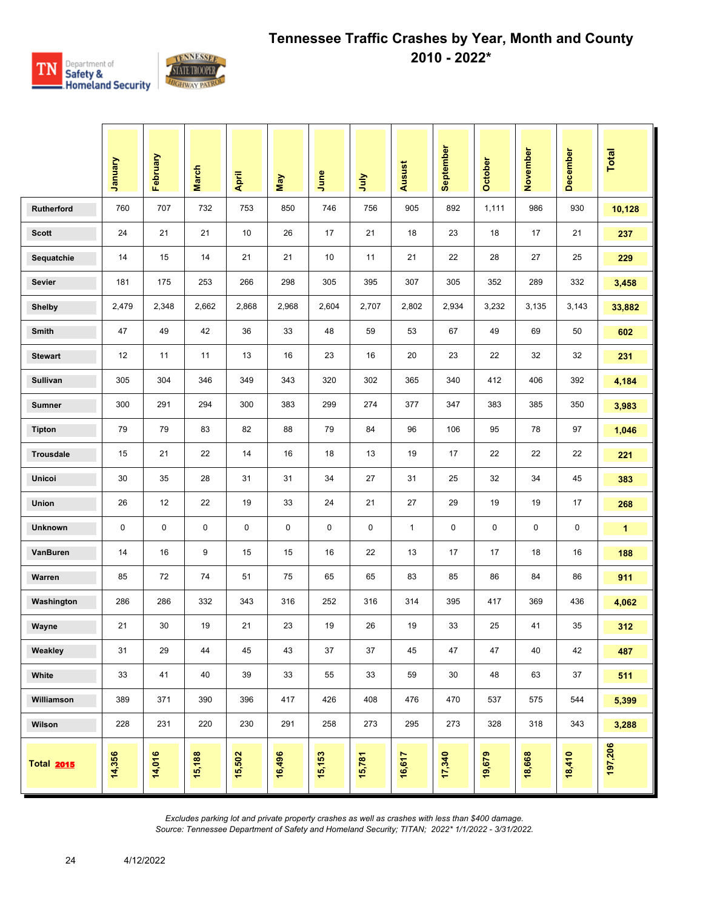# Tennessee Traffic Crashes by Year, Month and County
## 2010 - 2022*

| | January | February | March | April | May | June | July | Ausust | September | October | November | December | Total |
|---|---|---|---|---|---|---|---|---|---|---|---|---|---|
| Rutherford | 760 | 707 | 732 | 753 | 850 | 746 | 756 | 905 | 892 | 1,111 | 986 | 930 | **10,128** |
| Scott | 24 | 21 | 21 | 10 | 26 | 17 | 21 | 18 | 23 | 18 | 17 | 21 | **237** |
| Sequatchie | 14 | 15 | 14 | 21 | 21 | 10 | 11 | 21 | 22 | 28 | 27 | 25 | **229** |
| Sevier | 181 | 175 | 253 | 266 | 298 | 305 | 395 | 307 | 305 | 352 | 289 | 332 | **3,458** |
| Shelby | 2,479 | 2,348 | 2,662 | 2,868 | 2,968 | 2,604 | 2,707 | 2,802 | 2,934 | 3,232 | 3,135 | 3,143 | **33,882** |
| Smith | 47 | 49 | 42 | 36 | 33 | 48 | 59 | 53 | 67 | 49 | 69 | 50 | **602** |
| Stewart | 12 | 11 | 11 | 13 | 16 | 23 | 16 | 20 | 23 | 22 | 32 | 32 | **231** |
| Sullivan | 305 | 304 | 346 | 349 | 343 | 320 | 302 | 365 | 340 | 412 | 406 | 392 | **4,184** |
| Sumner | 300 | 291 | 294 | 300 | 383 | 299 | 274 | 377 | 347 | 383 | 385 | 350 | **3,983** |
| Tipton | 79 | 79 | 83 | 82 | 88 | 79 | 84 | 96 | 106 | 95 | 78 | 97 | **1,046** |
| Trousdale | 15 | 21 | 22 | 14 | 16 | 18 | 13 | 19 | 17 | 22 | 22 | 22 | **221** |
| Unicoi | 30 | 35 | 28 | 31 | 31 | 34 | 27 | 31 | 25 | 32 | 34 | 45 | **383** |
| Union | 26 | 12 | 22 | 19 | 33 | 24 | 21 | 27 | 29 | 19 | 19 | 17 | **268** |
| Unknown | 0 | 0 | 0 | 0 | 0 | 0 | 0 | 1 | 0 | 0 | 0 | 0 | **1** |
| VanBuren | 14 | 16 | 9 | 15 | 15 | 16 | 22 | 13 | 17 | 17 | 18 | 16 | **188** |
| Warren | 85 | 72 | 74 | 51 | 75 | 65 | 65 | 83 | 85 | 86 | 84 | 86 | **911** |
| Washington | 286 | 286 | 332 | 343 | 316 | 252 | 316 | 314 | 395 | 417 | 369 | 436 | **4,062** |
| Wayne | 21 | 30 | 19 | 21 | 23 | 19 | 26 | 19 | 33 | 25 | 41 | 35 | **312** |
| Weakley | 31 | 29 | 44 | 45 | 43 | 37 | 37 | 45 | 47 | 47 | 40 | 42 | **487** |
| White | 33 | 41 | 40 | 39 | 33 | 55 | 33 | 59 | 30 | 48 | 63 | 37 | **511** |
| Williamson | 389 | 371 | 390 | 396 | 417 | 426 | 408 | 476 | 470 | 537 | 575 | 544 | **5,399** |
| Wilson | 228 | 231 | 220 | 230 | 291 | 258 | 273 | 295 | 273 | 328 | 318 | 343 | **3,288** |
| **Total 2015** | **14,356** | **14,016** | **15,188** | **15,502** | **16,496** | **15,153** | **15,781** | **16,617** | **17,340** | **19,679** | **18,668** | **18,410** | **197,206** |

*Excludes parking lot and private property crashes as well as crashes with less than $400 damage.*
*Source: Tennessee Department of Safety and Homeland Security; TITAN; 2022* 1/1/2022 - 3/31/2022.*

4/12/2022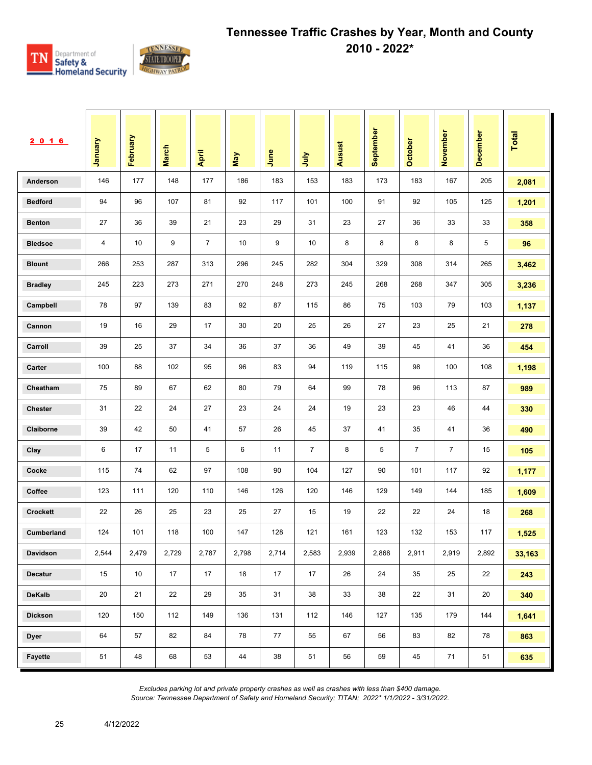# Tennessee Traffic Crashes by Year, Month and County
## 2010 - 2022*

| 2016 | January | February | March | April | May | June | July | Ausust | September | October | November | December | Total |
|---|---|---|---|---|---|---|---|---|---|---|---|---|---|
| Anderson | 146 | 177 | 148 | 177 | 186 | 183 | 153 | 183 | 173 | 183 | 167 | 205 | 2,081 |
| Bedford | 94 | 96 | 107 | 81 | 92 | 117 | 101 | 100 | 91 | 92 | 105 | 125 | 1,201 |
| Benton | 27 | 36 | 39 | 21 | 23 | 29 | 31 | 23 | 27 | 36 | 33 | 33 | 358 |
| Bledsoe | 4 | 10 | 9 | 7 | 10 | 9 | 10 | 8 | 8 | 8 | 8 | 5 | 96 |
| Blount | 266 | 253 | 287 | 313 | 296 | 245 | 282 | 304 | 329 | 308 | 314 | 265 | 3,462 |
| Bradley | 245 | 223 | 273 | 271 | 270 | 248 | 273 | 245 | 268 | 268 | 347 | 305 | 3,236 |
| Campbell | 78 | 97 | 139 | 83 | 92 | 87 | 115 | 86 | 75 | 103 | 79 | 103 | 1,137 |
| Cannon | 19 | 16 | 29 | 17 | 30 | 20 | 25 | 26 | 27 | 23 | 25 | 21 | 278 |
| Carroll | 39 | 25 | 37 | 34 | 36 | 37 | 36 | 49 | 39 | 45 | 41 | 36 | 454 |
| Carter | 100 | 88 | 102 | 95 | 96 | 83 | 94 | 119 | 115 | 98 | 100 | 108 | 1,198 |
| Cheatham | 75 | 89 | 67 | 62 | 80 | 79 | 64 | 99 | 78 | 96 | 113 | 87 | 989 |
| Chester | 31 | 22 | 24 | 27 | 23 | 24 | 24 | 19 | 23 | 23 | 46 | 44 | 330 |
| Claiborne | 39 | 42 | 50 | 41 | 57 | 26 | 45 | 37 | 41 | 35 | 41 | 36 | 490 |
| Clay | 6 | 17 | 11 | 5 | 6 | 11 | 7 | 8 | 5 | 7 | 7 | 15 | 105 |
| Cocke | 115 | 74 | 62 | 97 | 108 | 90 | 104 | 127 | 90 | 101 | 117 | 92 | 1,177 |
| Coffee | 123 | 111 | 120 | 110 | 146 | 126 | 120 | 146 | 129 | 149 | 144 | 185 | 1,609 |
| Crockett | 22 | 26 | 25 | 23 | 25 | 27 | 15 | 19 | 22 | 22 | 24 | 18 | 268 |
| Cumberland | 124 | 101 | 118 | 100 | 147 | 128 | 121 | 161 | 123 | 132 | 153 | 117 | 1,525 |
| Davidson | 2,544 | 2,479 | 2,729 | 2,787 | 2,798 | 2,714 | 2,583 | 2,939 | 2,868 | 2,911 | 2,919 | 2,892 | 33,163 |
| Decatur | 15 | 10 | 17 | 17 | 18 | 17 | 17 | 26 | 24 | 35 | 25 | 22 | 243 |
| DeKalb | 20 | 21 | 22 | 29 | 35 | 31 | 38 | 33 | 38 | 22 | 31 | 20 | 340 |
| Dickson | 120 | 150 | 112 | 149 | 136 | 131 | 112 | 146 | 127 | 135 | 179 | 144 | 1,641 |
| Dyer | 64 | 57 | 82 | 84 | 78 | 77 | 55 | 67 | 56 | 83 | 82 | 78 | 863 |
| Fayette | 51 | 48 | 68 | 53 | 44 | 38 | 51 | 56 | 59 | 45 | 71 | 51 | 635 |

*Excludes parking lot and private property crashes as well as crashes with less than $400 damage.*
*Source: Tennessee Department of Safety and Homeland Security; TITAN; 2022* 1/1/2022 - 3/31/2022.*

4/12/2022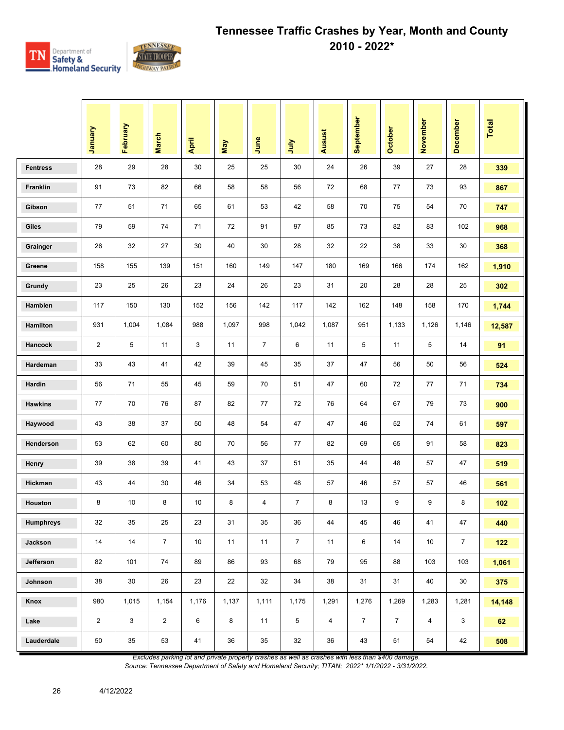# Tennessee Traffic Crashes by Year, Month and County

## 2010 - 2022*

| | January | February | March | April | May | June | July | Ausust | September | October | November | December | Total |
|---|---|---|---|---|---|---|---|---|---|---|---|---|---|
| Fentress | 28 | 29 | 28 | 30 | 25 | 25 | 30 | 24 | 26 | 39 | 27 | 28 | **339** |
| Franklin | 91 | 73 | 82 | 66 | 58 | 58 | 56 | 72 | 68 | 77 | 73 | 93 | **867** |
| Gibson | 77 | 51 | 71 | 65 | 61 | 53 | 42 | 58 | 70 | 75 | 54 | 70 | **747** |
| Giles | 79 | 59 | 74 | 71 | 72 | 91 | 97 | 85 | 73 | 82 | 83 | 102 | **968** |
| Grainger | 26 | 32 | 27 | 30 | 40 | 30 | 28 | 32 | 22 | 38 | 33 | 30 | **368** |
| Greene | 158 | 155 | 139 | 151 | 160 | 149 | 147 | 180 | 169 | 166 | 174 | 162 | **1,910** |
| Grundy | 23 | 25 | 26 | 23 | 24 | 26 | 23 | 31 | 20 | 28 | 28 | 25 | **302** |
| Hamblen | 117 | 150 | 130 | 152 | 156 | 142 | 117 | 142 | 162 | 148 | 158 | 170 | **1,744** |
| Hamilton | 931 | 1,004 | 1,084 | 988 | 1,097 | 998 | 1,042 | 1,087 | 951 | 1,133 | 1,126 | 1,146 | **12,587** |
| Hancock | 2 | 5 | 11 | 3 | 11 | 7 | 6 | 11 | 5 | 11 | 5 | 14 | **91** |
| Hardeman | 33 | 43 | 41 | 42 | 39 | 45 | 35 | 37 | 47 | 56 | 50 | 56 | **524** |
| Hardin | 56 | 71 | 55 | 45 | 59 | 70 | 51 | 47 | 60 | 72 | 77 | 71 | **734** |
| Hawkins | 77 | 70 | 76 | 87 | 82 | 77 | 72 | 76 | 64 | 67 | 79 | 73 | **900** |
| Haywood | 43 | 38 | 37 | 50 | 48 | 54 | 47 | 47 | 46 | 52 | 74 | 61 | **597** |
| Henderson | 53 | 62 | 60 | 80 | 70 | 56 | 77 | 82 | 69 | 65 | 91 | 58 | **823** |
| Henry | 39 | 38 | 39 | 41 | 43 | 37 | 51 | 35 | 44 | 48 | 57 | 47 | **519** |
| Hickman | 43 | 44 | 30 | 46 | 34 | 53 | 48 | 57 | 46 | 57 | 57 | 46 | **561** |
| Houston | 8 | 10 | 8 | 10 | 8 | 4 | 7 | 8 | 13 | 9 | 9 | 8 | **102** |
| Humphreys | 32 | 35 | 25 | 23 | 31 | 35 | 36 | 44 | 45 | 46 | 41 | 47 | **440** |
| Jackson | 14 | 14 | 7 | 10 | 11 | 11 | 7 | 11 | 6 | 14 | 10 | 7 | **122** |
| Jefferson | 82 | 101 | 74 | 89 | 86 | 93 | 68 | 79 | 95 | 88 | 103 | 103 | **1,061** |
| Johnson | 38 | 30 | 26 | 23 | 22 | 32 | 34 | 38 | 31 | 31 | 40 | 30 | **375** |
| Knox | 980 | 1,015 | 1,154 | 1,176 | 1,137 | 1,111 | 1,175 | 1,291 | 1,276 | 1,269 | 1,283 | 1,281 | **14,148** |
| Lake | 2 | 3 | 2 | 6 | 8 | 11 | 5 | 4 | 7 | 7 | 4 | 3 | **62** |
| Lauderdale | 50 | 35 | 53 | 41 | 36 | 35 | 32 | 36 | 43 | 51 | 54 | 42 | **508** |

*Excludes parking lot and private property crashes as well as crashes with less than $400 damage.*
*Source: Tennessee Department of Safety and Homeland Security; TITAN; 2022* 1/1/2022 - 3/31/2022.*

4/12/2022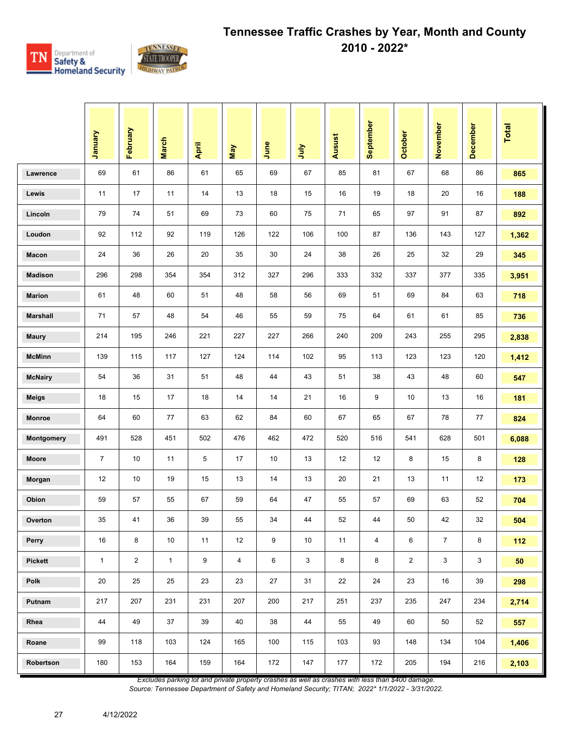# Tennessee Traffic Crashes by Year, Month and County

## 2010 - 2022*

| | January | February | March | April | May | June | July | Ausust | September | October | November | December | Total |
|---|---|---|---|---|---|---|---|---|---|---|---|---|---|
| Lawrence | 69 | 61 | 86 | 61 | 65 | 69 | 67 | 85 | 81 | 67 | 68 | 86 | **865** |
| Lewis | 11 | 17 | 11 | 14 | 13 | 18 | 15 | 16 | 19 | 18 | 20 | 16 | **188** |
| Lincoln | 79 | 74 | 51 | 69 | 73 | 60 | 75 | 71 | 65 | 97 | 91 | 87 | **892** |
| Loudon | 92 | 112 | 92 | 119 | 126 | 122 | 106 | 100 | 87 | 136 | 143 | 127 | **1,362** |
| Macon | 24 | 36 | 26 | 20 | 35 | 30 | 24 | 38 | 26 | 25 | 32 | 29 | **345** |
| Madison | 296 | 298 | 354 | 354 | 312 | 327 | 296 | 333 | 332 | 337 | 377 | 335 | **3,951** |
| Marion | 61 | 48 | 60 | 51 | 48 | 58 | 56 | 69 | 51 | 69 | 84 | 63 | **718** |
| Marshall | 71 | 57 | 48 | 54 | 46 | 55 | 59 | 75 | 64 | 61 | 61 | 85 | **736** |
| Maury | 214 | 195 | 246 | 221 | 227 | 227 | 266 | 240 | 209 | 243 | 255 | 295 | **2,838** |
| McMinn | 139 | 115 | 117 | 127 | 124 | 114 | 102 | 95 | 113 | 123 | 123 | 120 | **1,412** |
| McNairy | 54 | 36 | 31 | 51 | 48 | 44 | 43 | 51 | 38 | 43 | 48 | 60 | **547** |
| Meigs | 18 | 15 | 17 | 18 | 14 | 14 | 21 | 16 | 9 | 10 | 13 | 16 | **181** |
| Monroe | 64 | 60 | 77 | 63 | 62 | 84 | 60 | 67 | 65 | 67 | 78 | 77 | **824** |
| Montgomery | 491 | 528 | 451 | 502 | 476 | 462 | 472 | 520 | 516 | 541 | 628 | 501 | **6,088** |
| Moore | 7 | 10 | 11 | 5 | 17 | 10 | 13 | 12 | 12 | 8 | 15 | 8 | **128** |
| Morgan | 12 | 10 | 19 | 15 | 13 | 14 | 13 | 20 | 21 | 13 | 11 | 12 | **173** |
| Obion | 59 | 57 | 55 | 67 | 59 | 64 | 47 | 55 | 57 | 69 | 63 | 52 | **704** |
| Overton | 35 | 41 | 36 | 39 | 55 | 34 | 44 | 52 | 44 | 50 | 42 | 32 | **504** |
| Perry | 16 | 8 | 10 | 11 | 12 | 9 | 10 | 11 | 4 | 6 | 7 | 8 | **112** |
| Pickett | 1 | 2 | 1 | 9 | 4 | 6 | 3 | 8 | 8 | 2 | 3 | 3 | **50** |
| Polk | 20 | 25 | 25 | 23 | 23 | 27 | 31 | 22 | 24 | 23 | 16 | 39 | **298** |
| Putnam | 217 | 207 | 231 | 231 | 207 | 200 | 217 | 251 | 237 | 235 | 247 | 234 | **2,714** |
| Rhea | 44 | 49 | 37 | 39 | 40 | 38 | 44 | 55 | 49 | 60 | 50 | 52 | **557** |
| Roane | 99 | 118 | 103 | 124 | 165 | 100 | 115 | 103 | 93 | 148 | 134 | 104 | **1,406** |
| Robertson | 180 | 153 | 164 | 159 | 164 | 172 | 147 | 177 | 172 | 205 | 194 | 216 | **2,103** |

*Excludes parking lot and private property crashes as well as crashes with less than $400 damage.*

*Source: Tennessee Department of Safety and Homeland Security; TITAN; 2022* 1/1/2022 - 3/31/2022.*

4/12/2022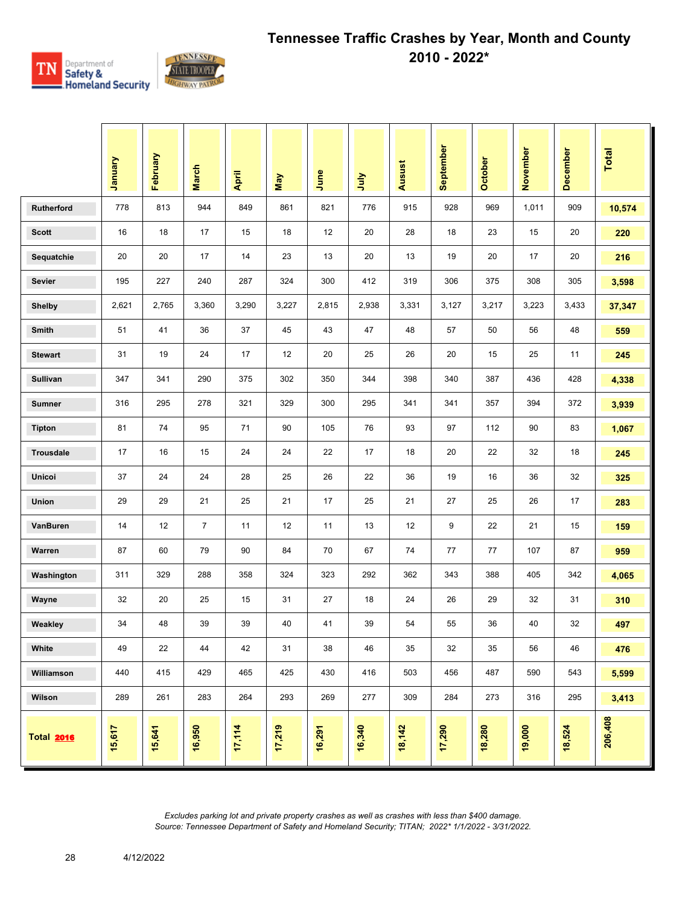# Tennessee Traffic Crashes by Year, Month and County

## 2010 - 2022*

| | January | February | March | April | May | June | July | Ausust | September | October | November | December | Total |
|---|---|---|---|---|---|---|---|---|---|---|---|---|---|
| Rutherford | 778 | 813 | 944 | 849 | 861 | 821 | 776 | 915 | 928 | 969 | 1,011 | 909 | 10,574 |
| Scott | 16 | 18 | 17 | 15 | 18 | 12 | 20 | 28 | 18 | 23 | 15 | 20 | 220 |
| Sequatchie | 20 | 20 | 17 | 14 | 23 | 13 | 20 | 13 | 19 | 20 | 17 | 20 | 216 |
| Sevier | 195 | 227 | 240 | 287 | 324 | 300 | 412 | 319 | 306 | 375 | 308 | 305 | 3,598 |
| Shelby | 2,621 | 2,765 | 3,360 | 3,290 | 3,227 | 2,815 | 2,938 | 3,331 | 3,127 | 3,217 | 3,223 | 3,433 | 37,347 |
| Smith | 51 | 41 | 36 | 37 | 45 | 43 | 47 | 48 | 57 | 50 | 56 | 48 | 559 |
| Stewart | 31 | 19 | 24 | 17 | 12 | 20 | 25 | 26 | 20 | 15 | 25 | 11 | 245 |
| Sullivan | 347 | 341 | 290 | 375 | 302 | 350 | 344 | 398 | 340 | 387 | 436 | 428 | 4,338 |
| Sumner | 316 | 295 | 278 | 321 | 329 | 300 | 295 | 341 | 341 | 357 | 394 | 372 | 3,939 |
| Tipton | 81 | 74 | 95 | 71 | 90 | 105 | 76 | 93 | 97 | 112 | 90 | 83 | 1,067 |
| Trousdale | 17 | 16 | 15 | 24 | 24 | 22 | 17 | 18 | 20 | 22 | 32 | 18 | 245 |
| Unicoi | 37 | 24 | 24 | 28 | 25 | 26 | 22 | 36 | 19 | 16 | 36 | 32 | 325 |
| Union | 29 | 29 | 21 | 25 | 21 | 17 | 25 | 21 | 27 | 25 | 26 | 17 | 283 |
| VanBuren | 14 | 12 | 7 | 11 | 12 | 11 | 13 | 12 | 9 | 22 | 21 | 15 | 159 |
| Warren | 87 | 60 | 79 | 90 | 84 | 70 | 67 | 74 | 77 | 77 | 107 | 87 | 959 |
| Washington | 311 | 329 | 288 | 358 | 324 | 323 | 292 | 362 | 343 | 388 | 405 | 342 | 4,065 |
| Wayne | 32 | 20 | 25 | 15 | 31 | 27 | 18 | 24 | 26 | 29 | 32 | 31 | 310 |
| Weakley | 34 | 48 | 39 | 39 | 40 | 41 | 39 | 54 | 55 | 36 | 40 | 32 | 497 |
| White | 49 | 22 | 44 | 42 | 31 | 38 | 46 | 35 | 32 | 35 | 56 | 46 | 476 |
| Williamson | 440 | 415 | 429 | 465 | 425 | 430 | 416 | 503 | 456 | 487 | 590 | 543 | 5,599 |
| Wilson | 289 | 261 | 283 | 264 | 293 | 269 | 277 | 309 | 284 | 273 | 316 | 295 | 3,413 |
| Total 2016 | 15,617 | 15,641 | 16,950 | 17,114 | 17,219 | 16,291 | 16,340 | 18,142 | 17,290 | 18,280 | 19,000 | 18,524 | 206,408 |

*Excludes parking lot and private property crashes as well as crashes with less than $400 damage.*
*Source: Tennessee Department of Safety and Homeland Security; TITAN; 2022* 1/1/2022 - 3/31/2022.*

4/12/2022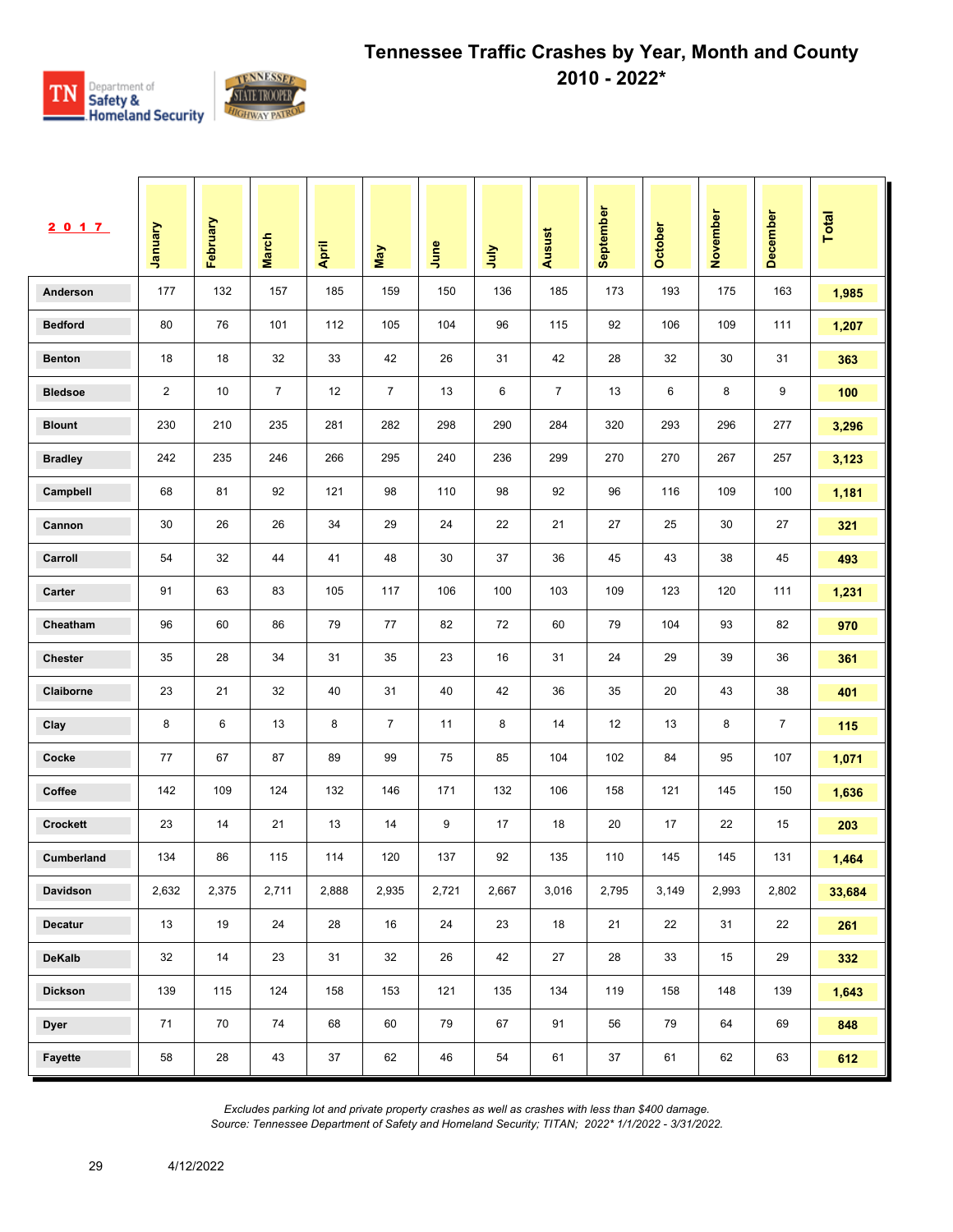# Tennessee Traffic Crashes by Year, Month and County 2010 - 2022*

| 2017 | January | February | March | April | May | June | July | Ausust | September | October | November | December | Total |
|---|---|---|---|---|---|---|---|---|---|---|---|---|---|
| Anderson | 177 | 132 | 157 | 185 | 159 | 150 | 136 | 185 | 173 | 193 | 175 | 163 | 1,985 |
| Bedford | 80 | 76 | 101 | 112 | 105 | 104 | 96 | 115 | 92 | 106 | 109 | 111 | 1,207 |
| Benton | 18 | 18 | 32 | 33 | 42 | 26 | 31 | 42 | 28 | 32 | 30 | 31 | 363 |
| Bledsoe | 2 | 10 | 7 | 12 | 7 | 13 | 6 | 7 | 13 | 6 | 8 | 9 | 100 |
| Blount | 230 | 210 | 235 | 281 | 282 | 298 | 290 | 284 | 320 | 293 | 296 | 277 | 3,296 |
| Bradley | 242 | 235 | 246 | 266 | 295 | 240 | 236 | 299 | 270 | 270 | 267 | 257 | 3,123 |
| Campbell | 68 | 81 | 92 | 121 | 98 | 110 | 98 | 92 | 96 | 116 | 109 | 100 | 1,181 |
| Cannon | 30 | 26 | 26 | 34 | 29 | 24 | 22 | 21 | 27 | 25 | 30 | 27 | 321 |
| Carroll | 54 | 32 | 44 | 41 | 48 | 30 | 37 | 36 | 45 | 43 | 38 | 45 | 493 |
| Carter | 91 | 63 | 83 | 105 | 117 | 106 | 100 | 103 | 109 | 123 | 120 | 111 | 1,231 |
| Cheatham | 96 | 60 | 86 | 79 | 77 | 82 | 72 | 60 | 79 | 104 | 93 | 82 | 970 |
| Chester | 35 | 28 | 34 | 31 | 35 | 23 | 16 | 31 | 24 | 29 | 39 | 36 | 361 |
| Claiborne | 23 | 21 | 32 | 40 | 31 | 40 | 42 | 36 | 35 | 20 | 43 | 38 | 401 |
| Clay | 8 | 6 | 13 | 8 | 7 | 11 | 8 | 14 | 12 | 13 | 8 | 7 | 115 |
| Cocke | 77 | 67 | 87 | 89 | 99 | 75 | 85 | 104 | 102 | 84 | 95 | 107 | 1,071 |
| Coffee | 142 | 109 | 124 | 132 | 146 | 171 | 132 | 106 | 158 | 121 | 145 | 150 | 1,636 |
| Crockett | 23 | 14 | 21 | 13 | 14 | 9 | 17 | 18 | 20 | 17 | 22 | 15 | 203 |
| Cumberland | 134 | 86 | 115 | 114 | 120 | 137 | 92 | 135 | 110 | 145 | 145 | 131 | 1,464 |
| Davidson | 2,632 | 2,375 | 2,711 | 2,888 | 2,935 | 2,721 | 2,667 | 3,016 | 2,795 | 3,149 | 2,993 | 2,802 | 33,684 |
| Decatur | 13 | 19 | 24 | 28 | 16 | 24 | 23 | 18 | 21 | 22 | 31 | 22 | 261 |
| DeKalb | 32 | 14 | 23 | 31 | 32 | 26 | 42 | 27 | 28 | 33 | 15 | 29 | 332 |
| Dickson | 139 | 115 | 124 | 158 | 153 | 121 | 135 | 134 | 119 | 158 | 148 | 139 | 1,643 |
| Dyer | 71 | 70 | 74 | 68 | 60 | 79 | 67 | 91 | 56 | 79 | 64 | 69 | 848 |
| Fayette | 58 | 28 | 43 | 37 | 62 | 46 | 54 | 61 | 37 | 61 | 62 | 63 | 612 |

*Excludes parking lot and private property crashes as well as crashes with less than $400 damage.*
*Source: Tennessee Department of Safety and Homeland Security; TITAN; 2022* 1/1/2022 - 3/31/2022.*

4/12/2022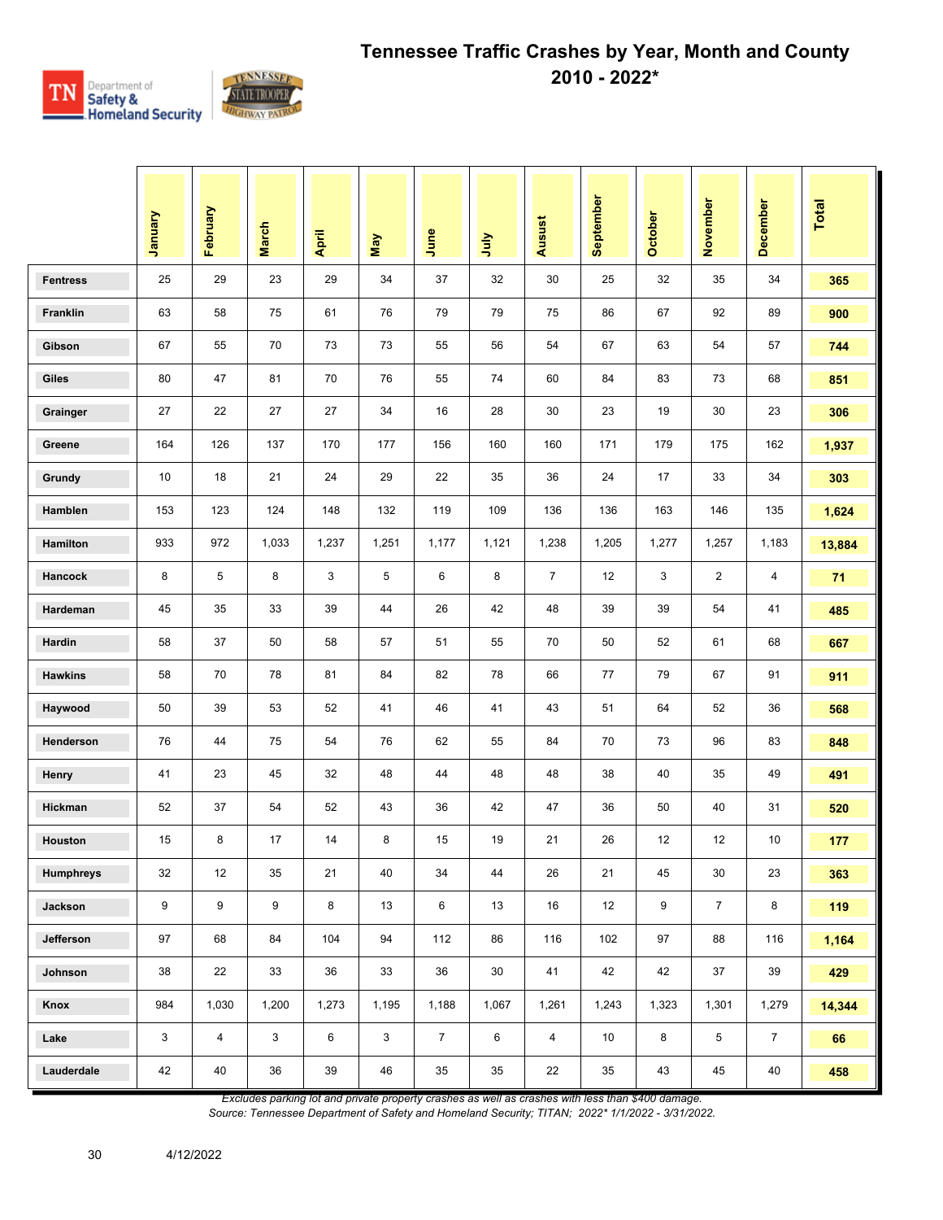# Tennessee Traffic Crashes by Year, Month and County 2010 - 2022*

| | January | February | March | April | May | June | July | Ausust | September | October | November | December | Total |
|---|---|---|---|---|---|---|---|---|---|---|---|---|---|
| Fentress | 25 | 29 | 23 | 29 | 34 | 37 | 32 | 30 | 25 | 32 | 35 | 34 | **365** |
| Franklin | 63 | 58 | 75 | 61 | 76 | 79 | 79 | 75 | 86 | 67 | 92 | 89 | **900** |
| Gibson | 67 | 55 | 70 | 73 | 73 | 55 | 56 | 54 | 67 | 63 | 54 | 57 | **744** |
| Giles | 80 | 47 | 81 | 70 | 76 | 55 | 74 | 60 | 84 | 83 | 73 | 68 | **851** |
| Grainger | 27 | 22 | 27 | 27 | 34 | 16 | 28 | 30 | 23 | 19 | 30 | 23 | **306** |
| Greene | 164 | 126 | 137 | 170 | 177 | 156 | 160 | 160 | 171 | 179 | 175 | 162 | **1,937** |
| Grundy | 10 | 18 | 21 | 24 | 29 | 22 | 35 | 36 | 24 | 17 | 33 | 34 | **303** |
| Hamblen | 153 | 123 | 124 | 148 | 132 | 119 | 109 | 136 | 136 | 163 | 146 | 135 | **1,624** |
| Hamilton | 933 | 972 | 1,033 | 1,237 | 1,251 | 1,177 | 1,121 | 1,238 | 1,205 | 1,277 | 1,257 | 1,183 | **13,884** |
| Hancock | 8 | 5 | 8 | 3 | 5 | 6 | 8 | 7 | 12 | 3 | 2 | 4 | **71** |
| Hardeman | 45 | 35 | 33 | 39 | 44 | 26 | 42 | 48 | 39 | 39 | 54 | 41 | **485** |
| Hardin | 58 | 37 | 50 | 58 | 57 | 51 | 55 | 70 | 50 | 52 | 61 | 68 | **667** |
| Hawkins | 58 | 70 | 78 | 81 | 84 | 82 | 78 | 66 | 77 | 79 | 67 | 91 | **911** |
| Haywood | 50 | 39 | 53 | 52 | 41 | 46 | 41 | 43 | 51 | 64 | 52 | 36 | **568** |
| Henderson | 76 | 44 | 75 | 54 | 76 | 62 | 55 | 84 | 70 | 73 | 96 | 83 | **848** |
| Henry | 41 | 23 | 45 | 32 | 48 | 44 | 48 | 48 | 38 | 40 | 35 | 49 | **491** |
| Hickman | 52 | 37 | 54 | 52 | 43 | 36 | 42 | 47 | 36 | 50 | 40 | 31 | **520** |
| Houston | 15 | 8 | 17 | 14 | 8 | 15 | 19 | 21 | 26 | 12 | 12 | 10 | **177** |
| Humphreys | 32 | 12 | 35 | 21 | 40 | 34 | 44 | 26 | 21 | 45 | 30 | 23 | **363** |
| Jackson | 9 | 9 | 9 | 8 | 13 | 6 | 13 | 16 | 12 | 9 | 7 | 8 | **119** |
| Jefferson | 97 | 68 | 84 | 104 | 94 | 112 | 86 | 116 | 102 | 97 | 88 | 116 | **1,164** |
| Johnson | 38 | 22 | 33 | 36 | 33 | 36 | 30 | 41 | 42 | 42 | 37 | 39 | **429** |
| Knox | 984 | 1,030 | 1,200 | 1,273 | 1,195 | 1,188 | 1,067 | 1,261 | 1,243 | 1,323 | 1,301 | 1,279 | **14,344** |
| Lake | 3 | 4 | 3 | 6 | 3 | 7 | 6 | 4 | 10 | 8 | 5 | 7 | **66** |
| Lauderdale | 42 | 40 | 36 | 39 | 46 | 35 | 35 | 22 | 35 | 43 | 45 | 40 | **458** |

*Excludes parking lot and private property crashes as well as crashes with less than $400 damage.*
*Source: Tennessee Department of Safety and Homeland Security; TITAN; 2022* 1/1/2022 - 3/31/2022.*

4/12/2022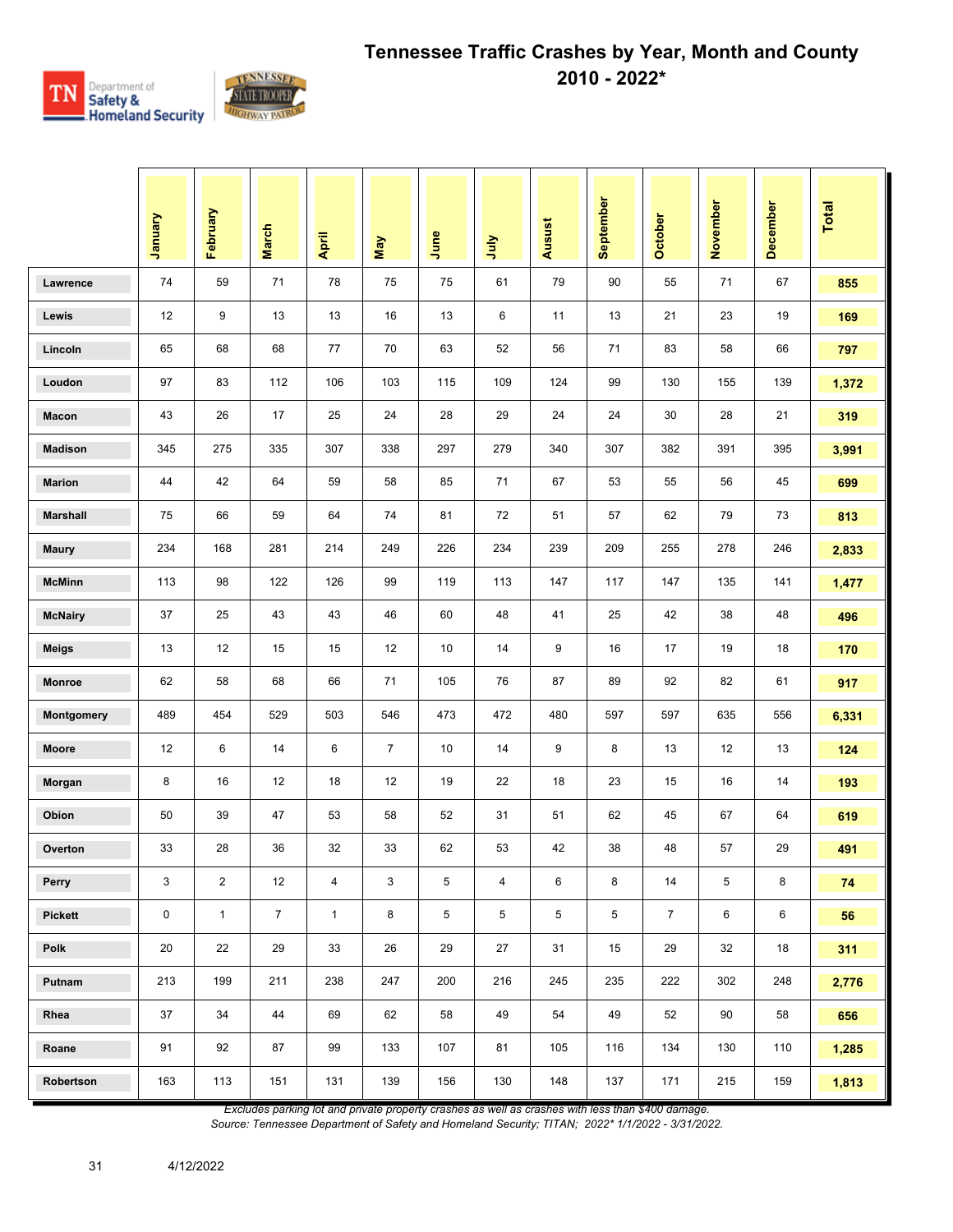# Tennessee Traffic Crashes by Year, Month and County

## 2010 - 2022*

| | January | February | March | April | May | June | July | Ausust | September | October | November | December | Total |
|---|---|---|---|---|---|---|---|---|---|---|---|---|---|
| Lawrence | 74 | 59 | 71 | 78 | 75 | 75 | 61 | 79 | 90 | 55 | 71 | 67 | **855** |
| Lewis | 12 | 9 | 13 | 13 | 16 | 13 | 6 | 11 | 13 | 21 | 23 | 19 | **169** |
| Lincoln | 65 | 68 | 68 | 77 | 70 | 63 | 52 | 56 | 71 | 83 | 58 | 66 | **797** |
| Loudon | 97 | 83 | 112 | 106 | 103 | 115 | 109 | 124 | 99 | 130 | 155 | 139 | **1,372** |
| Macon | 43 | 26 | 17 | 25 | 24 | 28 | 29 | 24 | 24 | 30 | 28 | 21 | **319** |
| Madison | 345 | 275 | 335 | 307 | 338 | 297 | 279 | 340 | 307 | 382 | 391 | 395 | **3,991** |
| Marion | 44 | 42 | 64 | 59 | 58 | 85 | 71 | 67 | 53 | 55 | 56 | 45 | **699** |
| Marshall | 75 | 66 | 59 | 64 | 74 | 81 | 72 | 51 | 57 | 62 | 79 | 73 | **813** |
| Maury | 234 | 168 | 281 | 214 | 249 | 226 | 234 | 239 | 209 | 255 | 278 | 246 | **2,833** |
| McMinn | 113 | 98 | 122 | 126 | 99 | 119 | 113 | 147 | 117 | 147 | 135 | 141 | **1,477** |
| McNairy | 37 | 25 | 43 | 43 | 46 | 60 | 48 | 41 | 25 | 42 | 38 | 48 | **496** |
| Meigs | 13 | 12 | 15 | 15 | 12 | 10 | 14 | 9 | 16 | 17 | 19 | 18 | **170** |
| Monroe | 62 | 58 | 68 | 66 | 71 | 105 | 76 | 87 | 89 | 92 | 82 | 61 | **917** |
| Montgomery | 489 | 454 | 529 | 503 | 546 | 473 | 472 | 480 | 597 | 597 | 635 | 556 | **6,331** |
| Moore | 12 | 6 | 14 | 6 | 7 | 10 | 14 | 9 | 8 | 13 | 12 | 13 | **124** |
| Morgan | 8 | 16 | 12 | 18 | 12 | 19 | 22 | 18 | 23 | 15 | 16 | 14 | **193** |
| Obion | 50 | 39 | 47 | 53 | 58 | 52 | 31 | 51 | 62 | 45 | 67 | 64 | **619** |
| Overton | 33 | 28 | 36 | 32 | 33 | 62 | 53 | 42 | 38 | 48 | 57 | 29 | **491** |
| Perry | 3 | 2 | 12 | 4 | 3 | 5 | 4 | 6 | 8 | 14 | 5 | 8 | **74** |
| Pickett | 0 | 1 | 7 | 1 | 8 | 5 | 5 | 5 | 5 | 7 | 6 | 6 | **56** |
| Polk | 20 | 22 | 29 | 33 | 26 | 29 | 27 | 31 | 15 | 29 | 32 | 18 | **311** |
| Putnam | 213 | 199 | 211 | 238 | 247 | 200 | 216 | 245 | 235 | 222 | 302 | 248 | **2,776** |
| Rhea | 37 | 34 | 44 | 69 | 62 | 58 | 49 | 54 | 49 | 52 | 90 | 58 | **656** |
| Roane | 91 | 92 | 87 | 99 | 133 | 107 | 81 | 105 | 116 | 134 | 130 | 110 | **1,285** |
| Robertson | 163 | 113 | 151 | 131 | 139 | 156 | 130 | 148 | 137 | 171 | 215 | 159 | **1,813** |

*Excludes parking lot and private property crashes as well as crashes with less than $400 damage.*

*Source: Tennessee Department of Safety and Homeland Security; TITAN; 2022* 1/1/2022 - 3/31/2022.*

4/12/2022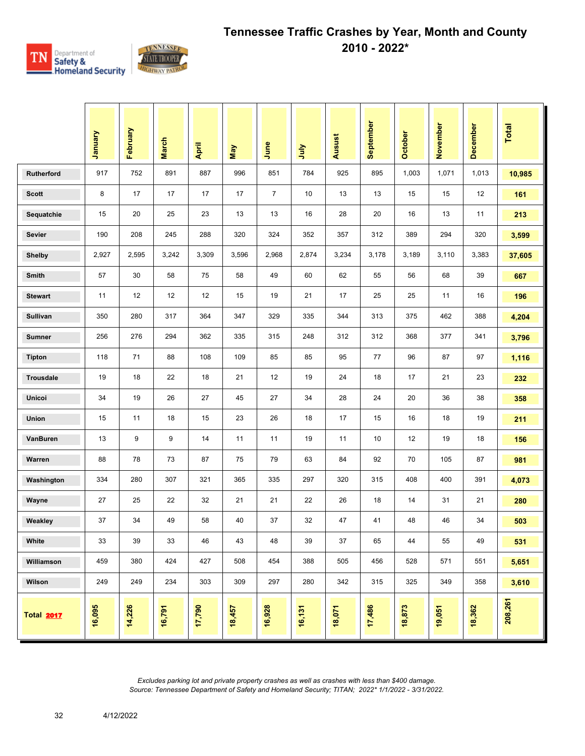# Tennessee Traffic Crashes by Year, Month and County 2010 - 2022*

| | January | February | March | April | May | June | July | Ausust | September | October | November | December | Total |
|---|---|---|---|---|---|---|---|---|---|---|---|---|---|
| Rutherford | 917 | 752 | 891 | 887 | 996 | 851 | 784 | 925 | 895 | 1,003 | 1,071 | 1,013 | 10,985 |
| Scott | 8 | 17 | 17 | 17 | 17 | 7 | 10 | 13 | 13 | 15 | 15 | 12 | 161 |
| Sequatchie | 15 | 20 | 25 | 23 | 13 | 13 | 16 | 28 | 20 | 16 | 13 | 11 | 213 |
| Sevier | 190 | 208 | 245 | 288 | 320 | 324 | 352 | 357 | 312 | 389 | 294 | 320 | 3,599 |
| Shelby | 2,927 | 2,595 | 3,242 | 3,309 | 3,596 | 2,968 | 2,874 | 3,234 | 3,178 | 3,189 | 3,110 | 3,383 | 37,605 |
| Smith | 57 | 30 | 58 | 75 | 58 | 49 | 60 | 62 | 55 | 56 | 68 | 39 | 667 |
| Stewart | 11 | 12 | 12 | 12 | 15 | 19 | 21 | 17 | 25 | 25 | 11 | 16 | 196 |
| Sullivan | 350 | 280 | 317 | 364 | 347 | 329 | 335 | 344 | 313 | 375 | 462 | 388 | 4,204 |
| Sumner | 256 | 276 | 294 | 362 | 335 | 315 | 248 | 312 | 312 | 368 | 377 | 341 | 3,796 |
| Tipton | 118 | 71 | 88 | 108 | 109 | 85 | 85 | 95 | 77 | 96 | 87 | 97 | 1,116 |
| Trousdale | 19 | 18 | 22 | 18 | 21 | 12 | 19 | 24 | 18 | 17 | 21 | 23 | 232 |
| Unicoi | 34 | 19 | 26 | 27 | 45 | 27 | 34 | 28 | 24 | 20 | 36 | 38 | 358 |
| Union | 15 | 11 | 18 | 15 | 23 | 26 | 18 | 17 | 15 | 16 | 18 | 19 | 211 |
| VanBuren | 13 | 9 | 9 | 14 | 11 | 11 | 19 | 11 | 10 | 12 | 19 | 18 | 156 |
| Warren | 88 | 78 | 73 | 87 | 75 | 79 | 63 | 84 | 92 | 70 | 105 | 87 | 981 |
| Washington | 334 | 280 | 307 | 321 | 365 | 335 | 297 | 320 | 315 | 408 | 400 | 391 | 4,073 |
| Wayne | 27 | 25 | 22 | 32 | 21 | 21 | 22 | 26 | 18 | 14 | 31 | 21 | 280 |
| Weakley | 37 | 34 | 49 | 58 | 40 | 37 | 32 | 47 | 41 | 48 | 46 | 34 | 503 |
| White | 33 | 39 | 33 | 46 | 43 | 48 | 39 | 37 | 65 | 44 | 55 | 49 | 531 |
| Williamson | 459 | 380 | 424 | 427 | 508 | 454 | 388 | 505 | 456 | 528 | 571 | 551 | 5,651 |
| Wilson | 249 | 249 | 234 | 303 | 309 | 297 | 280 | 342 | 315 | 325 | 349 | 358 | 3,610 |
| Total 2017 | 16,095 | 14,226 | 16,791 | 17,790 | 18,457 | 16,928 | 16,131 | 18,071 | 17,486 | 18,873 | 19,051 | 18,362 | 208,261 |

*Excludes parking lot and private property crashes as well as crashes with less than $400 damage.*
*Source: Tennessee Department of Safety and Homeland Security; TITAN; 2022* 1/1/2022 - 3/31/2022.*

4/12/2022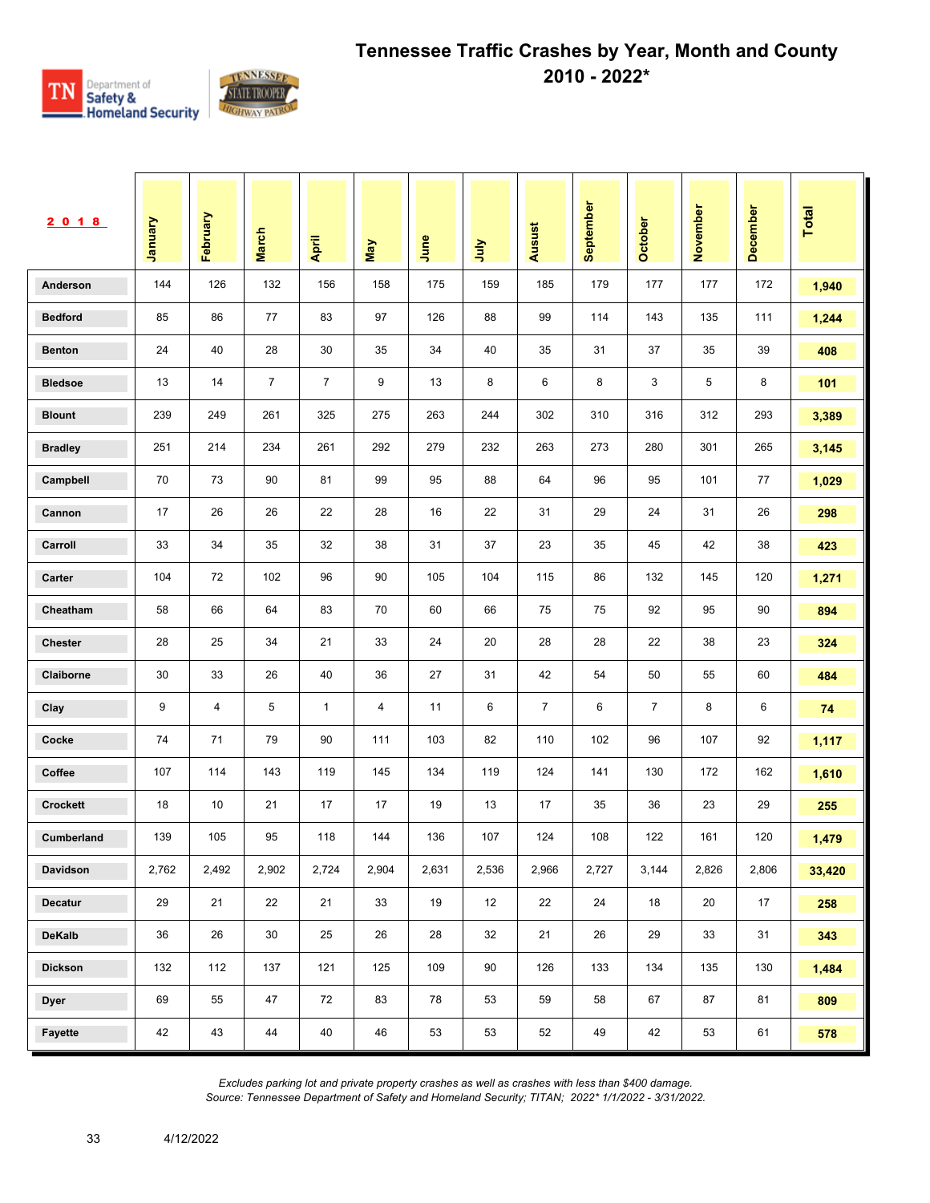# Tennessee Traffic Crashes by Year, Month and County
## 2010 - 2022*

| 2018 | January | February | March | April | May | June | July | Ausust | September | October | November | December | Total |
|---|---|---|---|---|---|---|---|---|---|---|---|---|---|
| Anderson | 144 | 126 | 132 | 156 | 158 | 175 | 159 | 185 | 179 | 177 | 177 | 172 | 1,940 |
| Bedford | 85 | 86 | 77 | 83 | 97 | 126 | 88 | 99 | 114 | 143 | 135 | 111 | 1,244 |
| Benton | 24 | 40 | 28 | 30 | 35 | 34 | 40 | 35 | 31 | 37 | 35 | 39 | 408 |
| Bledsoe | 13 | 14 | 7 | 7 | 9 | 13 | 8 | 6 | 8 | 3 | 5 | 8 | 101 |
| Blount | 239 | 249 | 261 | 325 | 275 | 263 | 244 | 302 | 310 | 316 | 312 | 293 | 3,389 |
| Bradley | 251 | 214 | 234 | 261 | 292 | 279 | 232 | 263 | 273 | 280 | 301 | 265 | 3,145 |
| Campbell | 70 | 73 | 90 | 81 | 99 | 95 | 88 | 64 | 96 | 95 | 101 | 77 | 1,029 |
| Cannon | 17 | 26 | 26 | 22 | 28 | 16 | 22 | 31 | 29 | 24 | 31 | 26 | 298 |
| Carroll | 33 | 34 | 35 | 32 | 38 | 31 | 37 | 23 | 35 | 45 | 42 | 38 | 423 |
| Carter | 104 | 72 | 102 | 96 | 90 | 105 | 104 | 115 | 86 | 132 | 145 | 120 | 1,271 |
| Cheatham | 58 | 66 | 64 | 83 | 70 | 60 | 66 | 75 | 75 | 92 | 95 | 90 | 894 |
| Chester | 28 | 25 | 34 | 21 | 33 | 24 | 20 | 28 | 28 | 22 | 38 | 23 | 324 |
| Claiborne | 30 | 33 | 26 | 40 | 36 | 27 | 31 | 42 | 54 | 50 | 55 | 60 | 484 |
| Clay | 9 | 4 | 5 | 1 | 4 | 11 | 6 | 7 | 6 | 7 | 8 | 6 | 74 |
| Cocke | 74 | 71 | 79 | 90 | 111 | 103 | 82 | 110 | 102 | 96 | 107 | 92 | 1,117 |
| Coffee | 107 | 114 | 143 | 119 | 145 | 134 | 119 | 124 | 141 | 130 | 172 | 162 | 1,610 |
| Crockett | 18 | 10 | 21 | 17 | 17 | 19 | 13 | 17 | 35 | 36 | 23 | 29 | 255 |
| Cumberland | 139 | 105 | 95 | 118 | 144 | 136 | 107 | 124 | 108 | 122 | 161 | 120 | 1,479 |
| Davidson | 2,762 | 2,492 | 2,902 | 2,724 | 2,904 | 2,631 | 2,536 | 2,966 | 2,727 | 3,144 | 2,826 | 2,806 | 33,420 |
| Decatur | 29 | 21 | 22 | 21 | 33 | 19 | 12 | 22 | 24 | 18 | 20 | 17 | 258 |
| DeKalb | 36 | 26 | 30 | 25 | 26 | 28 | 32 | 21 | 26 | 29 | 33 | 31 | 343 |
| Dickson | 132 | 112 | 137 | 121 | 125 | 109 | 90 | 126 | 133 | 134 | 135 | 130 | 1,484 |
| Dyer | 69 | 55 | 47 | 72 | 83 | 78 | 53 | 59 | 58 | 67 | 87 | 81 | 809 |
| Fayette | 42 | 43 | 44 | 40 | 46 | 53 | 53 | 52 | 49 | 42 | 53 | 61 | 578 |

*Excludes parking lot and private property crashes as well as crashes with less than $400 damage.*
*Source: Tennessee Department of Safety and Homeland Security; TITAN; 2022* 1/1/2022 - 3/31/2022.*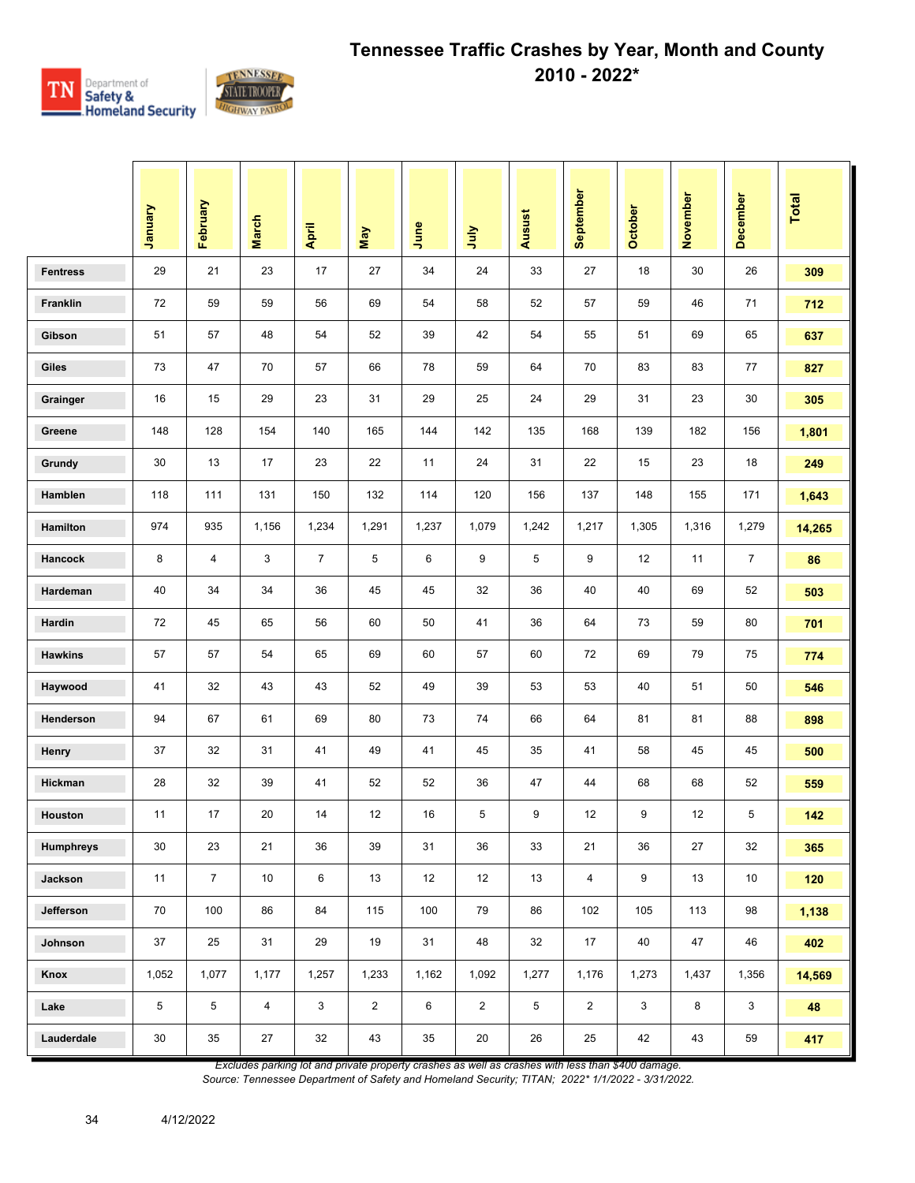# Tennessee Traffic Crashes by Year, Month and County

## 2010 - 2022*

| | January | February | March | April | May | June | July | Ausust | September | October | November | December | Total |
|---|---|---|---|---|---|---|---|---|---|---|---|---|---|
| Fentress | 29 | 21 | 23 | 17 | 27 | 34 | 24 | 33 | 27 | 18 | 30 | 26 | **309** |
| Franklin | 72 | 59 | 59 | 56 | 69 | 54 | 58 | 52 | 57 | 59 | 46 | 71 | **712** |
| Gibson | 51 | 57 | 48 | 54 | 52 | 39 | 42 | 54 | 55 | 51 | 69 | 65 | **637** |
| Giles | 73 | 47 | 70 | 57 | 66 | 78 | 59 | 64 | 70 | 83 | 83 | 77 | **827** |
| Grainger | 16 | 15 | 29 | 23 | 31 | 29 | 25 | 24 | 29 | 31 | 23 | 30 | **305** |
| Greene | 148 | 128 | 154 | 140 | 165 | 144 | 142 | 135 | 168 | 139 | 182 | 156 | **1,801** |
| Grundy | 30 | 13 | 17 | 23 | 22 | 11 | 24 | 31 | 22 | 15 | 23 | 18 | **249** |
| Hamblen | 118 | 111 | 131 | 150 | 132 | 114 | 120 | 156 | 137 | 148 | 155 | 171 | **1,643** |
| Hamilton | 974 | 935 | 1,156 | 1,234 | 1,291 | 1,237 | 1,079 | 1,242 | 1,217 | 1,305 | 1,316 | 1,279 | **14,265** |
| Hancock | 8 | 4 | 3 | 7 | 5 | 6 | 9 | 5 | 9 | 12 | 11 | 7 | **86** |
| Hardeman | 40 | 34 | 34 | 36 | 45 | 45 | 32 | 36 | 40 | 40 | 69 | 52 | **503** |
| Hardin | 72 | 45 | 65 | 56 | 60 | 50 | 41 | 36 | 64 | 73 | 59 | 80 | **701** |
| Hawkins | 57 | 57 | 54 | 65 | 69 | 60 | 57 | 60 | 72 | 69 | 79 | 75 | **774** |
| Haywood | 41 | 32 | 43 | 43 | 52 | 49 | 39 | 53 | 53 | 40 | 51 | 50 | **546** |
| Henderson | 94 | 67 | 61 | 69 | 80 | 73 | 74 | 66 | 64 | 81 | 81 | 88 | **898** |
| Henry | 37 | 32 | 31 | 41 | 49 | 41 | 45 | 35 | 41 | 58 | 45 | 45 | **500** |
| Hickman | 28 | 32 | 39 | 41 | 52 | 52 | 36 | 47 | 44 | 68 | 68 | 52 | **559** |
| Houston | 11 | 17 | 20 | 14 | 12 | 16 | 5 | 9 | 12 | 9 | 12 | 5 | **142** |
| Humphreys | 30 | 23 | 21 | 36 | 39 | 31 | 36 | 33 | 21 | 36 | 27 | 32 | **365** |
| Jackson | 11 | 7 | 10 | 6 | 13 | 12 | 12 | 13 | 4 | 9 | 13 | 10 | **120** |
| Jefferson | 70 | 100 | 86 | 84 | 115 | 100 | 79 | 86 | 102 | 105 | 113 | 98 | **1,138** |
| Johnson | 37 | 25 | 31 | 29 | 19 | 31 | 48 | 32 | 17 | 40 | 47 | 46 | **402** |
| Knox | 1,052 | 1,077 | 1,177 | 1,257 | 1,233 | 1,162 | 1,092 | 1,277 | 1,176 | 1,273 | 1,437 | 1,356 | **14,569** |
| Lake | 5 | 5 | 4 | 3 | 2 | 6 | 2 | 5 | 2 | 3 | 8 | 3 | **48** |
| Lauderdale | 30 | 35 | 27 | 32 | 43 | 35 | 20 | 26 | 25 | 42 | 43 | 59 | **417** |

*Excludes parking lot and private property crashes as well as crashes with less than $400 damage.*

*Source: Tennessee Department of Safety and Homeland Security; TITAN; 2022* 1/1/2022 - 3/31/2022.*

4/12/2022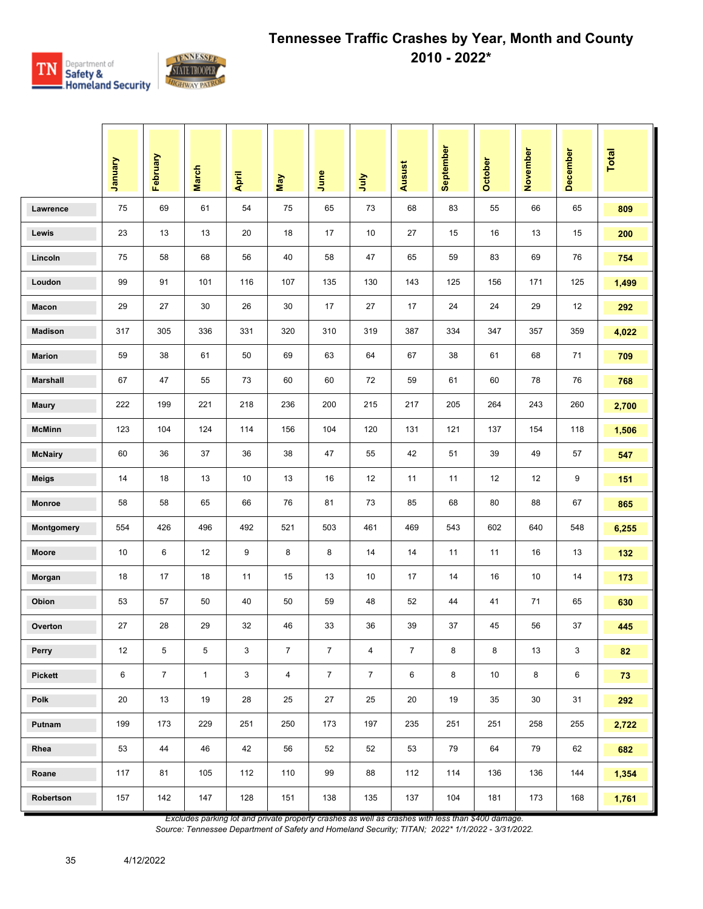# Tennessee Traffic Crashes by Year, Month and County 2010 - 2022*

| | January | February | March | April | May | June | July | Ausust | September | October | November | December | Total |
|---|---|---|---|---|---|---|---|---|---|---|---|---|---|
| Lawrence | 75 | 69 | 61 | 54 | 75 | 65 | 73 | 68 | 83 | 55 | 66 | 65 | 809 |
| Lewis | 23 | 13 | 13 | 20 | 18 | 17 | 10 | 27 | 15 | 16 | 13 | 15 | 200 |
| Lincoln | 75 | 58 | 68 | 56 | 40 | 58 | 47 | 65 | 59 | 83 | 69 | 76 | 754 |
| Loudon | 99 | 91 | 101 | 116 | 107 | 135 | 130 | 143 | 125 | 156 | 171 | 125 | 1,499 |
| Macon | 29 | 27 | 30 | 26 | 30 | 17 | 27 | 17 | 24 | 24 | 29 | 12 | 292 |
| Madison | 317 | 305 | 336 | 331 | 320 | 310 | 319 | 387 | 334 | 347 | 357 | 359 | 4,022 |
| Marion | 59 | 38 | 61 | 50 | 69 | 63 | 64 | 67 | 38 | 61 | 68 | 71 | 709 |
| Marshall | 67 | 47 | 55 | 73 | 60 | 60 | 72 | 59 | 61 | 60 | 78 | 76 | 768 |
| Maury | 222 | 199 | 221 | 218 | 236 | 200 | 215 | 217 | 205 | 264 | 243 | 260 | 2,700 |
| McMinn | 123 | 104 | 124 | 114 | 156 | 104 | 120 | 131 | 121 | 137 | 154 | 118 | 1,506 |
| McNairy | 60 | 36 | 37 | 36 | 38 | 47 | 55 | 42 | 51 | 39 | 49 | 57 | 547 |
| Meigs | 14 | 18 | 13 | 10 | 13 | 16 | 12 | 11 | 11 | 12 | 12 | 9 | 151 |
| Monroe | 58 | 58 | 65 | 66 | 76 | 81 | 73 | 85 | 68 | 80 | 88 | 67 | 865 |
| Montgomery | 554 | 426 | 496 | 492 | 521 | 503 | 461 | 469 | 543 | 602 | 640 | 548 | 6,255 |
| Moore | 10 | 6 | 12 | 9 | 8 | 8 | 14 | 14 | 11 | 11 | 16 | 13 | 132 |
| Morgan | 18 | 17 | 18 | 11 | 15 | 13 | 10 | 17 | 14 | 16 | 10 | 14 | 173 |
| Obion | 53 | 57 | 50 | 40 | 50 | 59 | 48 | 52 | 44 | 41 | 71 | 65 | 630 |
| Overton | 27 | 28 | 29 | 32 | 46 | 33 | 36 | 39 | 37 | 45 | 56 | 37 | 445 |
| Perry | 12 | 5 | 5 | 3 | 7 | 7 | 4 | 7 | 8 | 8 | 13 | 3 | 82 |
| Pickett | 6 | 7 | 1 | 3 | 4 | 7 | 7 | 6 | 8 | 10 | 8 | 6 | 73 |
| Polk | 20 | 13 | 19 | 28 | 25 | 27 | 25 | 20 | 19 | 35 | 30 | 31 | 292 |
| Putnam | 199 | 173 | 229 | 251 | 250 | 173 | 197 | 235 | 251 | 251 | 258 | 255 | 2,722 |
| Rhea | 53 | 44 | 46 | 42 | 56 | 52 | 52 | 53 | 79 | 64 | 79 | 62 | 682 |
| Roane | 117 | 81 | 105 | 112 | 110 | 99 | 88 | 112 | 114 | 136 | 136 | 144 | 1,354 |
| Robertson | 157 | 142 | 147 | 128 | 151 | 138 | 135 | 137 | 104 | 181 | 173 | 168 | 1,761 |

*Excludes parking lot and private property crashes as well as crashes with less than $400 damage.*
*Source: Tennessee Department of Safety and Homeland Security; TITAN; 2022* 1/1/2022 - 3/31/2022.*

4/12/2022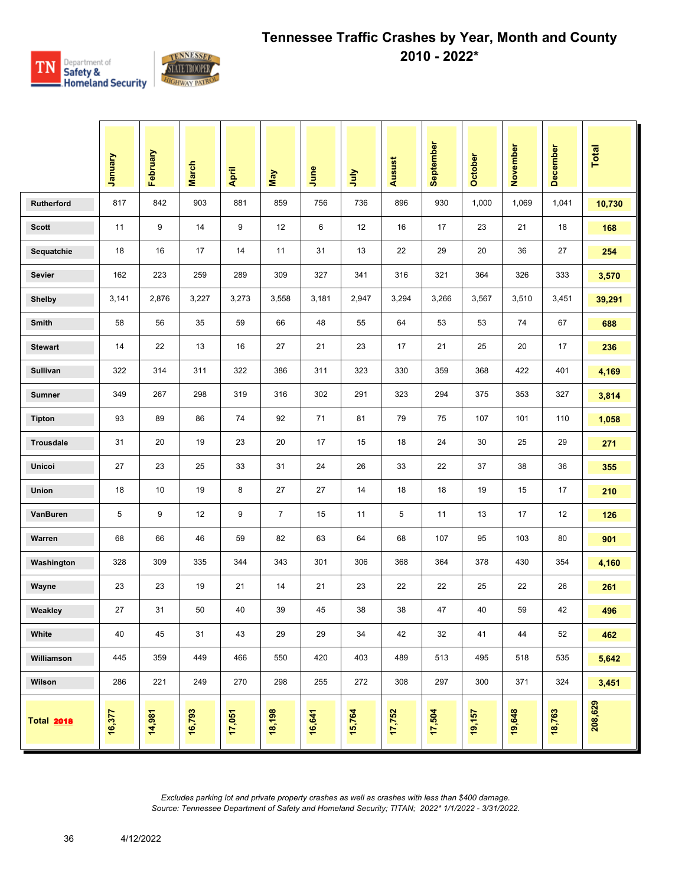# Tennessee Traffic Crashes by Year, Month and County 2010 - 2022*

|  | January | February | March | April | May | June | July | Ausust | September | October | November | December | Total |
|---|---|---|---|---|---|---|---|---|---|---|---|---|---|
| Rutherford | 817 | 842 | 903 | 881 | 859 | 756 | 736 | 896 | 930 | 1,000 | 1,069 | 1,041 | **10,730** |
| Scott | 11 | 9 | 14 | 9 | 12 | 6 | 12 | 16 | 17 | 23 | 21 | 18 | **168** |
| Sequatchie | 18 | 16 | 17 | 14 | 11 | 31 | 13 | 22 | 29 | 20 | 36 | 27 | **254** |
| Sevier | 162 | 223 | 259 | 289 | 309 | 327 | 341 | 316 | 321 | 364 | 326 | 333 | **3,570** |
| Shelby | 3,141 | 2,876 | 3,227 | 3,273 | 3,558 | 3,181 | 2,947 | 3,294 | 3,266 | 3,567 | 3,510 | 3,451 | **39,291** |
| Smith | 58 | 56 | 35 | 59 | 66 | 48 | 55 | 64 | 53 | 53 | 74 | 67 | **688** |
| Stewart | 14 | 22 | 13 | 16 | 27 | 21 | 23 | 17 | 21 | 25 | 20 | 17 | **236** |
| Sullivan | 322 | 314 | 311 | 322 | 386 | 311 | 323 | 330 | 359 | 368 | 422 | 401 | **4,169** |
| Sumner | 349 | 267 | 298 | 319 | 316 | 302 | 291 | 323 | 294 | 375 | 353 | 327 | **3,814** |
| Tipton | 93 | 89 | 86 | 74 | 92 | 71 | 81 | 79 | 75 | 107 | 101 | 110 | **1,058** |
| Trousdale | 31 | 20 | 19 | 23 | 20 | 17 | 15 | 18 | 24 | 30 | 25 | 29 | **271** |
| Unicoi | 27 | 23 | 25 | 33 | 31 | 24 | 26 | 33 | 22 | 37 | 38 | 36 | **355** |
| Union | 18 | 10 | 19 | 8 | 27 | 27 | 14 | 18 | 18 | 19 | 15 | 17 | **210** |
| VanBuren | 5 | 9 | 12 | 9 | 7 | 15 | 11 | 5 | 11 | 13 | 17 | 12 | **126** |
| Warren | 68 | 66 | 46 | 59 | 82 | 63 | 64 | 68 | 107 | 95 | 103 | 80 | **901** |
| Washington | 328 | 309 | 335 | 344 | 343 | 301 | 306 | 368 | 364 | 378 | 430 | 354 | **4,160** |
| Wayne | 23 | 23 | 19 | 21 | 14 | 21 | 23 | 22 | 22 | 25 | 22 | 26 | **261** |
| Weakley | 27 | 31 | 50 | 40 | 39 | 45 | 38 | 38 | 47 | 40 | 59 | 42 | **496** |
| White | 40 | 45 | 31 | 43 | 29 | 29 | 34 | 42 | 32 | 41 | 44 | 52 | **462** |
| Williamson | 445 | 359 | 449 | 466 | 550 | 420 | 403 | 489 | 513 | 495 | 518 | 535 | **5,642** |
| Wilson | 286 | 221 | 249 | 270 | 298 | 255 | 272 | 308 | 297 | 300 | 371 | 324 | **3,451** |
| **Total 2018** | **16,377** | **14,981** | **16,793** | **17,051** | **18,198** | **16,641** | **15,764** | **17,752** | **17,504** | **19,157** | **19,648** | **18,763** | **208,629** |

*Excludes parking lot and private property crashes as well as crashes with less than $400 damage.*
*Source: Tennessee Department of Safety and Homeland Security; TITAN; 2022* 1/1/2022 - 3/31/2022.*

4/12/2022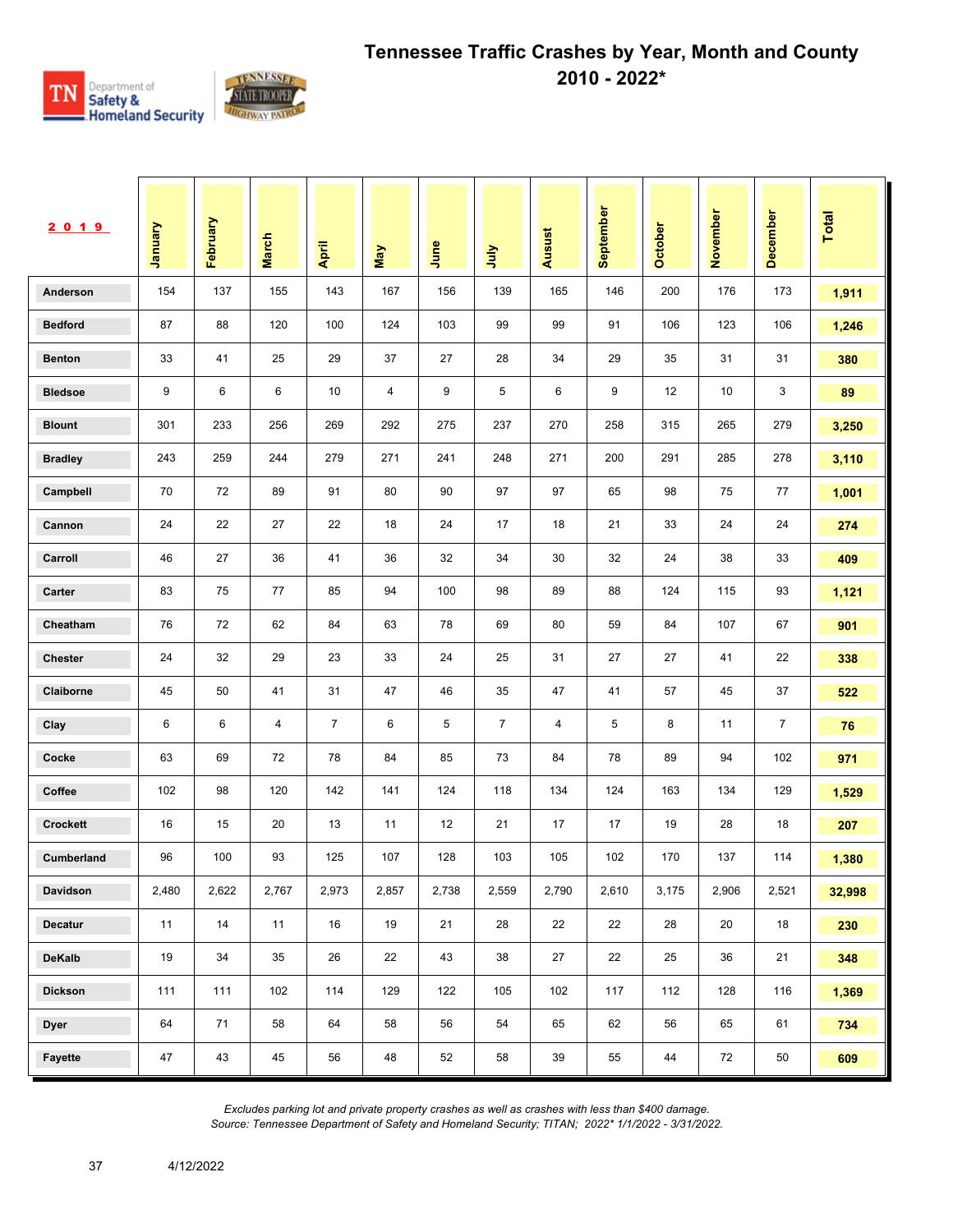# Tennessee Traffic Crashes by Year, Month and County
## 2010 - 2022*

| 2019 | January | February | March | April | May | June | July | Ausust | September | October | November | December | Total |
|---|---|---|---|---|---|---|---|---|---|---|---|---|---|
| Anderson | 154 | 137 | 155 | 143 | 167 | 156 | 139 | 165 | 146 | 200 | 176 | 173 | **1,911** |
| Bedford | 87 | 88 | 120 | 100 | 124 | 103 | 99 | 99 | 91 | 106 | 123 | 106 | **1,246** |
| Benton | 33 | 41 | 25 | 29 | 37 | 27 | 28 | 34 | 29 | 35 | 31 | 31 | **380** |
| Bledsoe | 9 | 6 | 6 | 10 | 4 | 9 | 5 | 6 | 9 | 12 | 10 | 3 | **89** |
| Blount | 301 | 233 | 256 | 269 | 292 | 275 | 237 | 270 | 258 | 315 | 265 | 279 | **3,250** |
| Bradley | 243 | 259 | 244 | 279 | 271 | 241 | 248 | 271 | 200 | 291 | 285 | 278 | **3,110** |
| Campbell | 70 | 72 | 89 | 91 | 80 | 90 | 97 | 97 | 65 | 98 | 75 | 77 | **1,001** |
| Cannon | 24 | 22 | 27 | 22 | 18 | 24 | 17 | 18 | 21 | 33 | 24 | 24 | **274** |
| Carroll | 46 | 27 | 36 | 41 | 36 | 32 | 34 | 30 | 32 | 24 | 38 | 33 | **409** |
| Carter | 83 | 75 | 77 | 85 | 94 | 100 | 98 | 89 | 88 | 124 | 115 | 93 | **1,121** |
| Cheatham | 76 | 72 | 62 | 84 | 63 | 78 | 69 | 80 | 59 | 84 | 107 | 67 | **901** |
| Chester | 24 | 32 | 29 | 23 | 33 | 24 | 25 | 31 | 27 | 27 | 41 | 22 | **338** |
| Claiborne | 45 | 50 | 41 | 31 | 47 | 46 | 35 | 47 | 41 | 57 | 45 | 37 | **522** |
| Clay | 6 | 6 | 4 | 7 | 6 | 5 | 7 | 4 | 5 | 8 | 11 | 7 | **76** |
| Cocke | 63 | 69 | 72 | 78 | 84 | 85 | 73 | 84 | 78 | 89 | 94 | 102 | **971** |
| Coffee | 102 | 98 | 120 | 142 | 141 | 124 | 118 | 134 | 124 | 163 | 134 | 129 | **1,529** |
| Crockett | 16 | 15 | 20 | 13 | 11 | 12 | 21 | 17 | 17 | 19 | 28 | 18 | **207** |
| Cumberland | 96 | 100 | 93 | 125 | 107 | 128 | 103 | 105 | 102 | 170 | 137 | 114 | **1,380** |
| Davidson | 2,480 | 2,622 | 2,767 | 2,973 | 2,857 | 2,738 | 2,559 | 2,790 | 2,610 | 3,175 | 2,906 | 2,521 | **32,998** |
| Decatur | 11 | 14 | 11 | 16 | 19 | 21 | 28 | 22 | 22 | 28 | 20 | 18 | **230** |
| DeKalb | 19 | 34 | 35 | 26 | 22 | 43 | 38 | 27 | 22 | 25 | 36 | 21 | **348** |
| Dickson | 111 | 111 | 102 | 114 | 129 | 122 | 105 | 102 | 117 | 112 | 128 | 116 | **1,369** |
| Dyer | 64 | 71 | 58 | 64 | 58 | 56 | 54 | 65 | 62 | 56 | 65 | 61 | **734** |
| Fayette | 47 | 43 | 45 | 56 | 48 | 52 | 58 | 39 | 55 | 44 | 72 | 50 | **609** |

*Excludes parking lot and private property crashes as well as crashes with less than $400 damage.*
*Source: Tennessee Department of Safety and Homeland Security; TITAN; 2022* 1/1/2022 - 3/31/2022.*

4/12/2022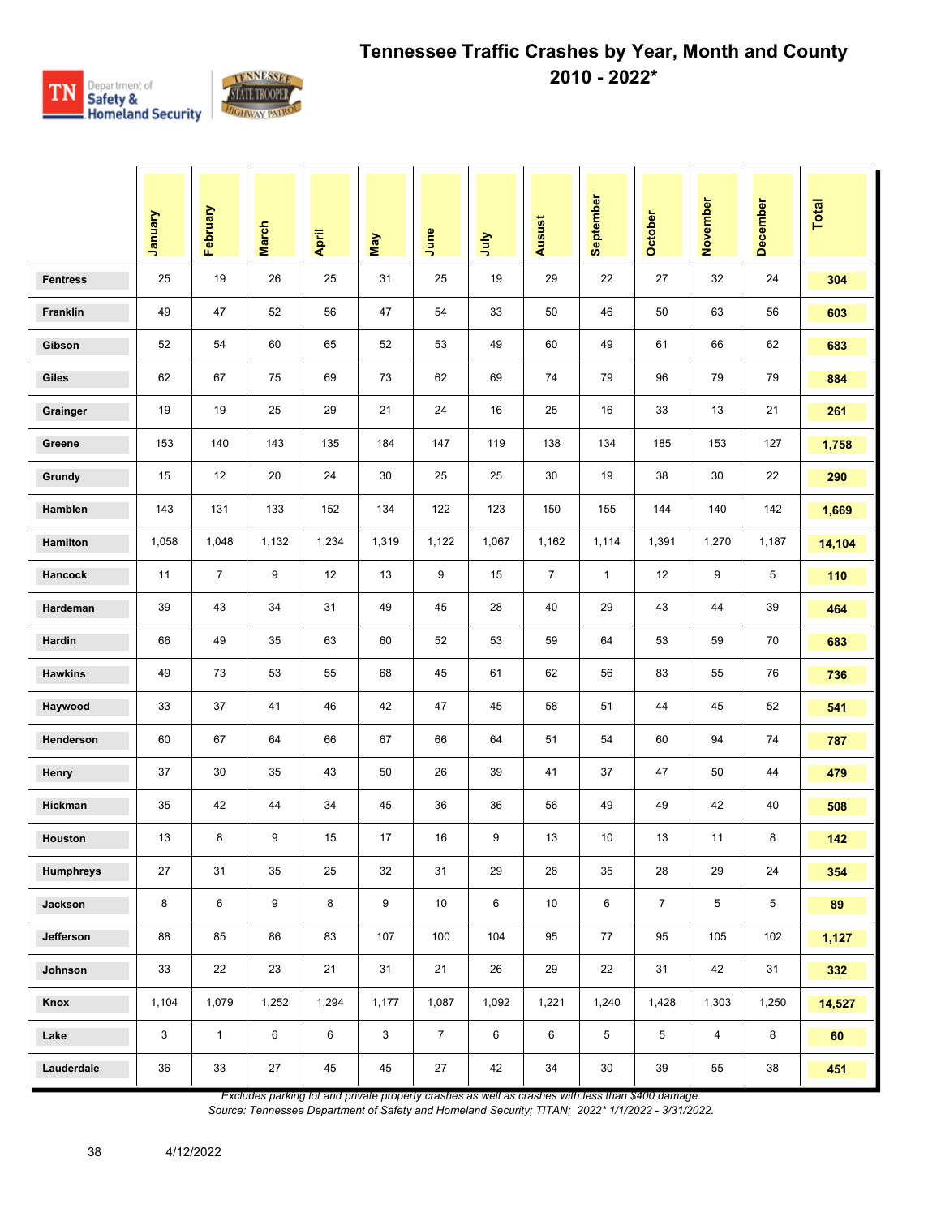# Tennessee Traffic Crashes by Year, Month and County 2010 - 2022*

| | January | February | March | April | May | June | July | Ausust | September | October | November | December | Total |
|---|---|---|---|---|---|---|---|---|---|---|---|---|---|
| Fentress | 25 | 19 | 26 | 25 | 31 | 25 | 19 | 29 | 22 | 27 | 32 | 24 | 304 |
| Franklin | 49 | 47 | 52 | 56 | 47 | 54 | 33 | 50 | 46 | 50 | 63 | 56 | 603 |
| Gibson | 52 | 54 | 60 | 65 | 52 | 53 | 49 | 60 | 49 | 61 | 66 | 62 | 683 |
| Giles | 62 | 67 | 75 | 69 | 73 | 62 | 69 | 74 | 79 | 96 | 79 | 79 | 884 |
| Grainger | 19 | 19 | 25 | 29 | 21 | 24 | 16 | 25 | 16 | 33 | 13 | 21 | 261 |
| Greene | 153 | 140 | 143 | 135 | 184 | 147 | 119 | 138 | 134 | 185 | 153 | 127 | 1,758 |
| Grundy | 15 | 12 | 20 | 24 | 30 | 25 | 25 | 30 | 19 | 38 | 30 | 22 | 290 |
| Hamblen | 143 | 131 | 133 | 152 | 134 | 122 | 123 | 150 | 155 | 144 | 140 | 142 | 1,669 |
| Hamilton | 1,058 | 1,048 | 1,132 | 1,234 | 1,319 | 1,122 | 1,067 | 1,162 | 1,114 | 1,391 | 1,270 | 1,187 | 14,104 |
| Hancock | 11 | 7 | 9 | 12 | 13 | 9 | 15 | 7 | 1 | 12 | 9 | 5 | 110 |
| Hardeman | 39 | 43 | 34 | 31 | 49 | 45 | 28 | 40 | 29 | 43 | 44 | 39 | 464 |
| Hardin | 66 | 49 | 35 | 63 | 60 | 52 | 53 | 59 | 64 | 53 | 59 | 70 | 683 |
| Hawkins | 49 | 73 | 53 | 55 | 68 | 45 | 61 | 62 | 56 | 83 | 55 | 76 | 736 |
| Haywood | 33 | 37 | 41 | 46 | 42 | 47 | 45 | 58 | 51 | 44 | 45 | 52 | 541 |
| Henderson | 60 | 67 | 64 | 66 | 67 | 66 | 64 | 51 | 54 | 60 | 94 | 74 | 787 |
| Henry | 37 | 30 | 35 | 43 | 50 | 26 | 39 | 41 | 37 | 47 | 50 | 44 | 479 |
| Hickman | 35 | 42 | 44 | 34 | 45 | 36 | 36 | 56 | 49 | 49 | 42 | 40 | 508 |
| Houston | 13 | 8 | 9 | 15 | 17 | 16 | 9 | 13 | 10 | 13 | 11 | 8 | 142 |
| Humphreys | 27 | 31 | 35 | 25 | 32 | 31 | 29 | 28 | 35 | 28 | 29 | 24 | 354 |
| Jackson | 8 | 6 | 9 | 8 | 9 | 10 | 6 | 10 | 6 | 7 | 5 | 5 | 89 |
| Jefferson | 88 | 85 | 86 | 83 | 107 | 100 | 104 | 95 | 77 | 95 | 105 | 102 | 1,127 |
| Johnson | 33 | 22 | 23 | 21 | 31 | 21 | 26 | 29 | 22 | 31 | 42 | 31 | 332 |
| Knox | 1,104 | 1,079 | 1,252 | 1,294 | 1,177 | 1,087 | 1,092 | 1,221 | 1,240 | 1,428 | 1,303 | 1,250 | 14,527 |
| Lake | 3 | 1 | 6 | 6 | 3 | 7 | 6 | 6 | 5 | 5 | 4 | 8 | 60 |
| Lauderdale | 36 | 33 | 27 | 45 | 45 | 27 | 42 | 34 | 30 | 39 | 55 | 38 | 451 |

*Excludes parking lot and private property crashes as well as crashes with less than $400 damage.*

*Source: Tennessee Department of Safety and Homeland Security; TITAN; 2022* 1/1/2022 - 3/31/2022.*

4/12/2022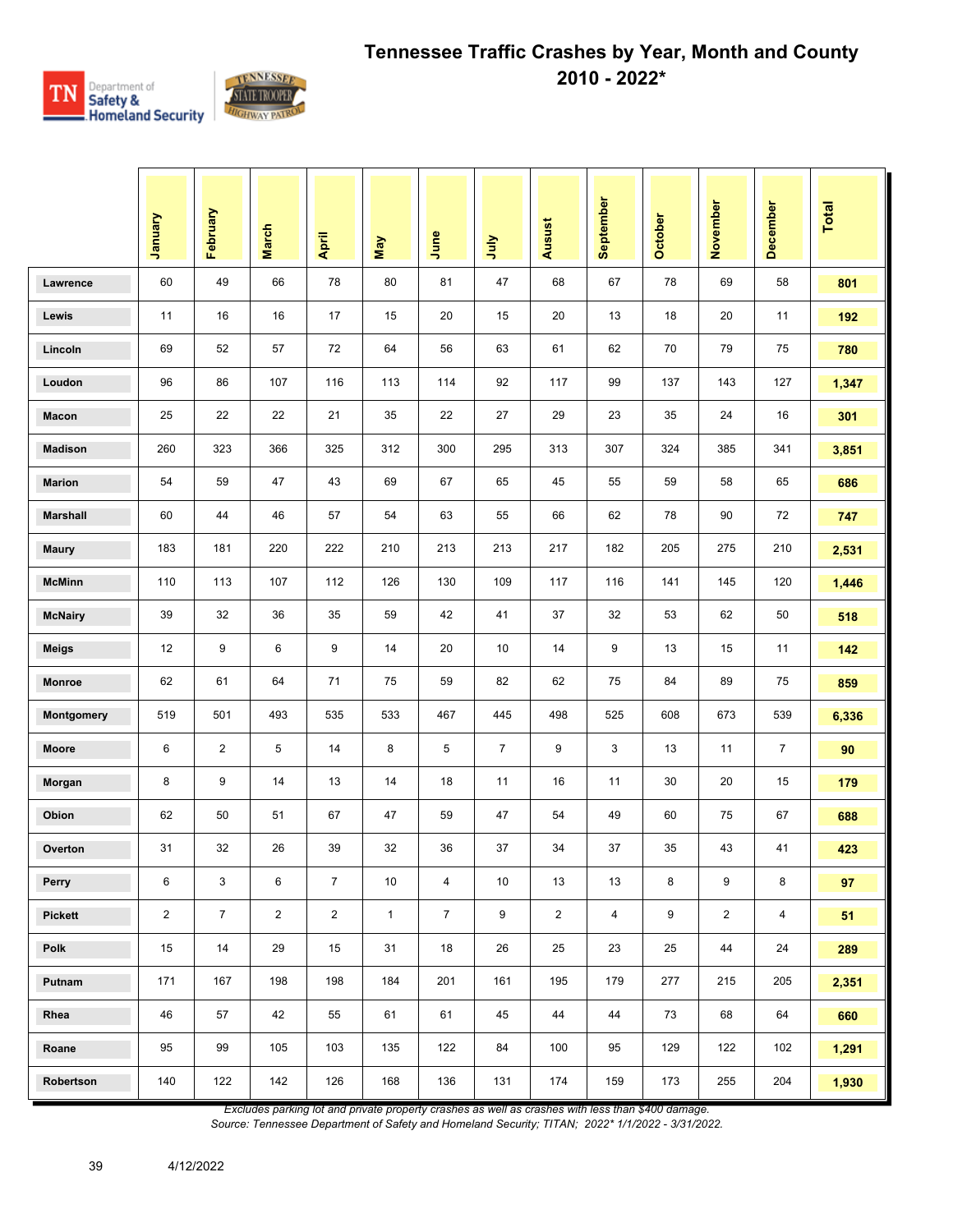# Tennessee Traffic Crashes by Year, Month and County 2010 - 2022*

| | January | February | March | April | May | June | July | Ausust | September | October | November | December | Total |
|---|---|---|---|---|---|---|---|---|---|---|---|---|---|
| Lawrence | 60 | 49 | 66 | 78 | 80 | 81 | 47 | 68 | 67 | 78 | 69 | 58 | 801 |
| Lewis | 11 | 16 | 16 | 17 | 15 | 20 | 15 | 20 | 13 | 18 | 20 | 11 | 192 |
| Lincoln | 69 | 52 | 57 | 72 | 64 | 56 | 63 | 61 | 62 | 70 | 79 | 75 | 780 |
| Loudon | 96 | 86 | 107 | 116 | 113 | 114 | 92 | 117 | 99 | 137 | 143 | 127 | 1,347 |
| Macon | 25 | 22 | 22 | 21 | 35 | 22 | 27 | 29 | 23 | 35 | 24 | 16 | 301 |
| Madison | 260 | 323 | 366 | 325 | 312 | 300 | 295 | 313 | 307 | 324 | 385 | 341 | 3,851 |
| Marion | 54 | 59 | 47 | 43 | 69 | 67 | 65 | 45 | 55 | 59 | 58 | 65 | 686 |
| Marshall | 60 | 44 | 46 | 57 | 54 | 63 | 55 | 66 | 62 | 78 | 90 | 72 | 747 |
| Maury | 183 | 181 | 220 | 222 | 210 | 213 | 213 | 217 | 182 | 205 | 275 | 210 | 2,531 |
| McMinn | 110 | 113 | 107 | 112 | 126 | 130 | 109 | 117 | 116 | 141 | 145 | 120 | 1,446 |
| McNairy | 39 | 32 | 36 | 35 | 59 | 42 | 41 | 37 | 32 | 53 | 62 | 50 | 518 |
| Meigs | 12 | 9 | 6 | 9 | 14 | 20 | 10 | 14 | 9 | 13 | 15 | 11 | 142 |
| Monroe | 62 | 61 | 64 | 71 | 75 | 59 | 82 | 62 | 75 | 84 | 89 | 75 | 859 |
| Montgomery | 519 | 501 | 493 | 535 | 533 | 467 | 445 | 498 | 525 | 608 | 673 | 539 | 6,336 |
| Moore | 6 | 2 | 5 | 14 | 8 | 5 | 7 | 9 | 3 | 13 | 11 | 7 | 90 |
| Morgan | 8 | 9 | 14 | 13 | 14 | 18 | 11 | 16 | 11 | 30 | 20 | 15 | 179 |
| Obion | 62 | 50 | 51 | 67 | 47 | 59 | 47 | 54 | 49 | 60 | 75 | 67 | 688 |
| Overton | 31 | 32 | 26 | 39 | 32 | 36 | 37 | 34 | 37 | 35 | 43 | 41 | 423 |
| Perry | 6 | 3 | 6 | 7 | 10 | 4 | 10 | 13 | 13 | 8 | 9 | 8 | 97 |
| Pickett | 2 | 7 | 2 | 2 | 1 | 7 | 9 | 2 | 4 | 9 | 2 | 4 | 51 |
| Polk | 15 | 14 | 29 | 15 | 31 | 18 | 26 | 25 | 23 | 25 | 44 | 24 | 289 |
| Putnam | 171 | 167 | 198 | 198 | 184 | 201 | 161 | 195 | 179 | 277 | 215 | 205 | 2,351 |
| Rhea | 46 | 57 | 42 | 55 | 61 | 61 | 45 | 44 | 44 | 73 | 68 | 64 | 660 |
| Roane | 95 | 99 | 105 | 103 | 135 | 122 | 84 | 100 | 95 | 129 | 122 | 102 | 1,291 |
| Robertson | 140 | 122 | 142 | 126 | 168 | 136 | 131 | 174 | 159 | 173 | 255 | 204 | 1,930 |

*Excludes parking lot and private property crashes as well as crashes with less than $400 damage.*
*Source: Tennessee Department of Safety and Homeland Security; TITAN; 2022* 1/1/2022 - 3/31/2022.*

4/12/2022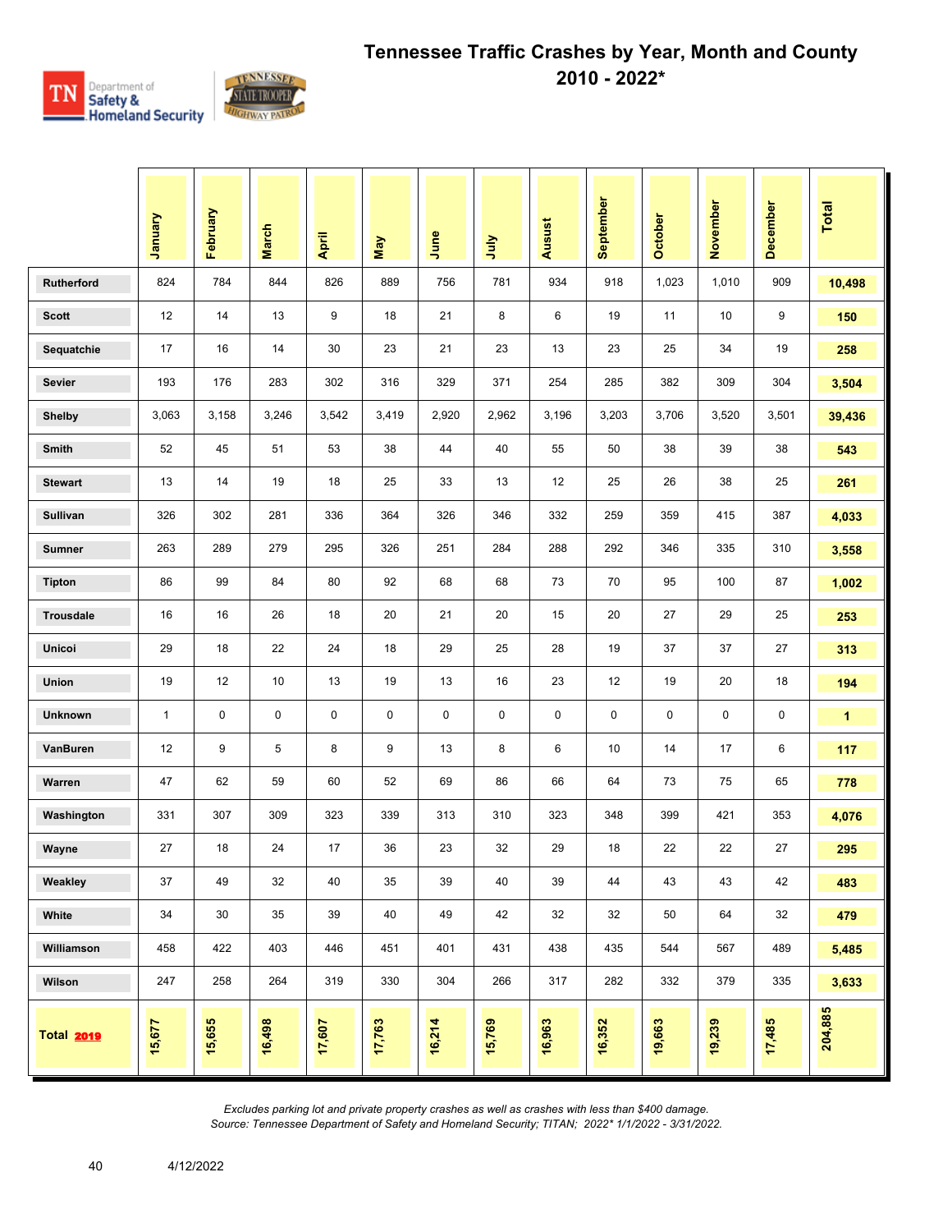# Tennessee Traffic Crashes by Year, Month and County 2010 - 2022*

| | January | February | March | April | May | June | July | Ausust | September | October | November | December | Total |
|---|---|---|---|---|---|---|---|---|---|---|---|---|---|
| Rutherford | 824 | 784 | 844 | 826 | 889 | 756 | 781 | 934 | 918 | 1,023 | 1,010 | 909 | **10,498** |
| Scott | 12 | 14 | 13 | 9 | 18 | 21 | 8 | 6 | 19 | 11 | 10 | 9 | **150** |
| Sequatchie | 17 | 16 | 14 | 30 | 23 | 21 | 23 | 13 | 23 | 25 | 34 | 19 | **258** |
| Sevier | 193 | 176 | 283 | 302 | 316 | 329 | 371 | 254 | 285 | 382 | 309 | 304 | **3,504** |
| Shelby | 3,063 | 3,158 | 3,246 | 3,542 | 3,419 | 2,920 | 2,962 | 3,196 | 3,203 | 3,706 | 3,520 | 3,501 | **39,436** |
| Smith | 52 | 45 | 51 | 53 | 38 | 44 | 40 | 55 | 50 | 38 | 39 | 38 | **543** |
| Stewart | 13 | 14 | 19 | 18 | 25 | 33 | 13 | 12 | 25 | 26 | 38 | 25 | **261** |
| Sullivan | 326 | 302 | 281 | 336 | 364 | 326 | 346 | 332 | 259 | 359 | 415 | 387 | **4,033** |
| Sumner | 263 | 289 | 279 | 295 | 326 | 251 | 284 | 288 | 292 | 346 | 335 | 310 | **3,558** |
| Tipton | 86 | 99 | 84 | 80 | 92 | 68 | 68 | 73 | 70 | 95 | 100 | 87 | **1,002** |
| Trousdale | 16 | 16 | 26 | 18 | 20 | 21 | 20 | 15 | 20 | 27 | 29 | 25 | **253** |
| Unicoi | 29 | 18 | 22 | 24 | 18 | 29 | 25 | 28 | 19 | 37 | 37 | 27 | **313** |
| Union | 19 | 12 | 10 | 13 | 19 | 13 | 16 | 23 | 12 | 19 | 20 | 18 | **194** |
| Unknown | 1 | 0 | 0 | 0 | 0 | 0 | 0 | 0 | 0 | 0 | 0 | 0 | **1** |
| VanBuren | 12 | 9 | 5 | 8 | 9 | 13 | 8 | 6 | 10 | 14 | 17 | 6 | **117** |
| Warren | 47 | 62 | 59 | 60 | 52 | 69 | 86 | 66 | 64 | 73 | 75 | 65 | **778** |
| Washington | 331 | 307 | 309 | 323 | 339 | 313 | 310 | 323 | 348 | 399 | 421 | 353 | **4,076** |
| Wayne | 27 | 18 | 24 | 17 | 36 | 23 | 32 | 29 | 18 | 22 | 22 | 27 | **295** |
| Weakley | 37 | 49 | 32 | 40 | 35 | 39 | 40 | 39 | 44 | 43 | 43 | 42 | **483** |
| White | 34 | 30 | 35 | 39 | 40 | 49 | 42 | 32 | 32 | 50 | 64 | 32 | **479** |
| Williamson | 458 | 422 | 403 | 446 | 451 | 401 | 431 | 438 | 435 | 544 | 567 | 489 | **5,485** |
| Wilson | 247 | 258 | 264 | 319 | 330 | 304 | 266 | 317 | 282 | 332 | 379 | 335 | **3,633** |
| **Total 2019** | **15,677** | **15,655** | **16,498** | **17,607** | **17,763** | **16,214** | **15,769** | **16,963** | **16,352** | **19,663** | **19,239** | **17,485** | **204,885** |

*Excludes parking lot and private property crashes as well as crashes with less than $400 damage.*
*Source: Tennessee Department of Safety and Homeland Security; TITAN; 2022* 1/1/2022 - 3/31/2022.*

4/12/2022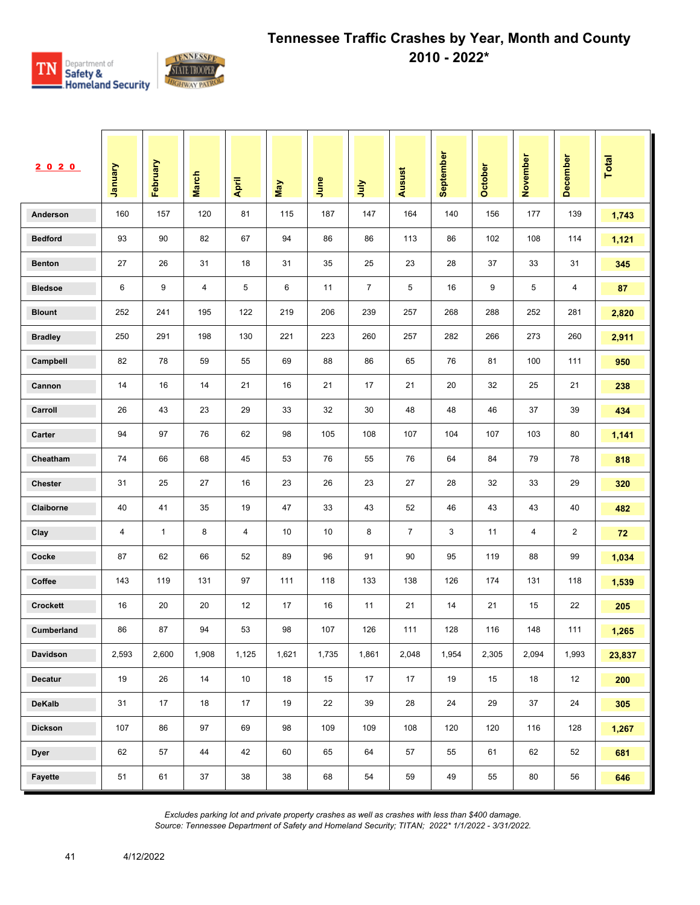# Tennessee Traffic Crashes by Year, Month and County
## 2010 - 2022*

| 2020 | January | February | March | April | May | June | July | Ausust | September | October | November | December | Total |
|---|---|---|---|---|---|---|---|---|---|---|---|---|---|
| **Anderson** | 160 | 157 | 120 | 81 | 115 | 187 | 147 | 164 | 140 | 156 | 177 | 139 | **1,743** |
| **Bedford** | 93 | 90 | 82 | 67 | 94 | 86 | 86 | 113 | 86 | 102 | 108 | 114 | **1,121** |
| **Benton** | 27 | 26 | 31 | 18 | 31 | 35 | 25 | 23 | 28 | 37 | 33 | 31 | **345** |
| **Bledsoe** | 6 | 9 | 4 | 5 | 6 | 11 | 7 | 5 | 16 | 9 | 5 | 4 | **87** |
| **Blount** | 252 | 241 | 195 | 122 | 219 | 206 | 239 | 257 | 268 | 288 | 252 | 281 | **2,820** |
| **Bradley** | 250 | 291 | 198 | 130 | 221 | 223 | 260 | 257 | 282 | 266 | 273 | 260 | **2,911** |
| **Campbell** | 82 | 78 | 59 | 55 | 69 | 88 | 86 | 65 | 76 | 81 | 100 | 111 | **950** |
| **Cannon** | 14 | 16 | 14 | 21 | 16 | 21 | 17 | 21 | 20 | 32 | 25 | 21 | **238** |
| **Carroll** | 26 | 43 | 23 | 29 | 33 | 32 | 30 | 48 | 48 | 46 | 37 | 39 | **434** |
| **Carter** | 94 | 97 | 76 | 62 | 98 | 105 | 108 | 107 | 104 | 107 | 103 | 80 | **1,141** |
| **Cheatham** | 74 | 66 | 68 | 45 | 53 | 76 | 55 | 76 | 64 | 84 | 79 | 78 | **818** |
| **Chester** | 31 | 25 | 27 | 16 | 23 | 26 | 23 | 27 | 28 | 32 | 33 | 29 | **320** |
| **Claiborne** | 40 | 41 | 35 | 19 | 47 | 33 | 43 | 52 | 46 | 43 | 43 | 40 | **482** |
| **Clay** | 4 | 1 | 8 | 4 | 10 | 10 | 8 | 7 | 3 | 11 | 4 | 2 | **72** |
| **Cocke** | 87 | 62 | 66 | 52 | 89 | 96 | 91 | 90 | 95 | 119 | 88 | 99 | **1,034** |
| **Coffee** | 143 | 119 | 131 | 97 | 111 | 118 | 133 | 138 | 126 | 174 | 131 | 118 | **1,539** |
| **Crockett** | 16 | 20 | 20 | 12 | 17 | 16 | 11 | 21 | 14 | 21 | 15 | 22 | **205** |
| **Cumberland** | 86 | 87 | 94 | 53 | 98 | 107 | 126 | 111 | 128 | 116 | 148 | 111 | **1,265** |
| **Davidson** | 2,593 | 2,600 | 1,908 | 1,125 | 1,621 | 1,735 | 1,861 | 2,048 | 1,954 | 2,305 | 2,094 | 1,993 | **23,837** |
| **Decatur** | 19 | 26 | 14 | 10 | 18 | 15 | 17 | 17 | 19 | 15 | 18 | 12 | **200** |
| **DeKalb** | 31 | 17 | 18 | 17 | 19 | 22 | 39 | 28 | 24 | 29 | 37 | 24 | **305** |
| **Dickson** | 107 | 86 | 97 | 69 | 98 | 109 | 109 | 108 | 120 | 120 | 116 | 128 | **1,267** |
| **Dyer** | 62 | 57 | 44 | 42 | 60 | 65 | 64 | 57 | 55 | 61 | 62 | 52 | **681** |
| **Fayette** | 51 | 61 | 37 | 38 | 38 | 68 | 54 | 59 | 49 | 55 | 80 | 56 | **646** |

*Excludes parking lot and private property crashes as well as crashes with less than $400 damage.*
*Source: Tennessee Department of Safety and Homeland Security; TITAN; 2022* 1/1/2022 - 3/31/2022.*

4/12/2022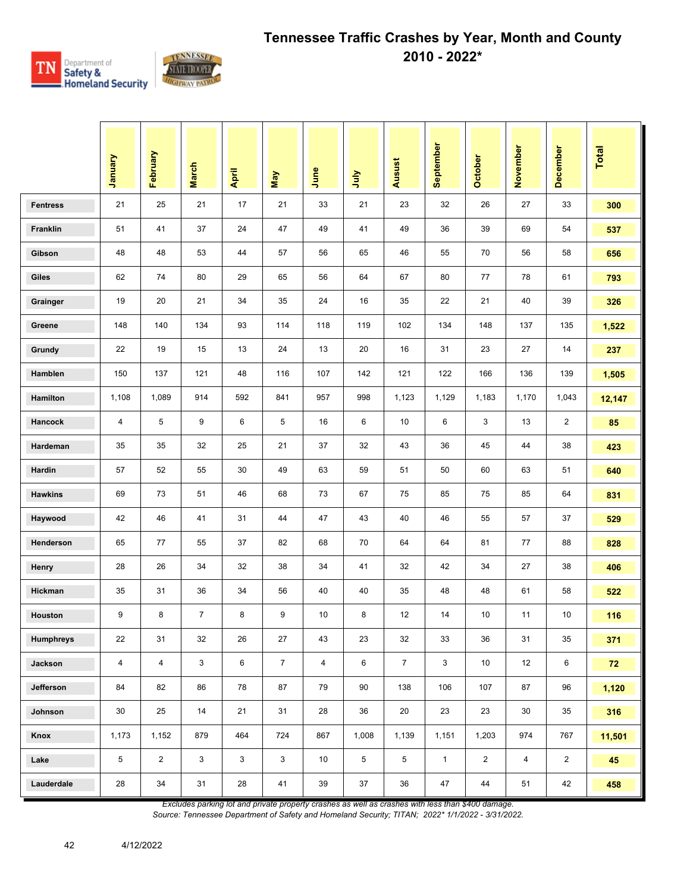# Tennessee Traffic Crashes by Year, Month and County

## 2010 - 2022*

| | January | February | March | April | May | June | July | Ausust | September | October | November | December | Total |
|---|---|---|---|---|---|---|---|---|---|---|---|---|---|
| Fentress | 21 | 25 | 21 | 17 | 21 | 33 | 21 | 23 | 32 | 26 | 27 | 33 | **300** |
| Franklin | 51 | 41 | 37 | 24 | 47 | 49 | 41 | 49 | 36 | 39 | 69 | 54 | **537** |
| Gibson | 48 | 48 | 53 | 44 | 57 | 56 | 65 | 46 | 55 | 70 | 56 | 58 | **656** |
| Giles | 62 | 74 | 80 | 29 | 65 | 56 | 64 | 67 | 80 | 77 | 78 | 61 | **793** |
| Grainger | 19 | 20 | 21 | 34 | 35 | 24 | 16 | 35 | 22 | 21 | 40 | 39 | **326** |
| Greene | 148 | 140 | 134 | 93 | 114 | 118 | 119 | 102 | 134 | 148 | 137 | 135 | **1,522** |
| Grundy | 22 | 19 | 15 | 13 | 24 | 13 | 20 | 16 | 31 | 23 | 27 | 14 | **237** |
| Hamblen | 150 | 137 | 121 | 48 | 116 | 107 | 142 | 121 | 122 | 166 | 136 | 139 | **1,505** |
| Hamilton | 1,108 | 1,089 | 914 | 592 | 841 | 957 | 998 | 1,123 | 1,129 | 1,183 | 1,170 | 1,043 | **12,147** |
| Hancock | 4 | 5 | 9 | 6 | 5 | 16 | 6 | 10 | 6 | 3 | 13 | 2 | **85** |
| Hardeman | 35 | 35 | 32 | 25 | 21 | 37 | 32 | 43 | 36 | 45 | 44 | 38 | **423** |
| Hardin | 57 | 52 | 55 | 30 | 49 | 63 | 59 | 51 | 50 | 60 | 63 | 51 | **640** |
| Hawkins | 69 | 73 | 51 | 46 | 68 | 73 | 67 | 75 | 85 | 75 | 85 | 64 | **831** |
| Haywood | 42 | 46 | 41 | 31 | 44 | 47 | 43 | 40 | 46 | 55 | 57 | 37 | **529** |
| Henderson | 65 | 77 | 55 | 37 | 82 | 68 | 70 | 64 | 64 | 81 | 77 | 88 | **828** |
| Henry | 28 | 26 | 34 | 32 | 38 | 34 | 41 | 32 | 42 | 34 | 27 | 38 | **406** |
| Hickman | 35 | 31 | 36 | 34 | 56 | 40 | 40 | 35 | 48 | 48 | 61 | 58 | **522** |
| Houston | 9 | 8 | 7 | 8 | 9 | 10 | 8 | 12 | 14 | 10 | 11 | 10 | **116** |
| Humphreys | 22 | 31 | 32 | 26 | 27 | 43 | 23 | 32 | 33 | 36 | 31 | 35 | **371** |
| Jackson | 4 | 4 | 3 | 6 | 7 | 4 | 6 | 7 | 3 | 10 | 12 | 6 | **72** |
| Jefferson | 84 | 82 | 86 | 78 | 87 | 79 | 90 | 138 | 106 | 107 | 87 | 96 | **1,120** |
| Johnson | 30 | 25 | 14 | 21 | 31 | 28 | 36 | 20 | 23 | 23 | 30 | 35 | **316** |
| Knox | 1,173 | 1,152 | 879 | 464 | 724 | 867 | 1,008 | 1,139 | 1,151 | 1,203 | 974 | 767 | **11,501** |
| Lake | 5 | 2 | 3 | 3 | 3 | 10 | 5 | 5 | 1 | 2 | 4 | 2 | **45** |
| Lauderdale | 28 | 34 | 31 | 28 | 41 | 39 | 37 | 36 | 47 | 44 | 51 | 42 | **458** |

*Excludes parking lot and private property crashes as well as crashes with less than $400 damage.*
*Source: Tennessee Department of Safety and Homeland Security; TITAN; 2022* 1/1/2022 - 3/31/2022.*

4/12/2022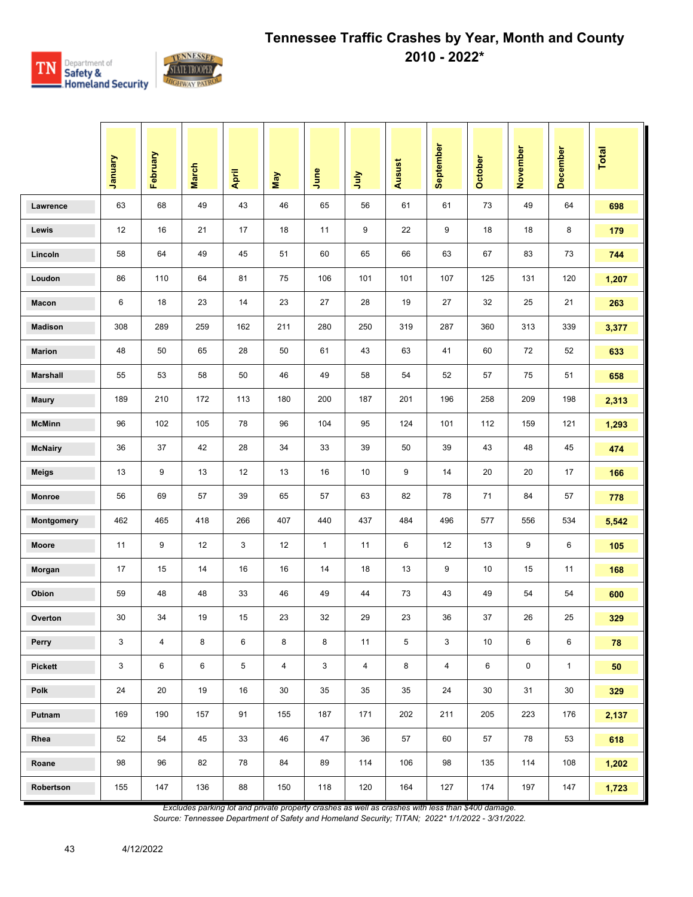# Tennessee Traffic Crashes by Year, Month and County
## 2010 - 2022*

| | January | February | March | April | May | June | July | Ausust | September | October | November | December | Total |
|---|---|---|---|---|---|---|---|---|---|---|---|---|---|
| Lawrence | 63 | 68 | 49 | 43 | 46 | 65 | 56 | 61 | 61 | 73 | 49 | 64 | **698** |
| Lewis | 12 | 16 | 21 | 17 | 18 | 11 | 9 | 22 | 9 | 18 | 18 | 8 | **179** |
| Lincoln | 58 | 64 | 49 | 45 | 51 | 60 | 65 | 66 | 63 | 67 | 83 | 73 | **744** |
| Loudon | 86 | 110 | 64 | 81 | 75 | 106 | 101 | 101 | 107 | 125 | 131 | 120 | **1,207** |
| Macon | 6 | 18 | 23 | 14 | 23 | 27 | 28 | 19 | 27 | 32 | 25 | 21 | **263** |
| Madison | 308 | 289 | 259 | 162 | 211 | 280 | 250 | 319 | 287 | 360 | 313 | 339 | **3,377** |
| Marion | 48 | 50 | 65 | 28 | 50 | 61 | 43 | 63 | 41 | 60 | 72 | 52 | **633** |
| Marshall | 55 | 53 | 58 | 50 | 46 | 49 | 58 | 54 | 52 | 57 | 75 | 51 | **658** |
| Maury | 189 | 210 | 172 | 113 | 180 | 200 | 187 | 201 | 196 | 258 | 209 | 198 | **2,313** |
| McMinn | 96 | 102 | 105 | 78 | 96 | 104 | 95 | 124 | 101 | 112 | 159 | 121 | **1,293** |
| McNairy | 36 | 37 | 42 | 28 | 34 | 33 | 39 | 50 | 39 | 43 | 48 | 45 | **474** |
| Meigs | 13 | 9 | 13 | 12 | 13 | 16 | 10 | 9 | 14 | 20 | 20 | 17 | **166** |
| Monroe | 56 | 69 | 57 | 39 | 65 | 57 | 63 | 82 | 78 | 71 | 84 | 57 | **778** |
| Montgomery | 462 | 465 | 418 | 266 | 407 | 440 | 437 | 484 | 496 | 577 | 556 | 534 | **5,542** |
| Moore | 11 | 9 | 12 | 3 | 12 | 1 | 11 | 6 | 12 | 13 | 9 | 6 | **105** |
| Morgan | 17 | 15 | 14 | 16 | 16 | 14 | 18 | 13 | 9 | 10 | 15 | 11 | **168** |
| Obion | 59 | 48 | 48 | 33 | 46 | 49 | 44 | 73 | 43 | 49 | 54 | 54 | **600** |
| Overton | 30 | 34 | 19 | 15 | 23 | 32 | 29 | 23 | 36 | 37 | 26 | 25 | **329** |
| Perry | 3 | 4 | 8 | 6 | 8 | 8 | 11 | 5 | 3 | 10 | 6 | 6 | **78** |
| Pickett | 3 | 6 | 6 | 5 | 4 | 3 | 4 | 8 | 4 | 6 | 0 | 1 | **50** |
| Polk | 24 | 20 | 19 | 16 | 30 | 35 | 35 | 35 | 24 | 30 | 31 | 30 | **329** |
| Putnam | 169 | 190 | 157 | 91 | 155 | 187 | 171 | 202 | 211 | 205 | 223 | 176 | **2,137** |
| Rhea | 52 | 54 | 45 | 33 | 46 | 47 | 36 | 57 | 60 | 57 | 78 | 53 | **618** |
| Roane | 98 | 96 | 82 | 78 | 84 | 89 | 114 | 106 | 98 | 135 | 114 | 108 | **1,202** |
| Robertson | 155 | 147 | 136 | 88 | 150 | 118 | 120 | 164 | 127 | 174 | 197 | 147 | **1,723** |

*Excludes parking lot and private property crashes as well as crashes with less than $400 damage.*
*Source: Tennessee Department of Safety and Homeland Security; TITAN; 2022* 1/1/2022 - 3/31/2022.*

4/12/2022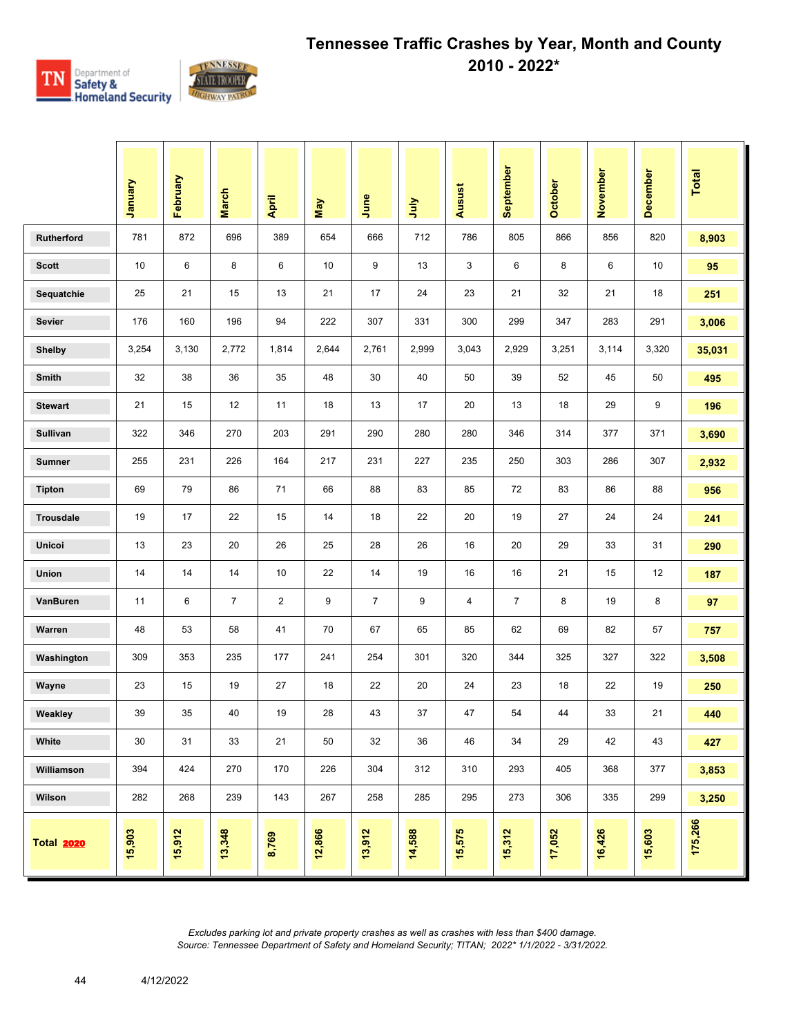# Tennessee Traffic Crashes by Year, Month and County 2010 - 2022*

| | January | February | March | April | May | June | July | Ausust | September | October | November | December | Total |
|---|---|---|---|---|---|---|---|---|---|---|---|---|---|
| Rutherford | 781 | 872 | 696 | 389 | 654 | 666 | 712 | 786 | 805 | 866 | 856 | 820 | **8,903** |
| Scott | 10 | 6 | 8 | 6 | 10 | 9 | 13 | 3 | 6 | 8 | 6 | 10 | **95** |
| Sequatchie | 25 | 21 | 15 | 13 | 21 | 17 | 24 | 23 | 21 | 32 | 21 | 18 | **251** |
| Sevier | 176 | 160 | 196 | 94 | 222 | 307 | 331 | 300 | 299 | 347 | 283 | 291 | **3,006** |
| Shelby | 3,254 | 3,130 | 2,772 | 1,814 | 2,644 | 2,761 | 2,999 | 3,043 | 2,929 | 3,251 | 3,114 | 3,320 | **35,031** |
| Smith | 32 | 38 | 36 | 35 | 48 | 30 | 40 | 50 | 39 | 52 | 45 | 50 | **495** |
| Stewart | 21 | 15 | 12 | 11 | 18 | 13 | 17 | 20 | 13 | 18 | 29 | 9 | **196** |
| Sullivan | 322 | 346 | 270 | 203 | 291 | 290 | 280 | 280 | 346 | 314 | 377 | 371 | **3,690** |
| Sumner | 255 | 231 | 226 | 164 | 217 | 231 | 227 | 235 | 250 | 303 | 286 | 307 | **2,932** |
| Tipton | 69 | 79 | 86 | 71 | 66 | 88 | 83 | 85 | 72 | 83 | 86 | 88 | **956** |
| Trousdale | 19 | 17 | 22 | 15 | 14 | 18 | 22 | 20 | 19 | 27 | 24 | 24 | **241** |
| Unicoi | 13 | 23 | 20 | 26 | 25 | 28 | 26 | 16 | 20 | 29 | 33 | 31 | **290** |
| Union | 14 | 14 | 14 | 10 | 22 | 14 | 19 | 16 | 16 | 21 | 15 | 12 | **187** |
| VanBuren | 11 | 6 | 7 | 2 | 9 | 7 | 9 | 4 | 7 | 8 | 19 | 8 | **97** |
| Warren | 48 | 53 | 58 | 41 | 70 | 67 | 65 | 85 | 62 | 69 | 82 | 57 | **757** |
| Washington | 309 | 353 | 235 | 177 | 241 | 254 | 301 | 320 | 344 | 325 | 327 | 322 | **3,508** |
| Wayne | 23 | 15 | 19 | 27 | 18 | 22 | 20 | 24 | 23 | 18 | 22 | 19 | **250** |
| Weakley | 39 | 35 | 40 | 19 | 28 | 43 | 37 | 47 | 54 | 44 | 33 | 21 | **440** |
| White | 30 | 31 | 33 | 21 | 50 | 32 | 36 | 46 | 34 | 29 | 42 | 43 | **427** |
| Williamson | 394 | 424 | 270 | 170 | 226 | 304 | 312 | 310 | 293 | 405 | 368 | 377 | **3,853** |
| Wilson | 282 | 268 | 239 | 143 | 267 | 258 | 285 | 295 | 273 | 306 | 335 | 299 | **3,250** |
| **Total 2020** | **15,903** | **15,912** | **13,348** | **8,769** | **12,866** | **13,912** | **14,588** | **15,575** | **15,312** | **17,052** | **16,426** | **15,603** | **175,266** |

*Excludes parking lot and private property crashes as well as crashes with less than $400 damage.*
*Source: Tennessee Department of Safety and Homeland Security; TITAN; 2022* 1/1/2022 - 3/31/2022.*

4/12/2022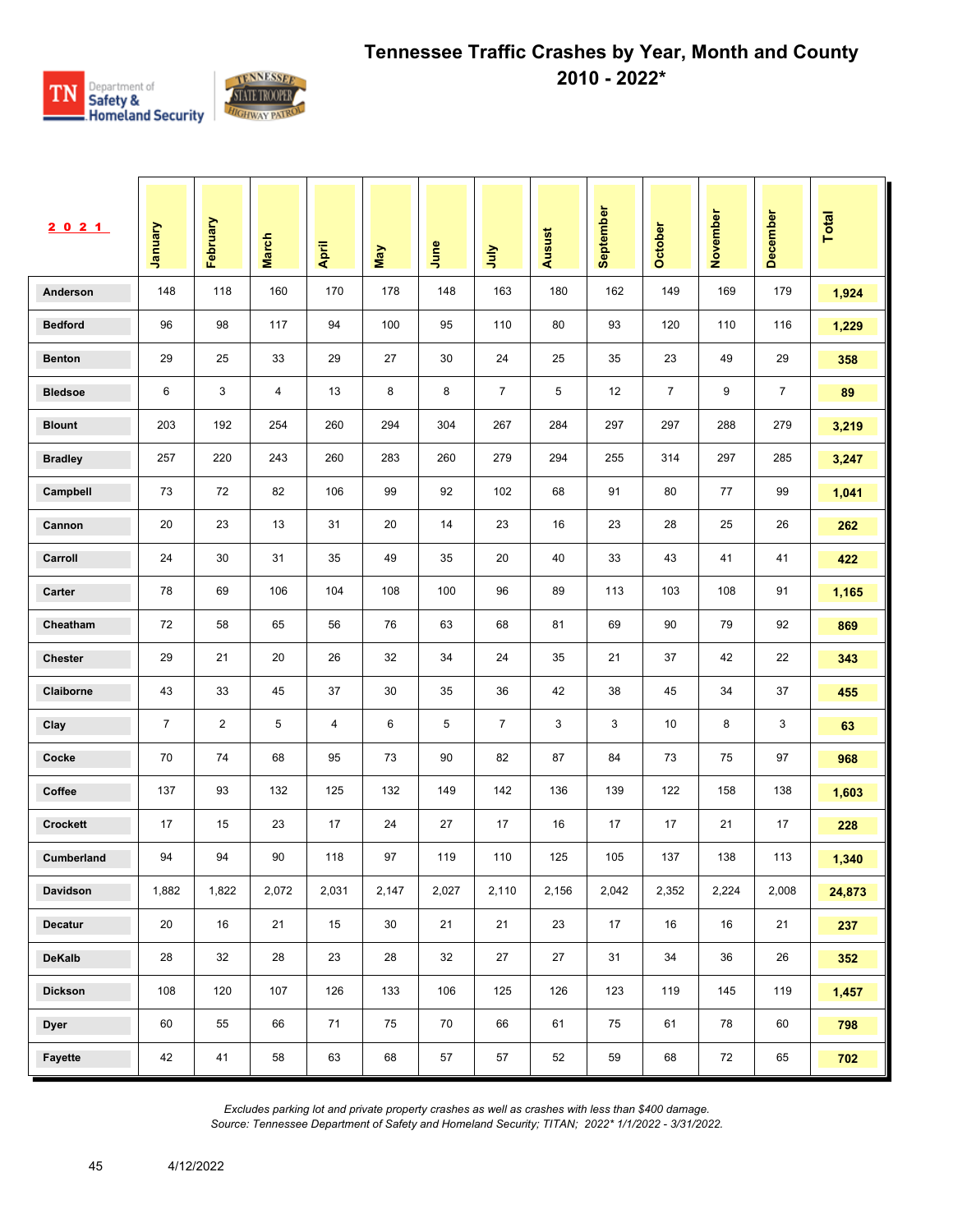# Tennessee Traffic Crashes by Year, Month and County 2010 - 2022*

| 2021 | January | February | March | April | May | June | July | Ausust | September | October | November | December | Total |
|---|---|---|---|---|---|---|---|---|---|---|---|---|---|
| Anderson | 148 | 118 | 160 | 170 | 178 | 148 | 163 | 180 | 162 | 149 | 169 | 179 | 1,924 |
| Bedford | 96 | 98 | 117 | 94 | 100 | 95 | 110 | 80 | 93 | 120 | 110 | 116 | 1,229 |
| Benton | 29 | 25 | 33 | 29 | 27 | 30 | 24 | 25 | 35 | 23 | 49 | 29 | 358 |
| Bledsoe | 6 | 3 | 4 | 13 | 8 | 8 | 7 | 5 | 12 | 7 | 9 | 7 | 89 |
| Blount | 203 | 192 | 254 | 260 | 294 | 304 | 267 | 284 | 297 | 297 | 288 | 279 | 3,219 |
| Bradley | 257 | 220 | 243 | 260 | 283 | 260 | 279 | 294 | 255 | 314 | 297 | 285 | 3,247 |
| Campbell | 73 | 72 | 82 | 106 | 99 | 92 | 102 | 68 | 91 | 80 | 77 | 99 | 1,041 |
| Cannon | 20 | 23 | 13 | 31 | 20 | 14 | 23 | 16 | 23 | 28 | 25 | 26 | 262 |
| Carroll | 24 | 30 | 31 | 35 | 49 | 35 | 20 | 40 | 33 | 43 | 41 | 41 | 422 |
| Carter | 78 | 69 | 106 | 104 | 108 | 100 | 96 | 89 | 113 | 103 | 108 | 91 | 1,165 |
| Cheatham | 72 | 58 | 65 | 56 | 76 | 63 | 68 | 81 | 69 | 90 | 79 | 92 | 869 |
| Chester | 29 | 21 | 20 | 26 | 32 | 34 | 24 | 35 | 21 | 37 | 42 | 22 | 343 |
| Claiborne | 43 | 33 | 45 | 37 | 30 | 35 | 36 | 42 | 38 | 45 | 34 | 37 | 455 |
| Clay | 7 | 2 | 5 | 4 | 6 | 5 | 7 | 3 | 3 | 10 | 8 | 3 | 63 |
| Cocke | 70 | 74 | 68 | 95 | 73 | 90 | 82 | 87 | 84 | 73 | 75 | 97 | 968 |
| Coffee | 137 | 93 | 132 | 125 | 132 | 149 | 142 | 136 | 139 | 122 | 158 | 138 | 1,603 |
| Crockett | 17 | 15 | 23 | 17 | 24 | 27 | 17 | 16 | 17 | 17 | 21 | 17 | 228 |
| Cumberland | 94 | 94 | 90 | 118 | 97 | 119 | 110 | 125 | 105 | 137 | 138 | 113 | 1,340 |
| Davidson | 1,882 | 1,822 | 2,072 | 2,031 | 2,147 | 2,027 | 2,110 | 2,156 | 2,042 | 2,352 | 2,224 | 2,008 | 24,873 |
| Decatur | 20 | 16 | 21 | 15 | 30 | 21 | 21 | 23 | 17 | 16 | 16 | 21 | 237 |
| DeKalb | 28 | 32 | 28 | 23 | 28 | 32 | 27 | 27 | 31 | 34 | 36 | 26 | 352 |
| Dickson | 108 | 120 | 107 | 126 | 133 | 106 | 125 | 126 | 123 | 119 | 145 | 119 | 1,457 |
| Dyer | 60 | 55 | 66 | 71 | 75 | 70 | 66 | 61 | 75 | 61 | 78 | 60 | 798 |
| Fayette | 42 | 41 | 58 | 63 | 68 | 57 | 57 | 52 | 59 | 68 | 72 | 65 | 702 |

*Excludes parking lot and private property crashes as well as crashes with less than $400 damage.*
*Source: Tennessee Department of Safety and Homeland Security; TITAN; 2022* 1/1/2022 - 3/31/2022.*

4/12/2022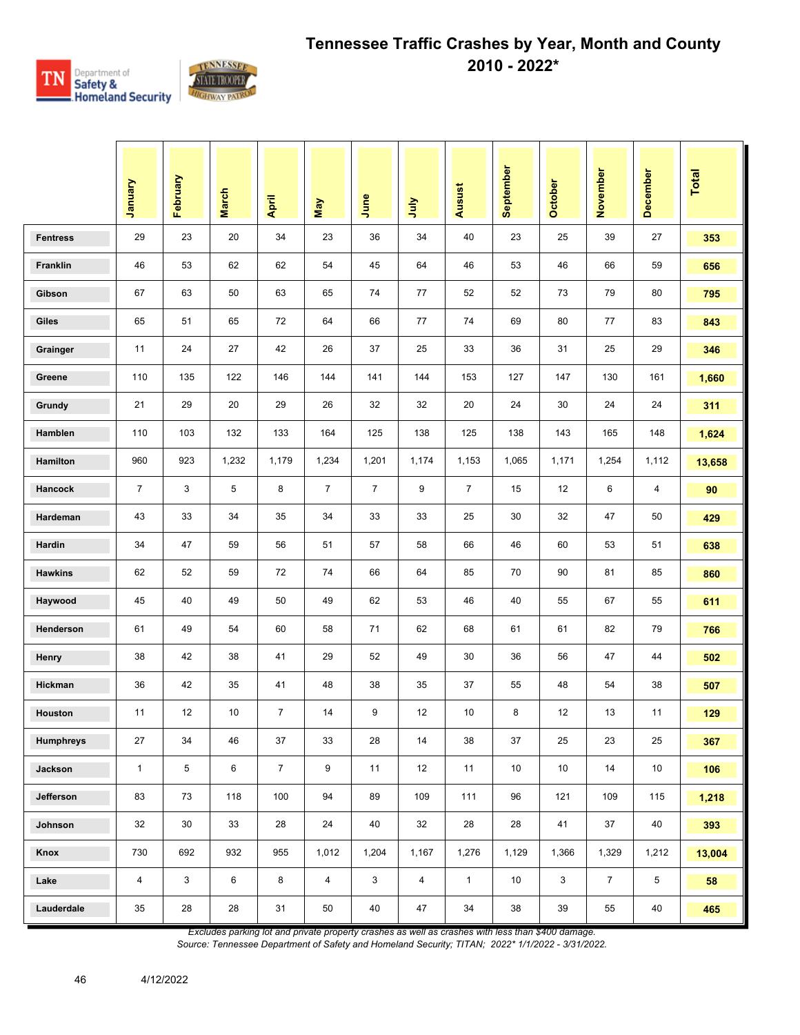# Tennessee Traffic Crashes by Year, Month and County

## 2010 - 2022*

| | January | February | March | April | May | June | July | Ausust | September | October | November | December | Total |
|---|---|---|---|---|---|---|---|---|---|---|---|---|---|
| Fentress | 29 | 23 | 20 | 34 | 23 | 36 | 34 | 40 | 23 | 25 | 39 | 27 | 353 |
| Franklin | 46 | 53 | 62 | 62 | 54 | 45 | 64 | 46 | 53 | 46 | 66 | 59 | 656 |
| Gibson | 67 | 63 | 50 | 63 | 65 | 74 | 77 | 52 | 52 | 73 | 79 | 80 | 795 |
| Giles | 65 | 51 | 65 | 72 | 64 | 66 | 77 | 74 | 69 | 80 | 77 | 83 | 843 |
| Grainger | 11 | 24 | 27 | 42 | 26 | 37 | 25 | 33 | 36 | 31 | 25 | 29 | 346 |
| Greene | 110 | 135 | 122 | 146 | 144 | 141 | 144 | 153 | 127 | 147 | 130 | 161 | 1,660 |
| Grundy | 21 | 29 | 20 | 29 | 26 | 32 | 32 | 20 | 24 | 30 | 24 | 24 | 311 |
| Hamblen | 110 | 103 | 132 | 133 | 164 | 125 | 138 | 125 | 138 | 143 | 165 | 148 | 1,624 |
| Hamilton | 960 | 923 | 1,232 | 1,179 | 1,234 | 1,201 | 1,174 | 1,153 | 1,065 | 1,171 | 1,254 | 1,112 | 13,658 |
| Hancock | 7 | 3 | 5 | 8 | 7 | 7 | 9 | 7 | 15 | 12 | 6 | 4 | 90 |
| Hardeman | 43 | 33 | 34 | 35 | 34 | 33 | 33 | 25 | 30 | 32 | 47 | 50 | 429 |
| Hardin | 34 | 47 | 59 | 56 | 51 | 57 | 58 | 66 | 46 | 60 | 53 | 51 | 638 |
| Hawkins | 62 | 52 | 59 | 72 | 74 | 66 | 64 | 85 | 70 | 90 | 81 | 85 | 860 |
| Haywood | 45 | 40 | 49 | 50 | 49 | 62 | 53 | 46 | 40 | 55 | 67 | 55 | 611 |
| Henderson | 61 | 49 | 54 | 60 | 58 | 71 | 62 | 68 | 61 | 61 | 82 | 79 | 766 |
| Henry | 38 | 42 | 38 | 41 | 29 | 52 | 49 | 30 | 36 | 56 | 47 | 44 | 502 |
| Hickman | 36 | 42 | 35 | 41 | 48 | 38 | 35 | 37 | 55 | 48 | 54 | 38 | 507 |
| Houston | 11 | 12 | 10 | 7 | 14 | 9 | 12 | 10 | 8 | 12 | 13 | 11 | 129 |
| Humphreys | 27 | 34 | 46 | 37 | 33 | 28 | 14 | 38 | 37 | 25 | 23 | 25 | 367 |
| Jackson | 1 | 5 | 6 | 7 | 9 | 11 | 12 | 11 | 10 | 10 | 14 | 10 | 106 |
| Jefferson | 83 | 73 | 118 | 100 | 94 | 89 | 109 | 111 | 96 | 121 | 109 | 115 | 1,218 |
| Johnson | 32 | 30 | 33 | 28 | 24 | 40 | 32 | 28 | 28 | 41 | 37 | 40 | 393 |
| Knox | 730 | 692 | 932 | 955 | 1,012 | 1,204 | 1,167 | 1,276 | 1,129 | 1,366 | 1,329 | 1,212 | 13,004 |
| Lake | 4 | 3 | 6 | 8 | 4 | 3 | 4 | 1 | 10 | 3 | 7 | 5 | 58 |
| Lauderdale | 35 | 28 | 28 | 31 | 50 | 40 | 47 | 34 | 38 | 39 | 55 | 40 | 465 |

*Excludes parking lot and private property crashes as well as crashes with less than $400 damage.*
*Source: Tennessee Department of Safety and Homeland Security; TITAN; 2022* 1/1/2022 - 3/31/2022.*

4/12/2022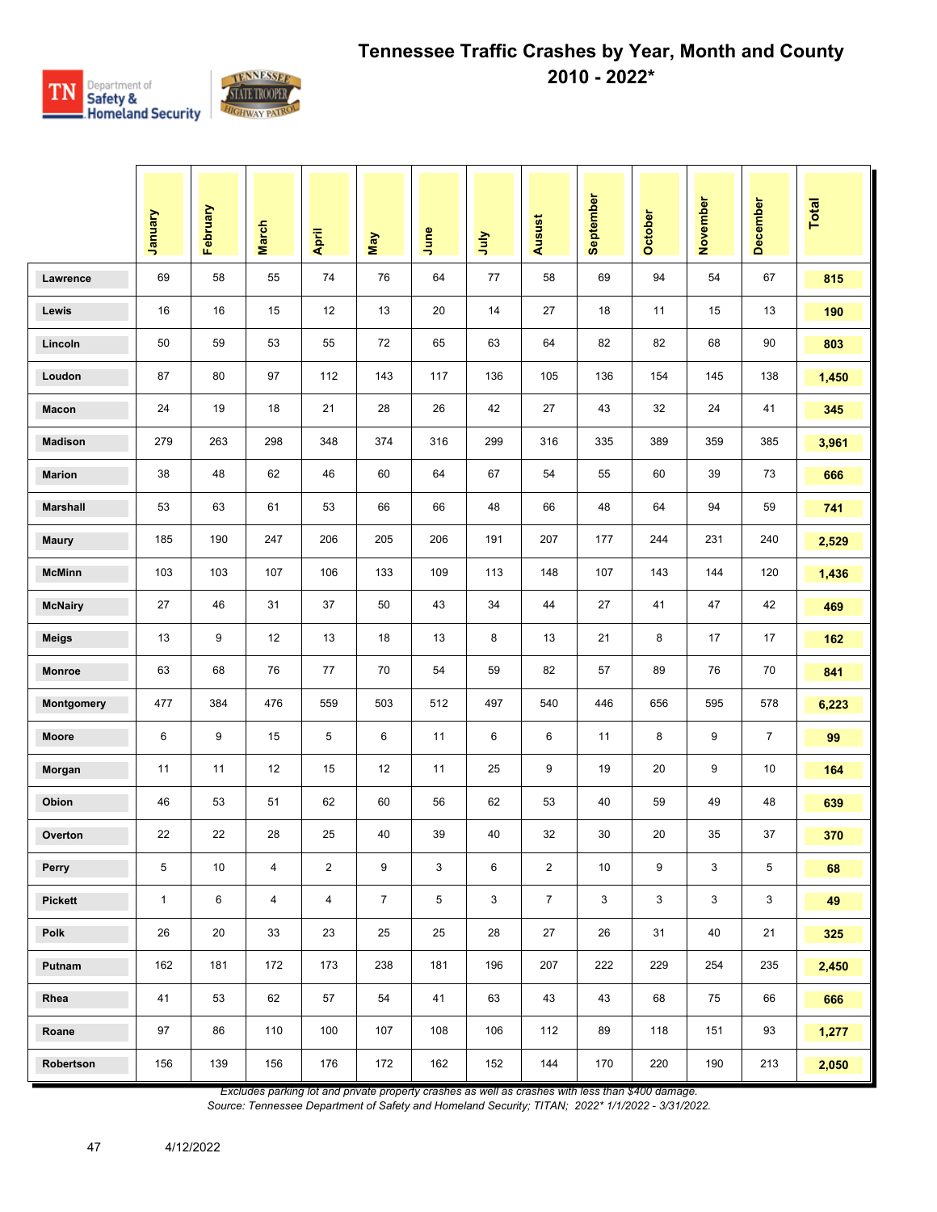# Tennessee Traffic Crashes by Year, Month and County

## 2010 - 2022*

| | January | February | March | April | May | June | July | Ausust | September | October | November | December | Total |
|---|---|---|---|---|---|---|---|---|---|---|---|---|---|
| Lawrence | 69 | 58 | 55 | 74 | 76 | 64 | 77 | 58 | 69 | 94 | 54 | 67 | 815 |
| Lewis | 16 | 16 | 15 | 12 | 13 | 20 | 14 | 27 | 18 | 11 | 15 | 13 | 190 |
| Lincoln | 50 | 59 | 53 | 55 | 72 | 65 | 63 | 64 | 82 | 82 | 68 | 90 | 803 |
| Loudon | 87 | 80 | 97 | 112 | 143 | 117 | 136 | 105 | 136 | 154 | 145 | 138 | 1,450 |
| Macon | 24 | 19 | 18 | 21 | 28 | 26 | 42 | 27 | 43 | 32 | 24 | 41 | 345 |
| Madison | 279 | 263 | 298 | 348 | 374 | 316 | 299 | 316 | 335 | 389 | 359 | 385 | 3,961 |
| Marion | 38 | 48 | 62 | 46 | 60 | 64 | 67 | 54 | 55 | 60 | 39 | 73 | 666 |
| Marshall | 53 | 63 | 61 | 53 | 66 | 66 | 48 | 66 | 48 | 64 | 94 | 59 | 741 |
| Maury | 185 | 190 | 247 | 206 | 205 | 206 | 191 | 207 | 177 | 244 | 231 | 240 | 2,529 |
| McMinn | 103 | 103 | 107 | 106 | 133 | 109 | 113 | 148 | 107 | 143 | 144 | 120 | 1,436 |
| McNairy | 27 | 46 | 31 | 37 | 50 | 43 | 34 | 44 | 27 | 41 | 47 | 42 | 469 |
| Meigs | 13 | 9 | 12 | 13 | 18 | 13 | 8 | 13 | 21 | 8 | 17 | 17 | 162 |
| Monroe | 63 | 68 | 76 | 77 | 70 | 54 | 59 | 82 | 57 | 89 | 76 | 70 | 841 |
| Montgomery | 477 | 384 | 476 | 559 | 503 | 512 | 497 | 540 | 446 | 656 | 595 | 578 | 6,223 |
| Moore | 6 | 9 | 15 | 5 | 6 | 11 | 6 | 6 | 11 | 8 | 9 | 7 | 99 |
| Morgan | 11 | 11 | 12 | 15 | 12 | 11 | 25 | 9 | 19 | 20 | 9 | 10 | 164 |
| Obion | 46 | 53 | 51 | 62 | 60 | 56 | 62 | 53 | 40 | 59 | 49 | 48 | 639 |
| Overton | 22 | 22 | 28 | 25 | 40 | 39 | 40 | 32 | 30 | 20 | 35 | 37 | 370 |
| Perry | 5 | 10 | 4 | 2 | 9 | 3 | 6 | 2 | 10 | 9 | 3 | 5 | 68 |
| Pickett | 1 | 6 | 4 | 4 | 7 | 5 | 3 | 7 | 3 | 3 | 3 | 3 | 49 |
| Polk | 26 | 20 | 33 | 23 | 25 | 25 | 28 | 27 | 26 | 31 | 40 | 21 | 325 |
| Putnam | 162 | 181 | 172 | 173 | 238 | 181 | 196 | 207 | 222 | 229 | 254 | 235 | 2,450 |
| Rhea | 41 | 53 | 62 | 57 | 54 | 41 | 63 | 43 | 43 | 68 | 75 | 66 | 666 |
| Roane | 97 | 86 | 110 | 100 | 107 | 108 | 106 | 112 | 89 | 118 | 151 | 93 | 1,277 |
| Robertson | 156 | 139 | 156 | 176 | 172 | 162 | 152 | 144 | 170 | 220 | 190 | 213 | 2,050 |

*Excludes parking lot and private property crashes as well as crashes with less than $400 damage.*
*Source: Tennessee Department of Safety and Homeland Security; TITAN; 2022* 1/1/2022 - 3/31/2022.*

4/12/2022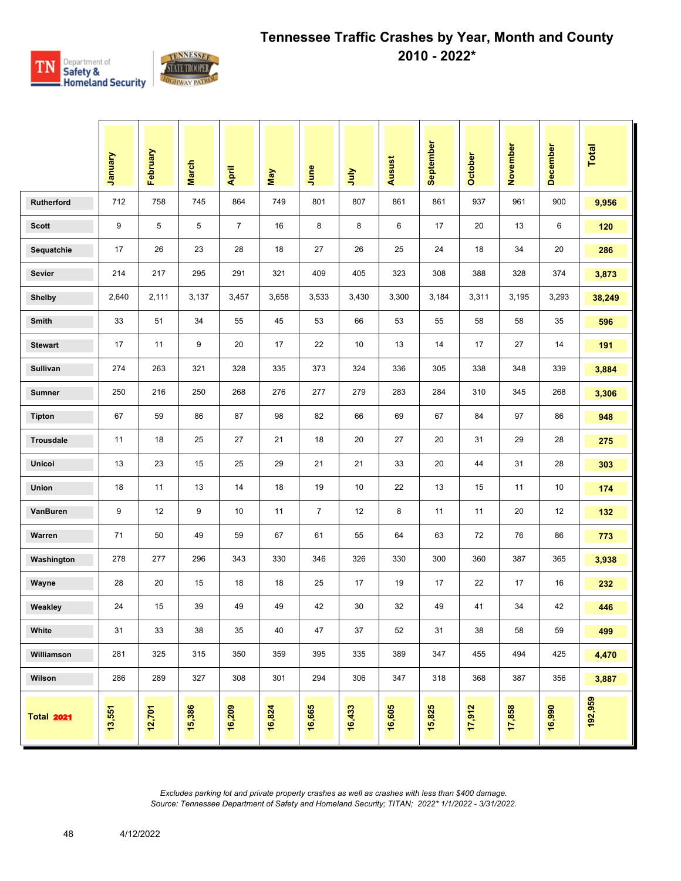# Tennessee Traffic Crashes by Year, Month and County
## 2010 - 2022*

|  | January | February | March | April | May | June | July | Ausust | September | October | November | December | Total |
|---|---|---|---|---|---|---|---|---|---|---|---|---|---|
| Rutherford | 712 | 758 | 745 | 864 | 749 | 801 | 807 | 861 | 861 | 937 | 961 | 900 | **9,956** |
| Scott | 9 | 5 | 5 | 7 | 16 | 8 | 8 | 6 | 17 | 20 | 13 | 6 | **120** |
| Sequatchie | 17 | 26 | 23 | 28 | 18 | 27 | 26 | 25 | 24 | 18 | 34 | 20 | **286** |
| Sevier | 214 | 217 | 295 | 291 | 321 | 409 | 405 | 323 | 308 | 388 | 328 | 374 | **3,873** |
| Shelby | 2,640 | 2,111 | 3,137 | 3,457 | 3,658 | 3,533 | 3,430 | 3,300 | 3,184 | 3,311 | 3,195 | 3,293 | **38,249** |
| Smith | 33 | 51 | 34 | 55 | 45 | 53 | 66 | 53 | 55 | 58 | 58 | 35 | **596** |
| Stewart | 17 | 11 | 9 | 20 | 17 | 22 | 10 | 13 | 14 | 17 | 27 | 14 | **191** |
| Sullivan | 274 | 263 | 321 | 328 | 335 | 373 | 324 | 336 | 305 | 338 | 348 | 339 | **3,884** |
| Sumner | 250 | 216 | 250 | 268 | 276 | 277 | 279 | 283 | 284 | 310 | 345 | 268 | **3,306** |
| Tipton | 67 | 59 | 86 | 87 | 98 | 82 | 66 | 69 | 67 | 84 | 97 | 86 | **948** |
| Trousdale | 11 | 18 | 25 | 27 | 21 | 18 | 20 | 27 | 20 | 31 | 29 | 28 | **275** |
| Unicoi | 13 | 23 | 15 | 25 | 29 | 21 | 21 | 33 | 20 | 44 | 31 | 28 | **303** |
| Union | 18 | 11 | 13 | 14 | 18 | 19 | 10 | 22 | 13 | 15 | 11 | 10 | **174** |
| VanBuren | 9 | 12 | 9 | 10 | 11 | 7 | 12 | 8 | 11 | 11 | 20 | 12 | **132** |
| Warren | 71 | 50 | 49 | 59 | 67 | 61 | 55 | 64 | 63 | 72 | 76 | 86 | **773** |
| Washington | 278 | 277 | 296 | 343 | 330 | 346 | 326 | 330 | 300 | 360 | 387 | 365 | **3,938** |
| Wayne | 28 | 20 | 15 | 18 | 18 | 25 | 17 | 19 | 17 | 22 | 17 | 16 | **232** |
| Weakley | 24 | 15 | 39 | 49 | 49 | 42 | 30 | 32 | 49 | 41 | 34 | 42 | **446** |
| White | 31 | 33 | 38 | 35 | 40 | 47 | 37 | 52 | 31 | 38 | 58 | 59 | **499** |
| Williamson | 281 | 325 | 315 | 350 | 359 | 395 | 335 | 389 | 347 | 455 | 494 | 425 | **4,470** |
| Wilson | 286 | 289 | 327 | 308 | 301 | 294 | 306 | 347 | 318 | 368 | 387 | 356 | **3,887** |
| **Total 2021** | **13,551** | **12,701** | **15,386** | **16,209** | **16,824** | **16,665** | **16,433** | **16,605** | **15,825** | **17,912** | **17,858** | **16,990** | **192,959** |

*Excludes parking lot and private property crashes as well as crashes with less than $400 damage.*
*Source: Tennessee Department of Safety and Homeland Security; TITAN; 2022* 1/1/2022 - 3/31/2022.*

4/12/2022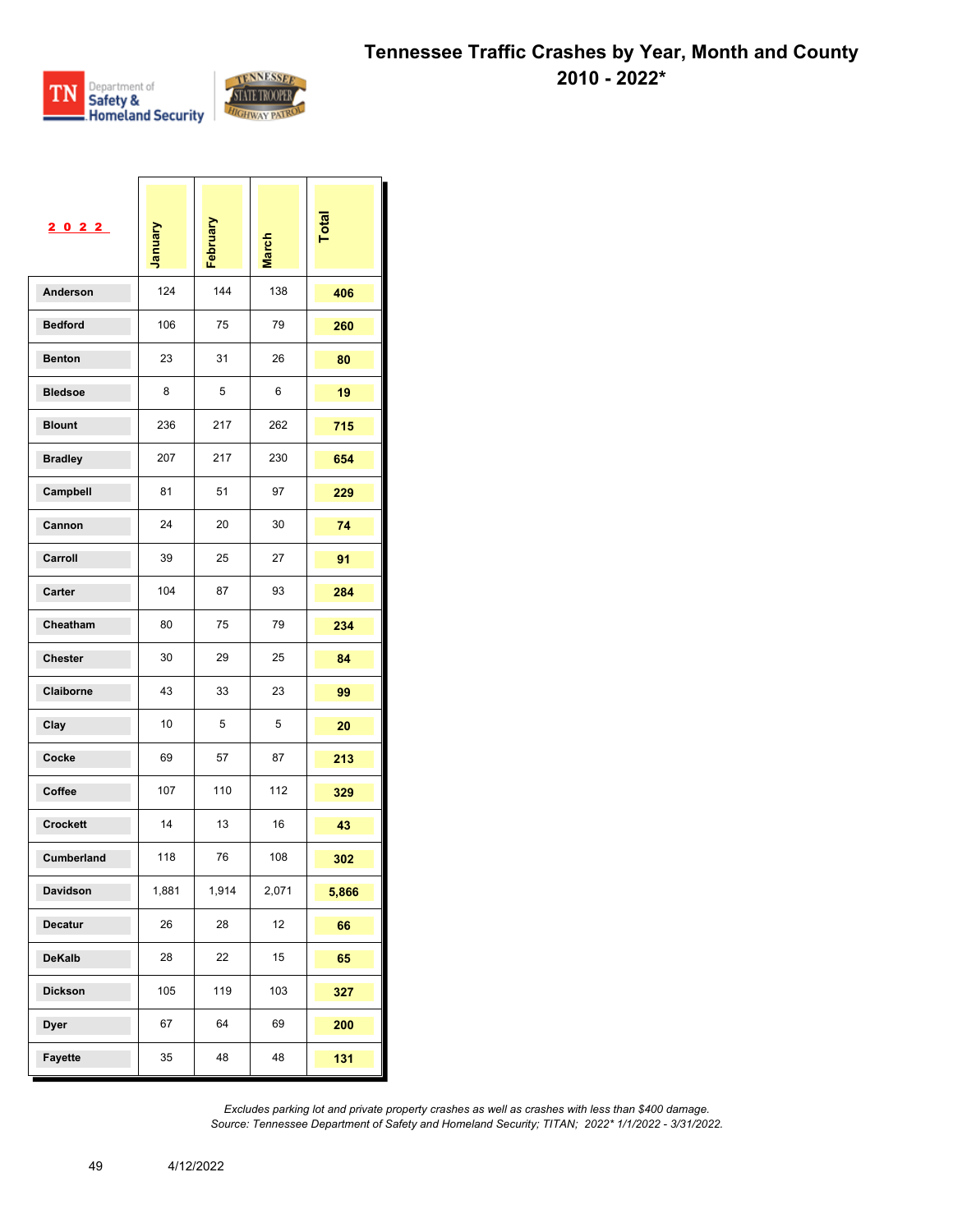# Tennessee Traffic Crashes by Year, Month and County

## 2010 - 2022*

| 2022 | January | February | March | Total |
|---|---|---|---|---|
| Anderson | 124 | 144 | 138 | **406** |
| Bedford | 106 | 75 | 79 | **260** |
| Benton | 23 | 31 | 26 | **80** |
| Bledsoe | 8 | 5 | 6 | **19** |
| Blount | 236 | 217 | 262 | **715** |
| Bradley | 207 | 217 | 230 | **654** |
| Campbell | 81 | 51 | 97 | **229** |
| Cannon | 24 | 20 | 30 | **74** |
| Carroll | 39 | 25 | 27 | **91** |
| Carter | 104 | 87 | 93 | **284** |
| Cheatham | 80 | 75 | 79 | **234** |
| Chester | 30 | 29 | 25 | **84** |
| Claiborne | 43 | 33 | 23 | **99** |
| Clay | 10 | 5 | 5 | **20** |
| Cocke | 69 | 57 | 87 | **213** |
| Coffee | 107 | 110 | 112 | **329** |
| Crockett | 14 | 13 | 16 | **43** |
| Cumberland | 118 | 76 | 108 | **302** |
| Davidson | 1,881 | 1,914 | 2,071 | **5,866** |
| Decatur | 26 | 28 | 12 | **66** |
| DeKalb | 28 | 22 | 15 | **65** |
| Dickson | 105 | 119 | 103 | **327** |
| Dyer | 67 | 64 | 69 | **200** |
| Fayette | 35 | 48 | 48 | **131** |

*Excludes parking lot and private property crashes as well as crashes with less than $400 damage.*
*Source: Tennessee Department of Safety and Homeland Security; TITAN; 2022* 1/1/2022 - 3/31/2022.*

4/12/2022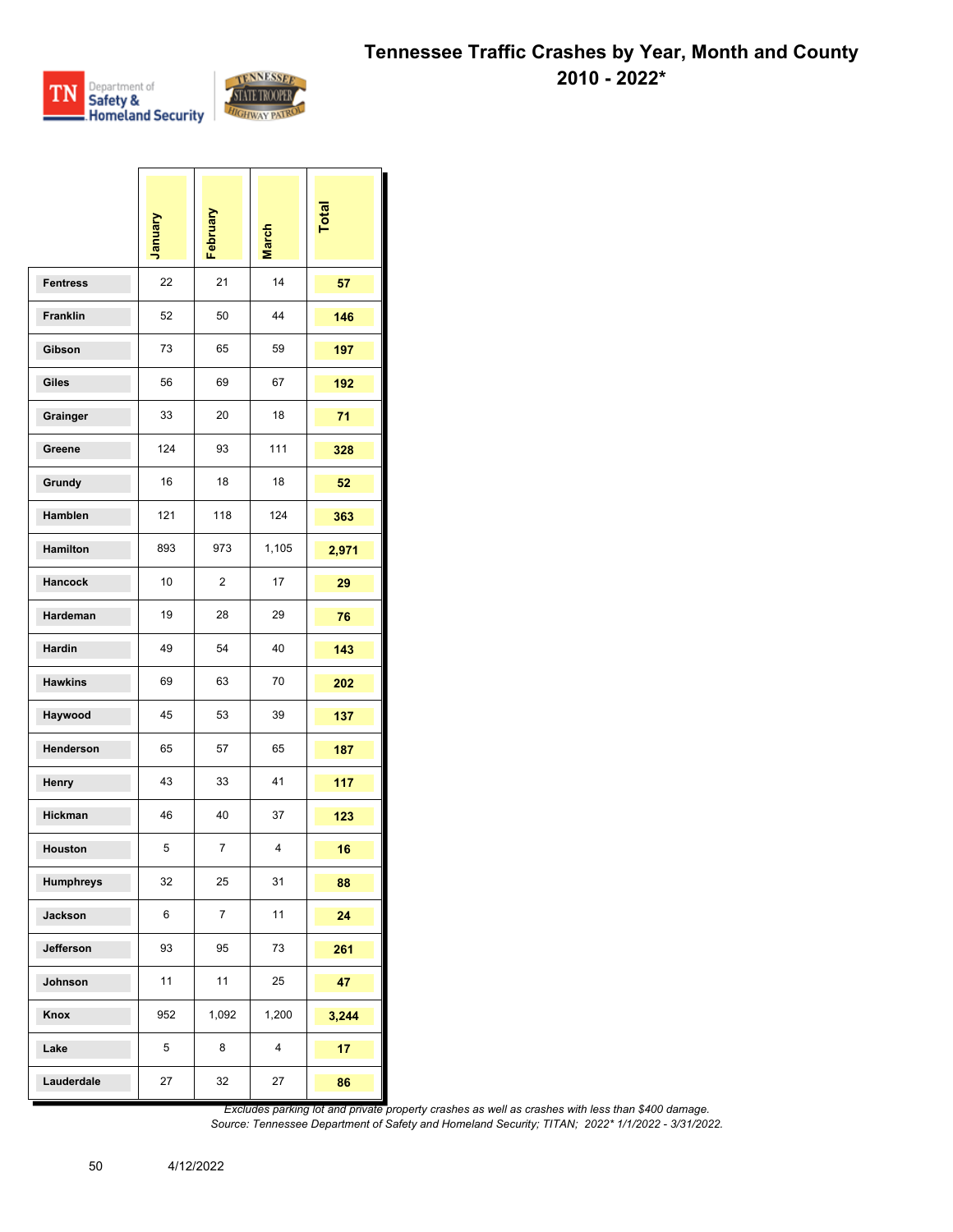# Tennessee Traffic Crashes by Year, Month and County 2010 - 2022*

| | January | February | March | Total |
|---|---|---|---|---|
| Fentress | 22 | 21 | 14 | **57** |
| Franklin | 52 | 50 | 44 | **146** |
| Gibson | 73 | 65 | 59 | **197** |
| Giles | 56 | 69 | 67 | **192** |
| Grainger | 33 | 20 | 18 | **71** |
| Greene | 124 | 93 | 111 | **328** |
| Grundy | 16 | 18 | 18 | **52** |
| Hamblen | 121 | 118 | 124 | **363** |
| Hamilton | 893 | 973 | 1,105 | **2,971** |
| Hancock | 10 | 2 | 17 | **29** |
| Hardeman | 19 | 28 | 29 | **76** |
| Hardin | 49 | 54 | 40 | **143** |
| Hawkins | 69 | 63 | 70 | **202** |
| Haywood | 45 | 53 | 39 | **137** |
| Henderson | 65 | 57 | 65 | **187** |
| Henry | 43 | 33 | 41 | **117** |
| Hickman | 46 | 40 | 37 | **123** |
| Houston | 5 | 7 | 4 | **16** |
| Humphreys | 32 | 25 | 31 | **88** |
| Jackson | 6 | 7 | 11 | **24** |
| Jefferson | 93 | 95 | 73 | **261** |
| Johnson | 11 | 11 | 25 | **47** |
| Knox | 952 | 1,092 | 1,200 | **3,244** |
| Lake | 5 | 8 | 4 | **17** |
| Lauderdale | 27 | 32 | 27 | **86** |

*Excludes parking lot and private property crashes as well as crashes with less than $400 damage.*
*Source: Tennessee Department of Safety and Homeland Security; TITAN; 2022* 1/1/2022 - 3/31/2022.*

4/12/2022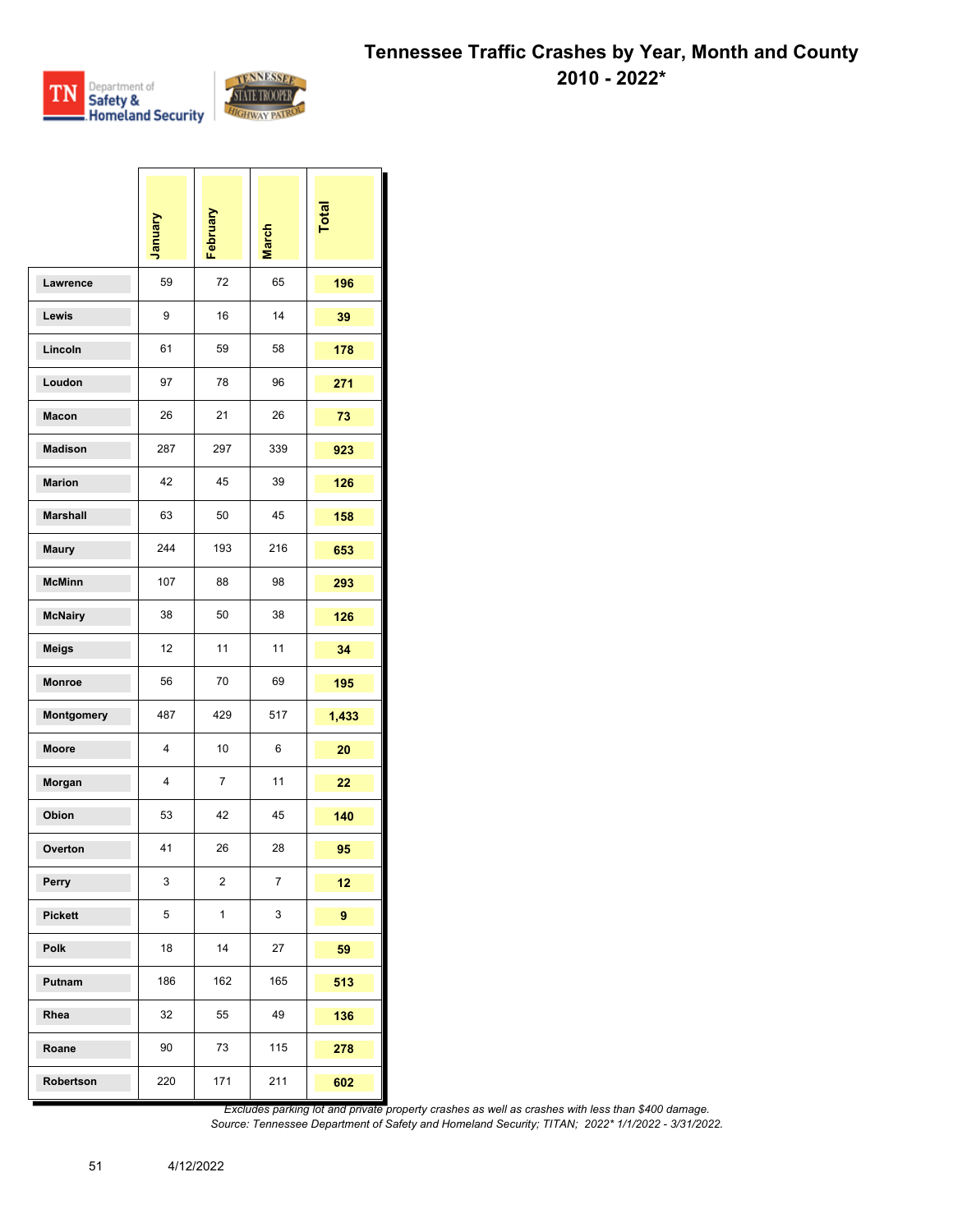# Tennessee Traffic Crashes by Year, Month and County
## 2010 - 2022*

| | January | February | March | Total |
|---|---|---|---|---|
| Lawrence | 59 | 72 | 65 | **196** |
| Lewis | 9 | 16 | 14 | **39** |
| Lincoln | 61 | 59 | 58 | **178** |
| Loudon | 97 | 78 | 96 | **271** |
| Macon | 26 | 21 | 26 | **73** |
| Madison | 287 | 297 | 339 | **923** |
| Marion | 42 | 45 | 39 | **126** |
| Marshall | 63 | 50 | 45 | **158** |
| Maury | 244 | 193 | 216 | **653** |
| McMinn | 107 | 88 | 98 | **293** |
| McNairy | 38 | 50 | 38 | **126** |
| Meigs | 12 | 11 | 11 | **34** |
| Monroe | 56 | 70 | 69 | **195** |
| Montgomery | 487 | 429 | 517 | **1,433** |
| Moore | 4 | 10 | 6 | **20** |
| Morgan | 4 | 7 | 11 | **22** |
| Obion | 53 | 42 | 45 | **140** |
| Overton | 41 | 26 | 28 | **95** |
| Perry | 3 | 2 | 7 | **12** |
| Pickett | 5 | 1 | 3 | **9** |
| Polk | 18 | 14 | 27 | **59** |
| Putnam | 186 | 162 | 165 | **513** |
| Rhea | 32 | 55 | 49 | **136** |
| Roane | 90 | 73 | 115 | **278** |
| Robertson | 220 | 171 | 211 | **602** |

*Excludes parking lot and private property crashes as well as crashes with less than $400 damage.*
*Source: Tennessee Department of Safety and Homeland Security; TITAN; 2022* 1/1/2022 - 3/31/2022.*

4/12/2022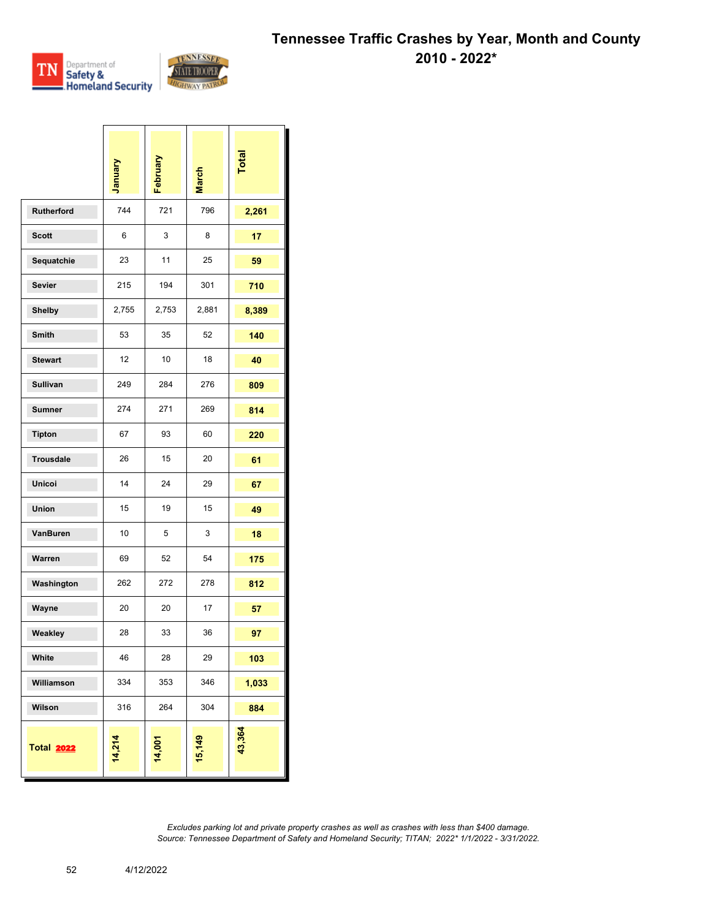# Tennessee Traffic Crashes by Year, Month and County
## 2010 - 2022*

| | January | February | March | Total |
|---|---|---|---|---|
| **Rutherford** | 744 | 721 | 796 | **2,261** |
| **Scott** | 6 | 3 | 8 | **17** |
| **Sequatchie** | 23 | 11 | 25 | **59** |
| **Sevier** | 215 | 194 | 301 | **710** |
| **Shelby** | 2,755 | 2,753 | 2,881 | **8,389** |
| **Smith** | 53 | 35 | 52 | **140** |
| **Stewart** | 12 | 10 | 18 | **40** |
| **Sullivan** | 249 | 284 | 276 | **809** |
| **Sumner** | 274 | 271 | 269 | **814** |
| **Tipton** | 67 | 93 | 60 | **220** |
| **Trousdale** | 26 | 15 | 20 | **61** |
| **Unicoi** | 14 | 24 | 29 | **67** |
| **Union** | 15 | 19 | 15 | **49** |
| **VanBuren** | 10 | 5 | 3 | **18** |
| **Warren** | 69 | 52 | 54 | **175** |
| **Washington** | 262 | 272 | 278 | **812** |
| **Wayne** | 20 | 20 | 17 | **57** |
| **Weakley** | 28 | 33 | 36 | **97** |
| **White** | 46 | 28 | 29 | **103** |
| **Williamson** | 334 | 353 | 346 | **1,033** |
| **Wilson** | 316 | 264 | 304 | **884** |
| **Total 2022** | **14,214** | **14,001** | **15,149** | **43,364** |

*Excludes parking lot and private property crashes as well as crashes with less than $400 damage.*
*Source: Tennessee Department of Safety and Homeland Security; TITAN; 2022* 1/1/2022 - 3/31/2022.*

4/12/2022